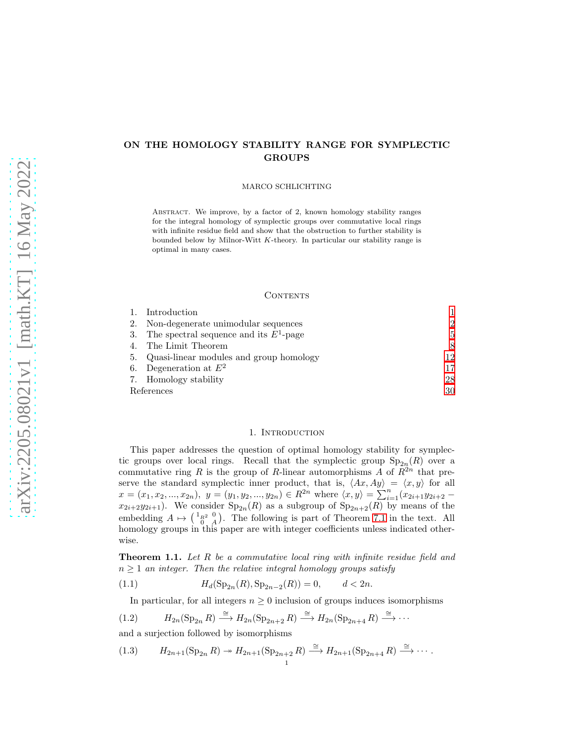# ON THE HOMOLOGY STABILITY RANGE FOR SYMPLECTIC GROUPS

MARCO SCHLICHTING

Abstract. We improve, by a factor of 2, known homology stability ranges for the integral homology of symplectic groups over commutative local rings with infinite residue field and show that the obstruction to further stability is bounded below by Milnor-Witt $K$-theory. In particular our stability range is optimal in many cases.

## Contents

1. Introduction 1
2. Non-degenerate unimodular sequences 2
3. The spectral sequence and its $E^1$-page 5
4. The Limit Theorem 8
5. Quasi-linear modules and group homology 12
6. Degeneration at $E^2$ 17
7. Homology stability 28

References 30

## 1. Introduction

This paper addresses the question of optimal homology stability for symplectic groups over local rings. Recall that the symplectic group $\mathrm{Sp}_{2n}(R)$ over a commutative ring $R$ is the group of $R$-linear automorphisms $A$ of $R^{2n}$ that preserve the standard symplectic inner product, that is, $\langle Ax, Ay\rangle = \langle x, y\rangle$ for all $x = (x_1, x_2, ..., x_{2n}),\ y = (y_1, y_2, ..., y_{2n}) \in R^{2n}$ where $\langle x, y\rangle = \sum_{i=1}^{n}(x_{2i+1}y_{2i+2} - x_{2i+2}y_{2i+1})$. We consider $\mathrm{Sp}_{2n}(R)$ as a subgroup of $\mathrm{Sp}_{2n+2}(R)$ by means of the embedding $A \mapsto \left(\begin{smallmatrix} 1_{R^2} & 0 \\ 0 & A\end{smallmatrix}\right)$. The following is part of Theorem 7.1 in the text. All homology groups in this paper are with integer coefficients unless indicated otherwise.

**Theorem 1.1.** *Let $R$ be a commutative local ring with infinite residue field and $n \geq 1$ an integer. Then the relative integral homology groups satisfy*

$$H_d(\mathrm{Sp}_{2n}(R), \mathrm{Sp}_{2n-2}(R)) = 0, \qquad d < 2n. \tag{1.1}$$

In particular, for all integers $n \geq 0$ inclusion of groups induces isomorphisms

$$H_{2n}(\mathrm{Sp}_{2n} R) \xrightarrow{\cong} H_{2n}(\mathrm{Sp}_{2n+2} R) \xrightarrow{\cong} H_{2n}(\mathrm{Sp}_{2n+4} R) \xrightarrow{\cong} \cdots \tag{1.2}$$

and a surjection followed by isomorphisms

$$H_{2n+1}(\mathrm{Sp}_{2n} R) \twoheadrightarrow H_{2n+1}(\mathrm{Sp}_{2n+2} R) \xrightarrow{\cong} H_{2n+1}(\mathrm{Sp}_{2n+4} R) \xrightarrow{\cong} \cdots. \tag{1.3}$$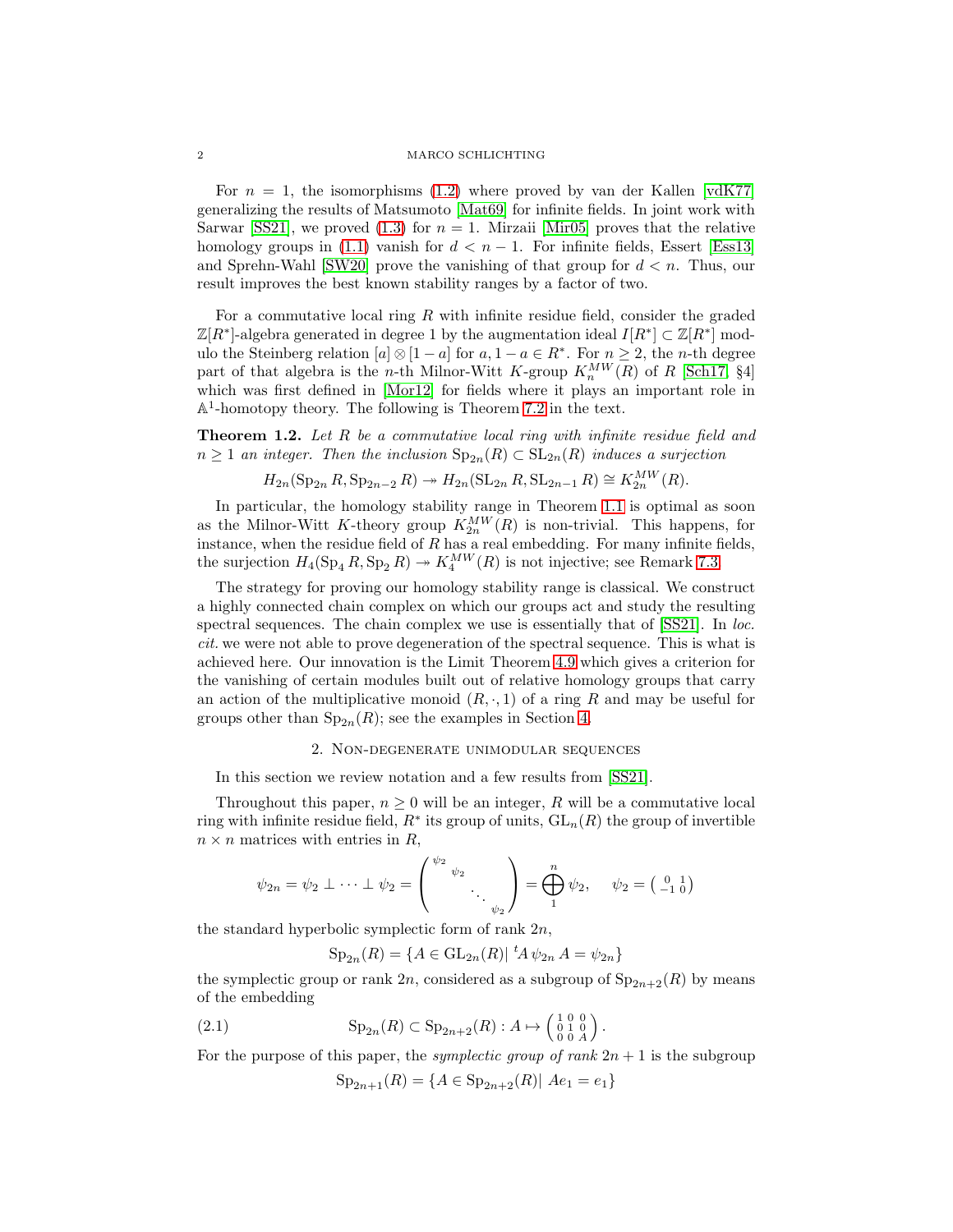For $n = 1$, the isomorphisms (1.2) where proved by van der Kallen [vdK77] generalizing the results of Matsumoto [Mat69] for infinite fields. In joint work with Sarwar [SS21], we proved (1.3) for $n = 1$. Mirzaii [Mir05] proves that the relative homology groups in (1.1) vanish for $d < n - 1$. For infinite fields, Essert [Ess13] and Sprehn-Wahl [SW20] prove the vanishing of that group for $d < n$. Thus, our result improves the best known stability ranges by a factor of two.

For a commutative local ring $R$ with infinite residue field, consider the graded $\mathbb{Z}[R^*]$-algebra generated in degree 1 by the augmentation ideal $I[R^*] \subset \mathbb{Z}[R^*]$ modulo the Steinberg relation $[a] \otimes [1-a]$ for $a, 1-a \in R^*$. For $n \geq 2$, the $n$-th degree part of that algebra is the $n$-th Milnor-Witt $K$-group $K_n^{MW}(R)$ of $R$ [Sch17, §4] which was first defined in [Mor12] for fields where it plays an important role in $\mathbb{A}^1$-homotopy theory. The following is Theorem 7.2 in the text.

**Theorem 1.2.** *Let $R$ be a commutative local ring with infinite residue field and $n \geq 1$ an integer. Then the inclusion $\mathrm{Sp}_{2n}(R) \subset \mathrm{SL}_{2n}(R)$ induces a surjection*

$$H_{2n}(\mathrm{Sp}_{2n} R, \mathrm{Sp}_{2n-2} R) \twoheadrightarrow H_{2n}(\mathrm{SL}_{2n} R, \mathrm{SL}_{2n-1} R) \cong K_{2n}^{MW}(R).$$

In particular, the homology stability range in Theorem 1.1 is optimal as soon as the Milnor-Witt $K$-theory group $K_{2n}^{MW}(R)$ is non-trivial. This happens, for instance, when the residue field of $R$ has a real embedding. For many infinite fields, the surjection $H_4(\mathrm{Sp}_4 R, \mathrm{Sp}_2 R) \twoheadrightarrow K_4^{MW}(R)$ is not injective; see Remark 7.3.

The strategy for proving our homology stability range is classical. We construct a highly connected chain complex on which our groups act and study the resulting spectral sequences. The chain complex we use is essentially that of [SS21]. In *loc. cit.* we were not able to prove degeneration of the spectral sequence. This is what is achieved here. Our innovation is the Limit Theorem 4.9 which gives a criterion for the vanishing of certain modules built out of relative homology groups that carry an action of the multiplicative monoid $(R, \cdot, 1)$ of a ring $R$ and may be useful for groups other than $\mathrm{Sp}_{2n}(R)$; see the examples in Section 4.

## 2. Non-degenerate unimodular sequences

In this section we review notation and a few results from [SS21].

Throughout this paper, $n \geq 0$ will be an integer, $R$ will be a commutative local ring with infinite residue field, $R^*$ its group of units, $\mathrm{GL}_n(R)$ the group of invertible $n \times n$ matrices with entries in $R$,

$$\psi_{2n} = \psi_2 \perp \cdots \perp \psi_2 = \begin{pmatrix} \psi_2 & & & \\ & \psi_2 & & \\ & & \ddots & \\ & & & \psi_2 \end{pmatrix} = \bigoplus_1^n \psi_2, \quad \psi_2 = \begin{pmatrix} 0 & 1 \\ -1 & 0 \end{pmatrix}$$

the standard hyperbolic symplectic form of rank $2n$,

$$\mathrm{Sp}_{2n}(R) = \{A \in \mathrm{GL}_{2n}(R) |\ {}^tA\, \psi_{2n}\, A = \psi_{2n}\}$$

the symplectic group or rank $2n$, considered as a subgroup of $\mathrm{Sp}_{2n+2}(R)$ by means of the embedding

$$\mathrm{Sp}_{2n}(R) \subset \mathrm{Sp}_{2n+2}(R) : A \mapsto \begin{pmatrix} 1 & 0 & 0 \\ 0 & 1 & 0 \\ 0 & 0 & A \end{pmatrix}. \tag{2.1}$$

For the purpose of this paper, the *symplectic group of rank $2n+1$* is the subgroup

$$\mathrm{Sp}_{2n+1}(R) = \{A \in \mathrm{Sp}_{2n+2}(R) |\ Ae_1 = e_1\}$$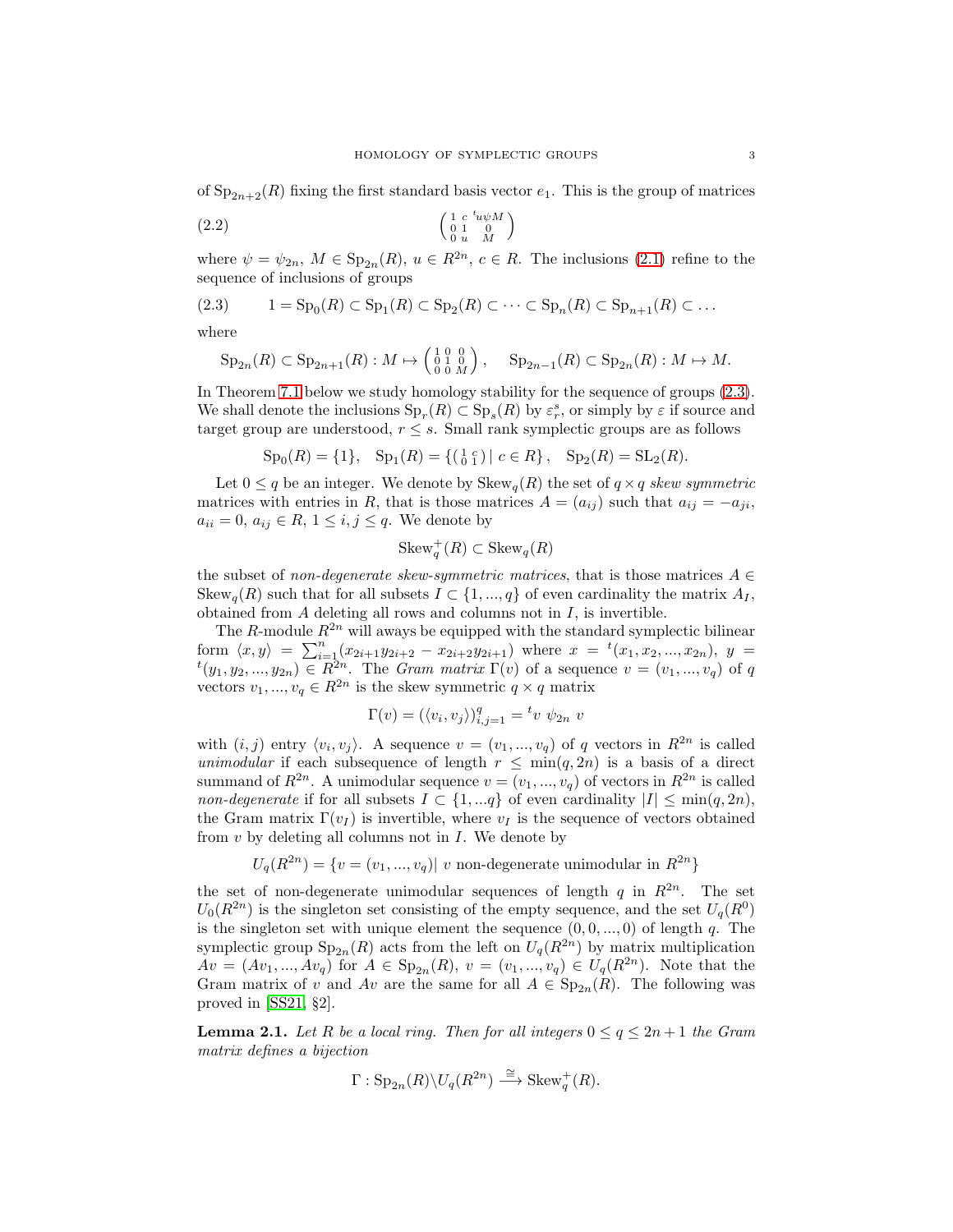of $\mathrm{Sp}_{2n+2}(R)$ fixing the first standard basis vector $e_1$. This is the group of matrices

$$\begin{pmatrix} 1 & c & {}^t u\psi M \\ 0 & 1 & 0 \\ 0 & u & M \end{pmatrix} \tag{2.2}$$

where $\psi = \psi_{2n}$, $M \in \mathrm{Sp}_{2n}(R)$, $u \in R^{2n}$, $c \in R$. The inclusions (2.1) refine to the sequence of inclusions of groups

$$1 = \mathrm{Sp}_0(R) \subset \mathrm{Sp}_1(R) \subset \mathrm{Sp}_2(R) \subset \cdots \subset \mathrm{Sp}_n(R) \subset \mathrm{Sp}_{n+1}(R) \subset \ldots \tag{2.3}$$

where

$$\mathrm{Sp}_{2n}(R) \subset \mathrm{Sp}_{2n+1}(R) : M \mapsto \begin{pmatrix} 1 & 0 & 0 \\ 0 & 1 & 0 \\ 0 & 0 & M \end{pmatrix}, \quad \mathrm{Sp}_{2n-1}(R) \subset \mathrm{Sp}_{2n}(R) : M \mapsto M.$$

In Theorem 7.1 below we study homology stability for the sequence of groups (2.3). We shall denote the inclusions $\mathrm{Sp}_r(R) \subset \mathrm{Sp}_s(R)$ by $\varepsilon_r^s$, or simply by $\varepsilon$ if source and target group are understood, $r \leq s$. Small rank symplectic groups are as follows

$$\mathrm{Sp}_0(R) = \{1\}, \quad \mathrm{Sp}_1(R) = \{\left(\begin{smallmatrix} 1 & c \\ 0 & 1 \end{smallmatrix}\right) \mid c \in R\}, \quad \mathrm{Sp}_2(R) = \mathrm{SL}_2(R).$$

Let $0 \leq q$ be an integer. We denote by $\mathrm{Skew}_q(R)$ the set of $q \times q$ *skew symmetric* matrices with entries in $R$, that is those matrices $A = (a_{ij})$ such that $a_{ij} = -a_{ji}$, $a_{ii} = 0$, $a_{ij} \in R$, $1 \leq i,j \leq q$. We denote by

$$\mathrm{Skew}_q^+(R) \subset \mathrm{Skew}_q(R)$$

the subset of *non-degenerate skew-symmetric matrices*, that is those matrices $A \in \mathrm{Skew}_q(R)$ such that for all subsets $I \subset \{1, ..., q\}$ of even cardinality the matrix $A_I$, obtained from $A$ deleting all rows and columns not in $I$, is invertible.

The $R$-module $R^{2n}$ will aways be equipped with the standard symplectic bilinear form $\langle x, y\rangle = \sum_{i=1}^n (x_{2i+1}y_{2i+2} - x_{2i+2}y_{2i+1})$ where $x = {}^t(x_1, x_2, ..., x_{2n})$, $y = {}^t(y_1, y_2, ..., y_{2n}) \in R^{2n}$. The *Gram matrix* $\Gamma(v)$ of a sequence $v = (v_1, ..., v_q)$ of $q$ vectors $v_1, ..., v_q \in R^{2n}$ is the skew symmetric $q \times q$ matrix

$$\Gamma(v) = (\langle v_i, v_j\rangle)_{i,j=1}^q = {}^t v\ \psi_{2n}\ v$$

with $(i, j)$ entry $\langle v_i, v_j\rangle$. A sequence $v = (v_1, ..., v_q)$ of $q$ vectors in $R^{2n}$ is called *unimodular* if each subsequence of length $r \leq \min(q, 2n)$ is a basis of a direct summand of $R^{2n}$. A unimodular sequence $v = (v_1, ..., v_q)$ of vectors in $R^{2n}$ is called *non-degenerate* if for all subsets $I \subset \{1, ...q\}$ of even cardinality $|I| \leq \min(q, 2n)$, the Gram matrix $\Gamma(v_I)$ is invertible, where $v_I$ is the sequence of vectors obtained from $v$ by deleting all columns not in $I$. We denote by

$$U_q(R^{2n}) = \{v = (v_1, ..., v_q) |\ v \text{ non-degenerate unimodular in } R^{2n}\}$$

the set of non-degenerate unimodular sequences of length $q$ in $R^{2n}$. The set $U_0(R^{2n})$ is the singleton set consisting of the empty sequence, and the set $U_q(R^0)$ is the singleton set with unique element the sequence $(0, 0, ..., 0)$ of length $q$. The symplectic group $\mathrm{Sp}_{2n}(R)$ acts from the left on $U_q(R^{2n})$ by matrix multiplication $Av = (Av_1, ..., Av_q)$ for $A \in \mathrm{Sp}_{2n}(R)$, $v = (v_1, ..., v_q) \in U_q(R^{2n})$. Note that the Gram matrix of $v$ and $Av$ are the same for all $A \in \mathrm{Sp}_{2n}(R)$. The following was proved in [SS21, §2].

**Lemma 2.1.** *Let $R$ be a local ring. Then for all integers $0 \leq q \leq 2n + 1$ the Gram matrix defines a bijection*

$$\Gamma : \mathrm{Sp}_{2n}(R)\backslash U_q(R^{2n}) \xrightarrow{\cong} \mathrm{Skew}_q^+(R).$$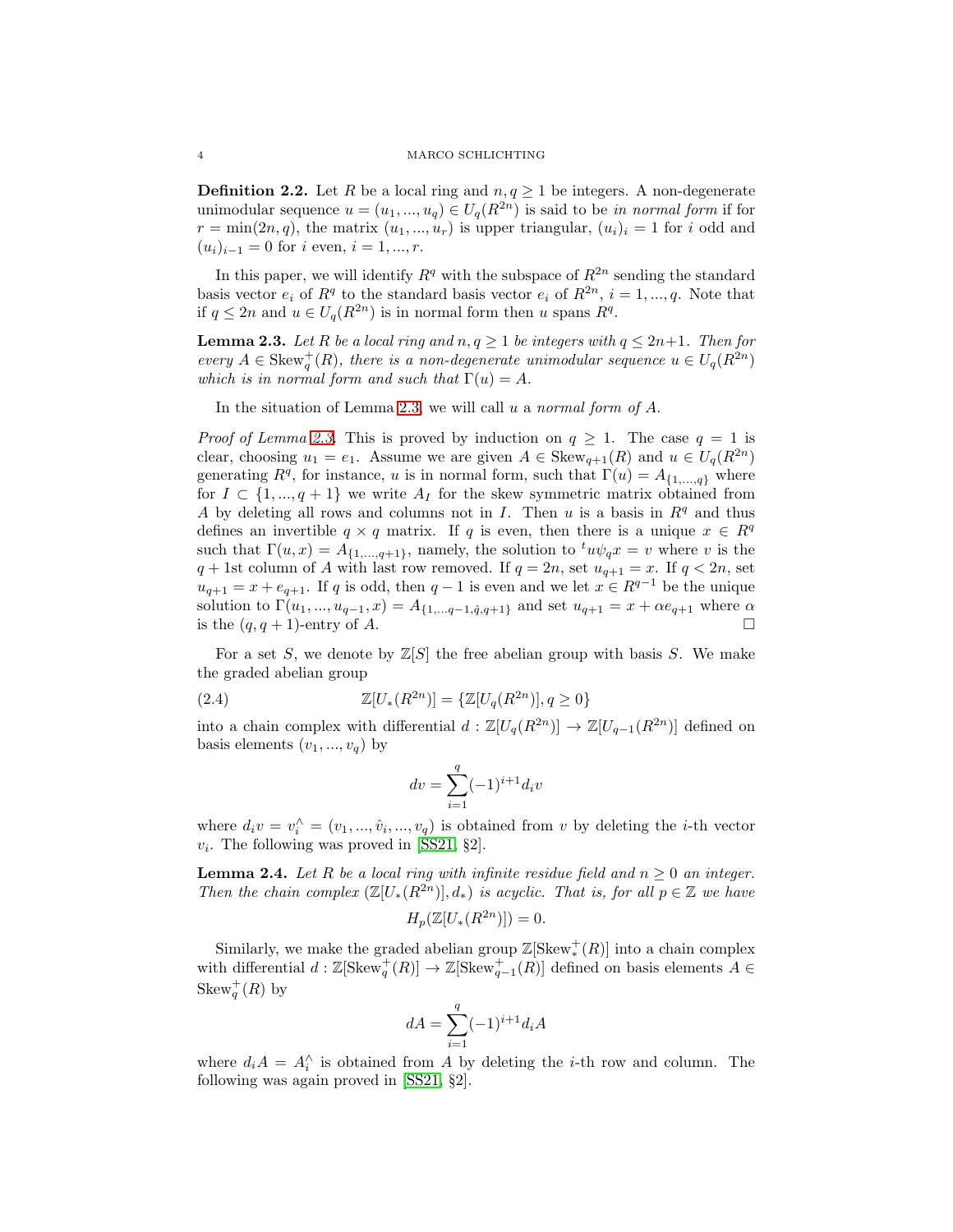**Definition 2.2.** Let $R$ be a local ring and $n, q \geq 1$ be integers. A non-degenerate unimodular sequence $u = (u_1, ..., u_q) \in U_q(R^{2n})$ is said to be *in normal form* if for $r = \min(2n, q)$, the matrix $(u_1, ..., u_r)$ is upper triangular, $(u_i)_i = 1$ for $i$ odd and $(u_i)_{i-1} = 0$ for $i$ even, $i = 1, ..., r$.

In this paper, we will identify $R^q$ with the subspace of $R^{2n}$ sending the standard basis vector $e_i$ of $R^q$ to the standard basis vector $e_i$ of $R^{2n}$, $i = 1, ..., q$. Note that if $q \leq 2n$ and $u \in U_q(R^{2n})$ is in normal form then $u$ spans $R^q$.

**Lemma 2.3.** *Let $R$ be a local ring and $n, q \geq 1$ be integers with $q \leq 2n+1$. Then for every $A \in \mathrm{Skew}_q^+(R)$, there is a non-degenerate unimodular sequence $u \in U_q(R^{2n})$ which is in normal form and such that $\Gamma(u) = A$.*

In the situation of Lemma 2.3, we will call $u$ a *normal form of $A$*.

*Proof of Lemma 2.3.* This is proved by induction on $q \geq 1$. The case $q = 1$ is clear, choosing $u_1 = e_1$. Assume we are given $A \in \mathrm{Skew}_{q+1}(R)$ and $u \in U_q(R^{2n})$ generating $R^q$, for instance, $u$ is in normal form, such that $\Gamma(u) = A_{\{1,...,q\}}$ where for $I \subset \{1, ..., q+1\}$ we write $A_I$ for the skew symmetric matrix obtained from $A$ by deleting all rows and columns not in $I$. Then $u$ is a basis in $R^q$ and thus defines an invertible $q \times q$ matrix. If $q$ is even, then there is a unique $x \in R^q$ such that $\Gamma(u, x) = A_{\{1,...,q+1\}}$, namely, the solution to ${}^t u \psi_q x = v$ where $v$ is the $q+1$st column of $A$ with last row removed. If $q = 2n$, set $u_{q+1} = x$. If $q < 2n$, set $u_{q+1} = x + e_{q+1}$. If $q$ is odd, then $q-1$ is even and we let $x \in R^{q-1}$ be the unique solution to $\Gamma(u_1, ..., u_{q-1}, x) = A_{\{1,...q-1,\hat{q},q+1\}}$ and set $u_{q+1} = x + \alpha e_{q+1}$ where $\alpha$ is the $(q, q+1)$-entry of $A$. $\square$

For a set $S$, we denote by $\mathbb{Z}[S]$ the free abelian group with basis $S$. We make the graded abelian group

$$\mathbb{Z}[U_*(R^{2n})] = \{\mathbb{Z}[U_q(R^{2n})], q \geq 0\} \tag{2.4}$$

into a chain complex with differential $d : \mathbb{Z}[U_q(R^{2n})] \to \mathbb{Z}[U_{q-1}(R^{2n})]$ defined on basis elements $(v_1, ..., v_q)$ by

$$dv = \sum_{i=1}^{q} (-1)^{i+1} d_i v$$

where $d_i v = v_i^\wedge = (v_1, ..., \hat{v}_i, ..., v_q)$ is obtained from $v$ by deleting the $i$-th vector $v_i$. The following was proved in [SS21, §2].

**Lemma 2.4.** *Let $R$ be a local ring with infinite residue field and $n \geq 0$ an integer. Then the chain complex $(\mathbb{Z}[U_*(R^{2n})], d_*)$ is acyclic. That is, for all $p \in \mathbb{Z}$ we have*

$$H_p(\mathbb{Z}[U_*(R^{2n})]) = 0.$$

Similarly, we make the graded abelian group $\mathbb{Z}[\mathrm{Skew}_*^+(R)]$ into a chain complex with differential $d : \mathbb{Z}[\mathrm{Skew}_q^+(R)] \to \mathbb{Z}[\mathrm{Skew}_{q-1}^+(R)]$ defined on basis elements $A \in \mathrm{Skew}_q^+(R)$ by

$$dA = \sum_{i=1}^{q} (-1)^{i+1} d_i A$$

where $d_i A = A_i^\wedge$ is obtained from $A$ by deleting the $i$-th row and column. The following was again proved in [SS21, §2].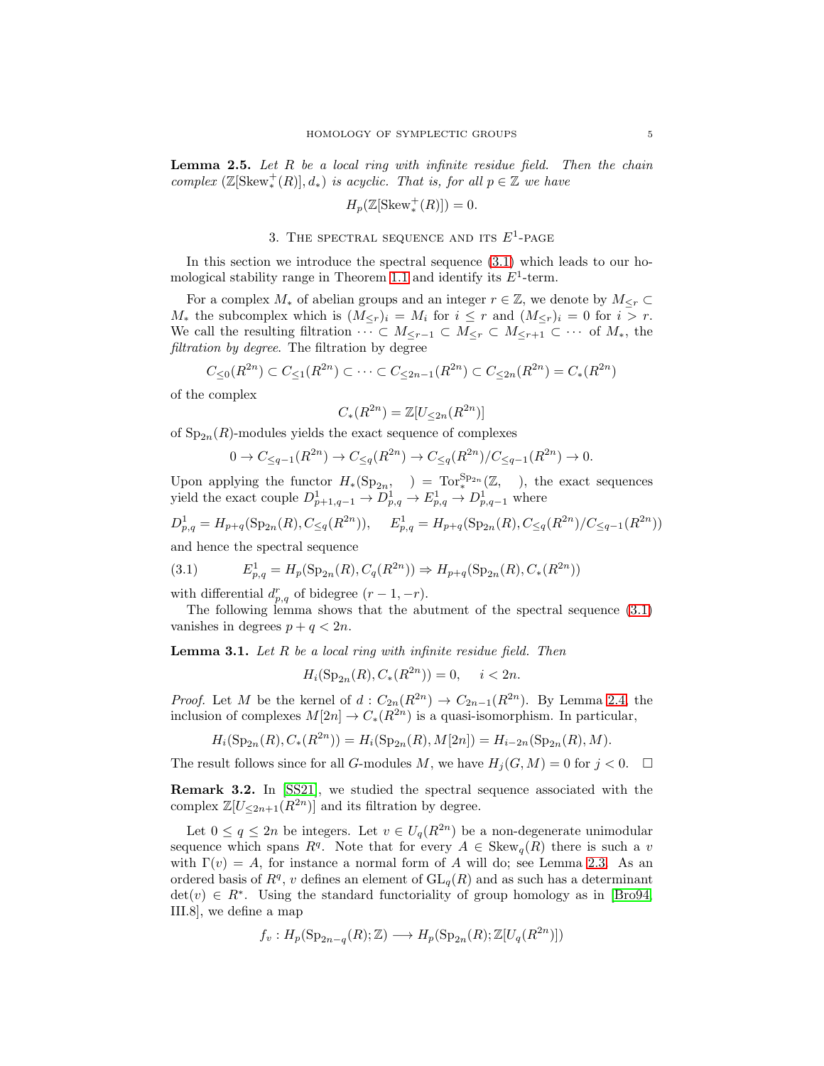**Lemma 2.5.** *Let $R$ be a local ring with infinite residue field. Then the chain complex $(\mathbb{Z}[\mathrm{Skew}^+_*(R)], d_*)$ is acyclic. That is, for all $p \in \mathbb{Z}$ we have*

$$H_p(\mathbb{Z}[\mathrm{Skew}^+_*(R)]) = 0.$$

## 3. The spectral sequence and its $E^1$-page

In this section we introduce the spectral sequence (3.1) which leads to our homological stability range in Theorem 1.1 and identify its $E^1$-term.

For a complex $M_*$ of abelian groups and an integer $r \in \mathbb{Z}$, we denote by $M_{\leq r} \subset M_*$ the subcomplex which is $(M_{\leq r})_i = M_i$ for $i \leq r$ and $(M_{\leq r})_i = 0$ for $i > r$. We call the resulting filtration $\cdots \subset M_{\leq r-1} \subset M_{\leq r} \subset M_{\leq r+1} \subset \cdots$ of $M_*$, the *filtration by degree*. The filtration by degree

$$C_{\leq 0}(R^{2n}) \subset C_{\leq 1}(R^{2n}) \subset \cdots \subset C_{\leq 2n-1}(R^{2n}) \subset C_{\leq 2n}(R^{2n}) = C_*(R^{2n})$$

of the complex

$$C_*(R^{2n}) = \mathbb{Z}[U_{\leq 2n}(R^{2n})]$$

of $\mathrm{Sp}_{2n}(R)$-modules yields the exact sequence of complexes

$$0 \to C_{\leq q-1}(R^{2n}) \to C_{\leq q}(R^{2n}) \to C_{\leq q}(R^{2n})/C_{\leq q-1}(R^{2n}) \to 0.$$

Upon applying the functor $H_*(\mathrm{Sp}_{2n}, \quad) = \mathrm{Tor}^{\mathrm{Sp}_{2n}}_*(\mathbb{Z}, \quad)$, the exact sequences yield the exact couple $D^1_{p+1,q-1} \to D^1_{p,q} \to E^1_{p,q} \to D^1_{p,q-1}$ where

$$D^1_{p,q} = H_{p+q}(\mathrm{Sp}_{2n}(R), C_{\leq q}(R^{2n})), \quad E^1_{p,q} = H_{p+q}(\mathrm{Sp}_{2n}(R), C_{\leq q}(R^{2n})/C_{\leq q-1}(R^{2n}))$$

and hence the spectral sequence

$$E^1_{p,q} = H_p(\mathrm{Sp}_{2n}(R), C_q(R^{2n})) \Rightarrow H_{p+q}(\mathrm{Sp}_{2n}(R), C_*(R^{2n})) \tag{3.1}$$

with differential $d^r_{p,q}$ of bidegree $(r-1, -r)$.

The following lemma shows that the abutment of the spectral sequence (3.1) vanishes in degrees $p + q < 2n$.

**Lemma 3.1.** *Let $R$ be a local ring with infinite residue field. Then*

$$H_i(\mathrm{Sp}_{2n}(R), C_*(R^{2n})) = 0, \quad i < 2n.$$

*Proof.* Let $M$ be the kernel of $d : C_{2n}(R^{2n}) \to C_{2n-1}(R^{2n})$. By Lemma 2.4, the inclusion of complexes $M[2n] \to C_*(R^{2n})$ is a quasi-isomorphism. In particular,

$$H_i(\mathrm{Sp}_{2n}(R), C_*(R^{2n})) = H_i(\mathrm{Sp}_{2n}(R), M[2n]) = H_{i-2n}(\mathrm{Sp}_{2n}(R), M).$$

The result follows since for all $G$-modules $M$, we have $H_j(G, M) = 0$ for $j < 0$. $\square$

**Remark 3.2.** In [SS21], we studied the spectral sequence associated with the complex $\mathbb{Z}[U_{\leq 2n+1}(R^{2n})]$ and its filtration by degree.

Let $0 \leq q \leq 2n$ be integers. Let $v \in U_q(R^{2n})$ be a non-degenerate unimodular sequence which spans $R^q$. Note that for every $A \in \mathrm{Skew}_q(R)$ there is such a $v$ with $\Gamma(v) = A$, for instance a normal form of $A$ will do; see Lemma 2.3. As an ordered basis of $R^q$, $v$ defines an element of $\mathrm{GL}_q(R)$ and as such has a determinant $\det(v) \in R^*$. Using the standard functoriality of group homology as in [Bro94, III.8], we define a map

$$f_v : H_p(\mathrm{Sp}_{2n-q}(R); \mathbb{Z}) \longrightarrow H_p(\mathrm{Sp}_{2n}(R); \mathbb{Z}[U_q(R^{2n})])$$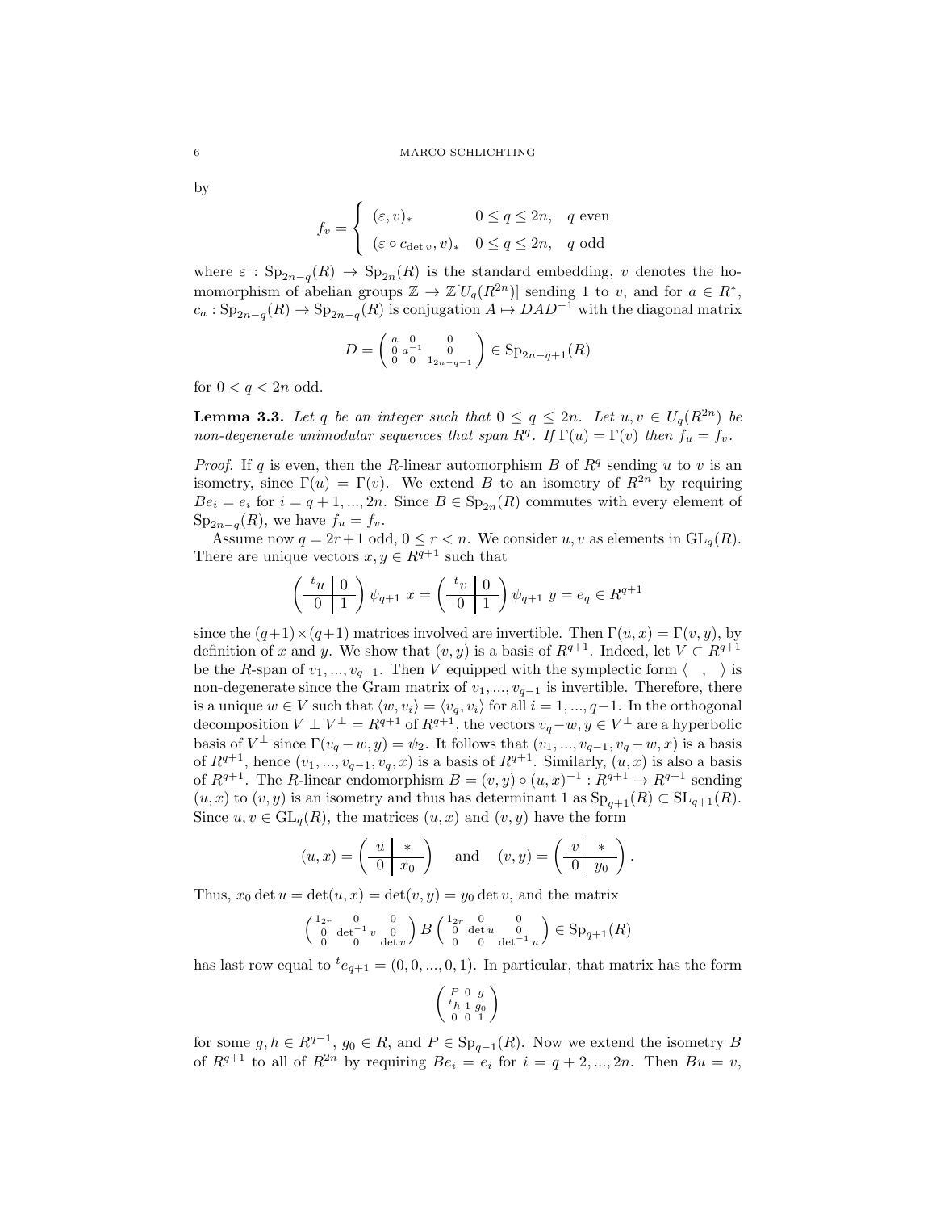by

$$f_v = \begin{cases} (\varepsilon, v)_* & 0 \leq q \leq 2n, \quad q \text{ even} \\ (\varepsilon \circ c_{\det v}, v)_* & 0 \leq q \leq 2n, \quad q \text{ odd} \end{cases}$$

where $\varepsilon : \mathrm{Sp}_{2n-q}(R) \to \mathrm{Sp}_{2n}(R)$ is the standard embedding, $v$ denotes the homomorphism of abelian groups $\mathbb{Z} \to \mathbb{Z}[U_q(R^{2n})]$ sending 1 to $v$, and for $a \in R^*$, $c_a : \mathrm{Sp}_{2n-q}(R) \to \mathrm{Sp}_{2n-q}(R)$ is conjugation $A \mapsto DAD^{-1}$ with the diagonal matrix

$$D = \begin{pmatrix} a & 0 & 0 \\ 0 & a^{-1} & 0 \\ 0 & 0 & 1_{2n-q-1} \end{pmatrix} \in \mathrm{Sp}_{2n-q+1}(R)$$

for $0 < q < 2n$ odd.

**Lemma 3.3.** *Let $q$ be an integer such that $0 \leq q \leq 2n$. Let $u, v \in U_q(R^{2n})$ be non-degenerate unimodular sequences that span $R^q$. If $\Gamma(u) = \Gamma(v)$ then $f_u = f_v$.*

*Proof.* If $q$ is even, then the $R$-linear automorphism $B$ of $R^q$ sending $u$ to $v$ is an isometry, since $\Gamma(u) = \Gamma(v)$. We extend $B$ to an isometry of $R^{2n}$ by requiring $Be_i = e_i$ for $i = q+1, ..., 2n$. Since $B \in \mathrm{Sp}_{2n}(R)$ commutes with every element of $\mathrm{Sp}_{2n-q}(R)$, we have $f_u = f_v$.

Assume now $q = 2r+1$ odd, $0 \leq r < n$. We consider $u, v$ as elements in $\mathrm{GL}_q(R)$. There are unique vectors $x, y \in R^{q+1}$ such that

$$\left(\begin{array}{c|c} {}^t u & 0 \\ \hline 0 & 1 \end{array}\right) \psi_{q+1} \; x = \left(\begin{array}{c|c} {}^t v & 0 \\ \hline 0 & 1 \end{array}\right) \psi_{q+1} \; y = e_q \in R^{q+1}$$

since the $(q+1) \times (q+1)$ matrices involved are invertible. Then $\Gamma(u, x) = \Gamma(v, y)$, by definition of $x$ and $y$. We show that $(v, y)$ is a basis of $R^{q+1}$. Indeed, let $V \subset R^{q+1}$ be the $R$-span of $v_1, ..., v_{q-1}$. Then $V$ equipped with the symplectic form $\langle \quad , \quad \rangle$ is non-degenerate since the Gram matrix of $v_1, ..., v_{q-1}$ is invertible. Therefore, there is a unique $w \in V$ such that $\langle w, v_i \rangle = \langle v_q, v_i \rangle$ for all $i = 1, ..., q-1$. In the orthogonal decomposition $V \perp V^\perp = R^{q+1}$ of $R^{q+1}$, the vectors $v_q - w, y \in V^\perp$ are a hyperbolic basis of $V^\perp$ since $\Gamma(v_q - w, y) = \psi_2$. It follows that $(v_1, ..., v_{q-1}, v_q - w, x)$ is a basis of $R^{q+1}$, hence $(v_1, ..., v_{q-1}, v_q, x)$ is a basis of $R^{q+1}$. Similarly, $(u, x)$ is also a basis of $R^{q+1}$. The $R$-linear endomorphism $B = (v, y) \circ (u, x)^{-1} : R^{q+1} \to R^{q+1}$ sending $(u, x)$ to $(v, y)$ is an isometry and thus has determinant 1 as $\mathrm{Sp}_{q+1}(R) \subset \mathrm{SL}_{q+1}(R)$. Since $u, v \in \mathrm{GL}_q(R)$, the matrices $(u, x)$ and $(v, y)$ have the form

$$(u, x) = \left(\begin{array}{c|c} u & * \\ \hline 0 & x_0 \end{array}\right) \quad \text{and} \quad (v, y) = \left(\begin{array}{c|c} v & * \\ \hline 0 & y_0 \end{array}\right).$$

Thus, $x_0 \det u = \det(u, x) = \det(v, y) = y_0 \det v$, and the matrix

$$\begin{pmatrix} 1_{2r} & 0 & 0 \\ 0 & \det^{-1} v & 0 \\ 0 & 0 & \det v \end{pmatrix} B \begin{pmatrix} 1_{2r} & 0 & 0 \\ 0 & \det u & 0 \\ 0 & 0 & \det^{-1} u \end{pmatrix} \in \mathrm{Sp}_{q+1}(R)$$

has last row equal to ${}^t e_{q+1} = (0, 0, ..., 0, 1)$. In particular, that matrix has the form

$$\begin{pmatrix} P & 0 & g \\ {}^t h & 1 & g_0 \\ 0 & 0 & 1 \end{pmatrix}$$

for some $g, h \in R^{q-1}$, $g_0 \in R$, and $P \in \mathrm{Sp}_{q-1}(R)$. Now we extend the isometry $B$ of $R^{q+1}$ to all of $R^{2n}$ by requiring $Be_i = e_i$ for $i = q+2, ..., 2n$. Then $Bu = v$,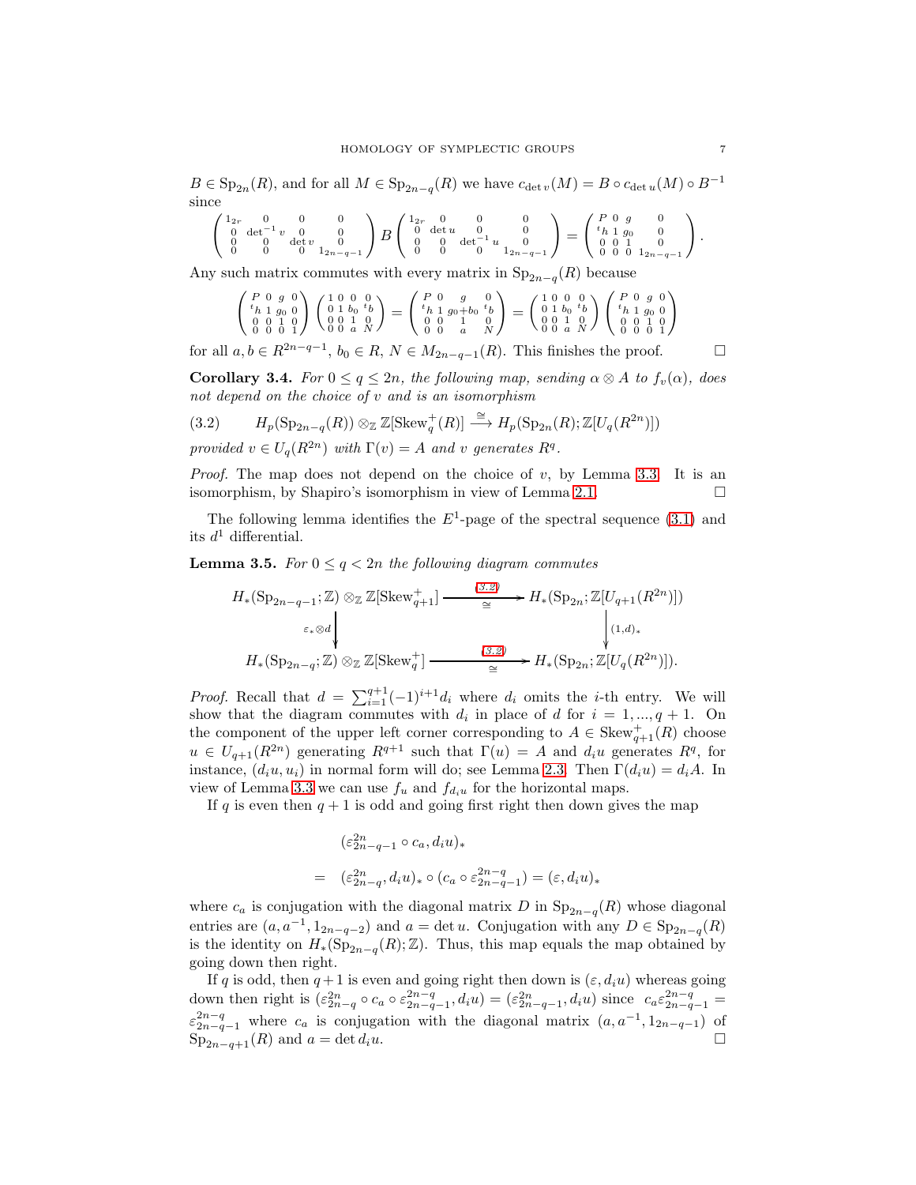$B \in \mathrm{Sp}_{2n}(R)$, and for all $M \in \mathrm{Sp}_{2n-q}(R)$ we have $c_{\det v}(M) = B \circ c_{\det u}(M) \circ B^{-1}$ since

$$\begin{pmatrix} 1_{2r} & 0 & 0 & 0 \\ 0 & \det^{-1} v & 0 & 0 \\ 0 & 0 & \det v & 0 \\ 0 & 0 & 0 & 1_{2n-q-1} \end{pmatrix} B \begin{pmatrix} 1_{2r} & 0 & 0 & 0 \\ 0 & \det u & 0 & 0 \\ 0 & 0 & \det^{-1} u & 0 \\ 0 & 0 & 0 & 1_{2n-q-1} \end{pmatrix} = \begin{pmatrix} P & 0 & g & 0 \\ {}^t h & 1 & g_0 & 0 \\ 0 & 0 & 1 & 0 \\ 0 & 0 & 0 & 1_{2n-q-1} \end{pmatrix}.$$

Any such matrix commutes with every matrix in $\mathrm{Sp}_{2n-q}(R)$ because

$$\begin{pmatrix} P & 0 & g & 0 \\ {}^t h & 1 & g_0 & 0 \\ 0 & 0 & 1 & 0 \\ 0 & 0 & 0 & 1 \end{pmatrix} \begin{pmatrix} 1 & 0 & 0 & 0 \\ 0 & 1 & b_0 & {}^t b \\ 0 & 0 & 1 & 0 \\ 0 & 0 & a & N \end{pmatrix} = \begin{pmatrix} P & 0 & g & 0 \\ {}^t h & 1 & g_0 + b_0 & {}^t b \\ 0 & 0 & 1 & 0 \\ 0 & 0 & a & N \end{pmatrix} = \begin{pmatrix} 1 & 0 & 0 & 0 \\ 0 & 1 & b_0 & {}^t b \\ 0 & 0 & 1 & 0 \\ 0 & 0 & a & N \end{pmatrix} \begin{pmatrix} P & 0 & g & 0 \\ {}^t h & 1 & g_0 & 0 \\ 0 & 0 & 1 & 0 \\ 0 & 0 & 0 & 1 \end{pmatrix}$$

for all $a, b \in R^{2n-q-1}$, $b_0 \in R$, $N \in M_{2n-q-1}(R)$. This finishes the proof. $\square$

**Corollary 3.4.** *For $0 \le q \le 2n$, the following map, sending $\alpha \otimes A$ to $f_v(\alpha)$, does not depend on the choice of $v$ and is an isomorphism*

$$(3.2) \qquad H_p(\mathrm{Sp}_{2n-q}(R)) \otimes_{\mathbb{Z}} \mathbb{Z}[\mathrm{Skew}_q^+(R)] \xrightarrow{\cong} H_p(\mathrm{Sp}_{2n}(R); \mathbb{Z}[U_q(R^{2n})])$$

*provided $v \in U_q(R^{2n})$ with $\Gamma(v) = A$ and $v$ generates $R^q$.*

*Proof.* The map does not depend on the choice of $v$, by Lemma 3.3. It is an isomorphism, by Shapiro's isomorphism in view of Lemma 2.1. $\square$

The following lemma identifies the $E^1$-page of the spectral sequence (3.1) and its $d^1$ differential.

**Lemma 3.5.** *For $0 \le q < 2n$ the following diagram commutes*

$$\begin{array}{ccc} H_*(\mathrm{Sp}_{2n-q-1}; \mathbb{Z}) \otimes_{\mathbb{Z}} \mathbb{Z}[\mathrm{Skew}_{q+1}^+] & \xrightarrow[\cong]{(3.2)} & H_*(\mathrm{Sp}_{2n}; \mathbb{Z}[U_{q+1}(R^{2n})]) \\ \downarrow {\scriptstyle \varepsilon_* \otimes d} & & \downarrow {\scriptstyle (1,d)_*} \\ H_*(\mathrm{Sp}_{2n-q}; \mathbb{Z}) \otimes_{\mathbb{Z}} \mathbb{Z}[\mathrm{Skew}_q^+] & \xrightarrow[\cong]{(3.2)} & H_*(\mathrm{Sp}_{2n}; \mathbb{Z}[U_q(R^{2n})]). \end{array}$$

*Proof.* Recall that $d = \sum_{i=1}^{q+1} (-1)^{i+1} d_i$ where $d_i$ omits the $i$-th entry. We will show that the diagram commutes with $d_i$ in place of $d$ for $i = 1, \ldots, q+1$. On the component of the upper left corner corresponding to $A \in \mathrm{Skew}_{q+1}^+(R)$ choose $u \in U_{q+1}(R^{2n})$ generating $R^{q+1}$ such that $\Gamma(u) = A$ and $d_i u$ generates $R^q$, for instance, $(d_i u, u_i)$ in normal form will do; see Lemma 2.3. Then $\Gamma(d_i u) = d_i A$. In view of Lemma 3.3 we can use $f_u$ and $f_{d_i u}$ for the horizontal maps.

If $q$ is even then $q+1$ is odd and going first right then down gives the map

$$\begin{aligned} & (\varepsilon_{2n-q-1}^{2n} \circ c_a, d_i u)_* \\ = \quad & (\varepsilon_{2n-q}^{2n}, d_i u)_* \circ (c_a \circ \varepsilon_{2n-q-1}^{2n-q}) = (\varepsilon, d_i u)_* \end{aligned}$$

where $c_a$ is conjugation with the diagonal matrix $D$ in $\mathrm{Sp}_{2n-q}(R)$ whose diagonal entries are $(a, a^{-1}, 1_{2n-q-2})$ and $a = \det u$. Conjugation with any $D \in \mathrm{Sp}_{2n-q}(R)$ is the identity on $H_*(\mathrm{Sp}_{2n-q}(R); \mathbb{Z})$. Thus, this map equals the map obtained by going down then right.

If $q$ is odd, then $q+1$ is even and going right then down is $(\varepsilon, d_i u)$ whereas going down then right is $(\varepsilon_{2n-q}^{2n} \circ c_a \circ \varepsilon_{2n-q-1}^{2n-q}, d_i u) = (\varepsilon_{2n-q-1}^{2n}, d_i u)$ since $c_a \varepsilon_{2n-q-1}^{2n-q} = \varepsilon_{2n-q-1}^{2n-q}$ where $c_a$ is conjugation with the diagonal matrix $(a, a^{-1}, 1_{2n-q-1})$ of $\mathrm{Sp}_{2n-q+1}(R)$ and $a = \det d_i u$. $\square$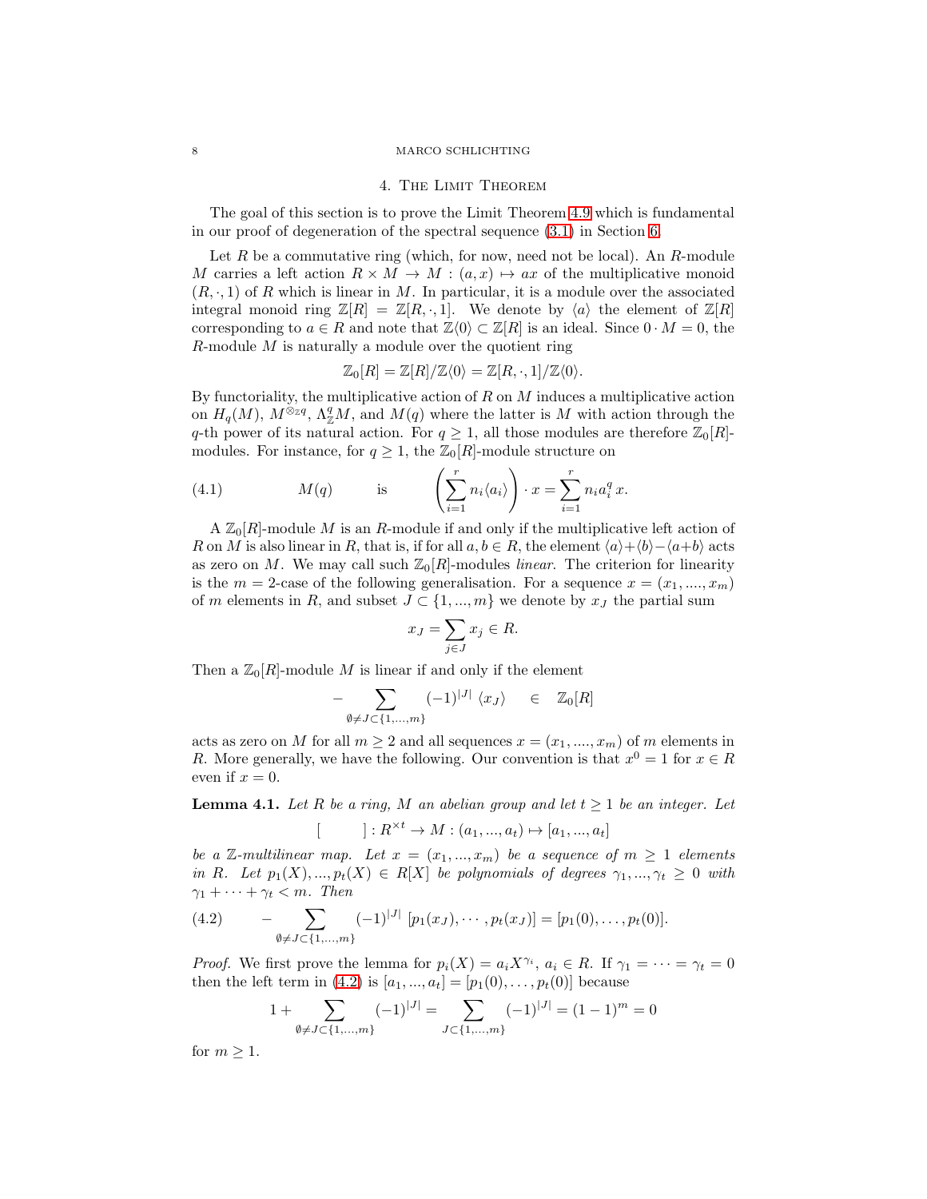## 4. The Limit Theorem

The goal of this section is to prove the Limit Theorem 4.9 which is fundamental in our proof of degeneration of the spectral sequence (3.1) in Section 6.

Let $R$ be a commutative ring (which, for now, need not be local). An $R$-module $M$ carries a left action $R \times M \to M : (a, x) \mapsto ax$ of the multiplicative monoid $(R, \cdot, 1)$ of $R$ which is linear in $M$. In particular, it is a module over the associated integral monoid ring $\mathbb{Z}[R] = \mathbb{Z}[R, \cdot, 1]$. We denote by $\langle a \rangle$ the element of $\mathbb{Z}[R]$ corresponding to $a \in R$ and note that $\mathbb{Z}\langle 0 \rangle \subset \mathbb{Z}[R]$ is an ideal. Since $0 \cdot M = 0$, the $R$-module $M$ is naturally a module over the quotient ring

$$\mathbb{Z}_0[R] = \mathbb{Z}[R]/\mathbb{Z}\langle 0 \rangle = \mathbb{Z}[R, \cdot, 1]/\mathbb{Z}\langle 0 \rangle.$$

By functoriality, the multiplicative action of $R$ on $M$ induces a multiplicative action on $H_q(M)$, $M^{\otimes_{\mathbb{Z}} q}$, $\Lambda^q_{\mathbb{Z}} M$, and $M(q)$ where the latter is $M$ with action through the $q$-th power of its natural action. For $q \geq 1$, all those modules are therefore $\mathbb{Z}_0[R]$-modules. For instance, for $q \geq 1$, the $\mathbb{Z}_0[R]$-module structure on

$$M(q) \qquad \text{is} \qquad \left( \sum_{i=1}^{r} n_i \langle a_i \rangle \right) \cdot x = \sum_{i=1}^{r} n_i a_i^q \, x. \tag{4.1}$$

A $\mathbb{Z}_0[R]$-module $M$ is an $R$-module if and only if the multiplicative left action of $R$ on $M$ is also linear in $R$, that is, if for all $a, b \in R$, the element $\langle a \rangle + \langle b \rangle - \langle a+b \rangle$ acts as zero on $M$. We may call such $\mathbb{Z}_0[R]$-modules *linear*. The criterion for linearity is the $m = 2$-case of the following generalisation. For a sequence $x = (x_1, ...., x_m)$ of $m$ elements in $R$, and subset $J \subset \{1, ..., m\}$ we denote by $x_J$ the partial sum

$$x_J = \sum_{j \in J} x_j \in R.$$

Then a $\mathbb{Z}_0[R]$-module $M$ is linear if and only if the element

$$- \sum_{\emptyset \neq J \subset \{1,...,m\}} (-1)^{|J|} \; \langle x_J \rangle \qquad \in \quad \mathbb{Z}_0[R]$$

acts as zero on $M$ for all $m \geq 2$ and all sequences $x = (x_1, ...., x_m)$ of $m$ elements in $R$. More generally, we have the following. Our convention is that $x^0 = 1$ for $x \in R$ even if $x = 0$.

**Lemma 4.1.** *Let $R$ be a ring, $M$ an abelian group and let $t \geq 1$ be an integer. Let*

$$[\qquad] : R^{\times t} \to M : (a_1, ..., a_t) \mapsto [a_1, ..., a_t]$$

*be a $\mathbb{Z}$-multilinear map. Let $x = (x_1, ..., x_m)$ be a sequence of $m \geq 1$ elements in $R$. Let $p_1(X), ..., p_t(X) \in R[X]$ be polynomials of degrees $\gamma_1, ..., \gamma_t \geq 0$ with $\gamma_1 + \cdots + \gamma_t < m$. Then*

$$- \sum_{\emptyset \neq J \subset \{1,...,m\}} (-1)^{|J|} \; [p_1(x_J), \cdots, p_t(x_J)] = [p_1(0), \ldots, p_t(0)]. \tag{4.2}$$

*Proof.* We first prove the lemma for $p_i(X) = a_i X^{\gamma_i}$, $a_i \in R$. If $\gamma_1 = \cdots = \gamma_t = 0$ then the left term in (4.2) is $[a_1, ..., a_t] = [p_1(0), \ldots, p_t(0)]$ because

$$1 + \sum_{\emptyset \neq J \subset \{1,...,m\}} (-1)^{|J|} = \sum_{J \subset \{1,...,m\}} (-1)^{|J|} = (1-1)^m = 0$$

for $m \geq 1$.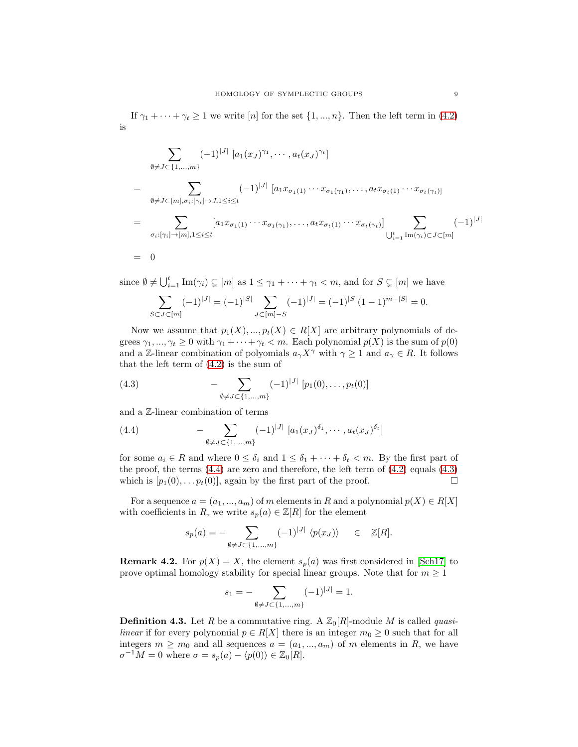If $\gamma_1 + \cdots + \gamma_t \geq 1$ we write $[n]$ for the set $\{1, ..., n\}$. Then the left term in (4.2) is

$$
\begin{aligned}
& \sum_{\emptyset \neq J \subset \{1,...,m\}} (-1)^{|J|} \, [a_1(x_J)^{\gamma_1}, \cdots, a_t(x_J)^{\gamma_t}] \\
= \; & \sum_{\emptyset \neq J \subset [m], \sigma_i : [\gamma_i] \to J, 1 \leq i \leq t} (-1)^{|J|} \, [a_1 x_{\sigma_1(1)} \cdots x_{\sigma_1(\gamma_1)}, \ldots, a_t x_{\sigma_t(1)} \cdots x_{\sigma_t(\gamma_t)}] \\
= \; & \sum_{\sigma_i : [\gamma_i] \to [m], 1 \leq i \leq t} [a_1 x_{\sigma_1(1)} \cdots x_{\sigma_1(\gamma_1)}, \ldots, a_t x_{\sigma_t(1)} \cdots x_{\sigma_t(\gamma_t)}] \sum_{\bigcup_{i=1}^t \mathrm{Im}(\gamma_i) \subset J \subset [m]} (-1)^{|J|} \\
= \; & 0
\end{aligned}
$$

since $\emptyset \neq \bigcup_{i=1}^t \mathrm{Im}(\gamma_i) \subsetneq [m]$ as $1 \leq \gamma_1 + \cdots + \gamma_t < m$, and for $S \subsetneq [m]$ we have

$$\sum_{S \subset J \subset [m]} (-1)^{|J|} = (-1)^{|S|} \sum_{J \subset [m] - S} (-1)^{|J|} = (-1)^{|S|}(1-1)^{m-|S|} = 0.$$

Now we assume that $p_1(X), ..., p_t(X) \in R[X]$ are arbitrary polynomials of degrees $\gamma_1, ..., \gamma_t \geq 0$ with $\gamma_1 + \cdots + \gamma_t < m$. Each polynomial $p(X)$ is the sum of $p(0)$ and a $\mathbb{Z}$-linear combination of polyomials $a_\gamma X^\gamma$ with $\gamma \geq 1$ and $a_\gamma \in R$. It follows that the left term of (4.2) is the sum of

$$- \sum_{\emptyset \neq J \subset \{1,...,m\}} (-1)^{|J|} \, [p_1(0), \ldots, p_t(0)] \tag{4.3}$$

and a $\mathbb{Z}$-linear combination of terms

$$- \sum_{\emptyset \neq J \subset \{1,...,m\}} (-1)^{|J|} \, [a_1(x_J)^{\delta_1}, \cdots, a_t(x_J)^{\delta_t}] \tag{4.4}$$

for some $a_i \in R$ and where $0 \leq \delta_i$ and $1 \leq \delta_1 + \cdots + \delta_t < m$. By the first part of the proof, the terms (4.4) are zero and therefore, the left term of (4.2) equals (4.3) which is $[p_1(0), \ldots p_t(0)]$, again by the first part of the proof. □

For a sequence $a = (a_1, ..., a_m)$ of $m$ elements in $R$ and a polynomial $p(X) \in R[X]$ with coefficients in $R$, we write $s_p(a) \in \mathbb{Z}[R]$ for the element

$$s_p(a) = - \sum_{\emptyset \neq J \subset \{1,...,m\}} (-1)^{|J|} \, \langle p(x_J) \rangle \quad \in \quad \mathbb{Z}[R].$$

**Remark 4.2.** For $p(X) = X$, the element $s_p(a)$ was first considered in [Sch17] to prove optimal homology stability for special linear groups. Note that for $m \geq 1$

$$s_1 = - \sum_{\emptyset \neq J \subset \{1,...,m\}} (-1)^{|J|} = 1.$$

**Definition 4.3.** Let $R$ be a commutative ring. A $\mathbb{Z}_0[R]$-module $M$ is called *quasi-linear* if for every polynomial $p \in R[X]$ there is an integer $m_0 \geq 0$ such that for all integers $m \geq m_0$ and all sequences $a = (a_1, ..., a_m)$ of $m$ elements in $R$, we have $\sigma^{-1}M = 0$ where $\sigma = s_p(a) - \langle p(0) \rangle \in \mathbb{Z}_0[R]$.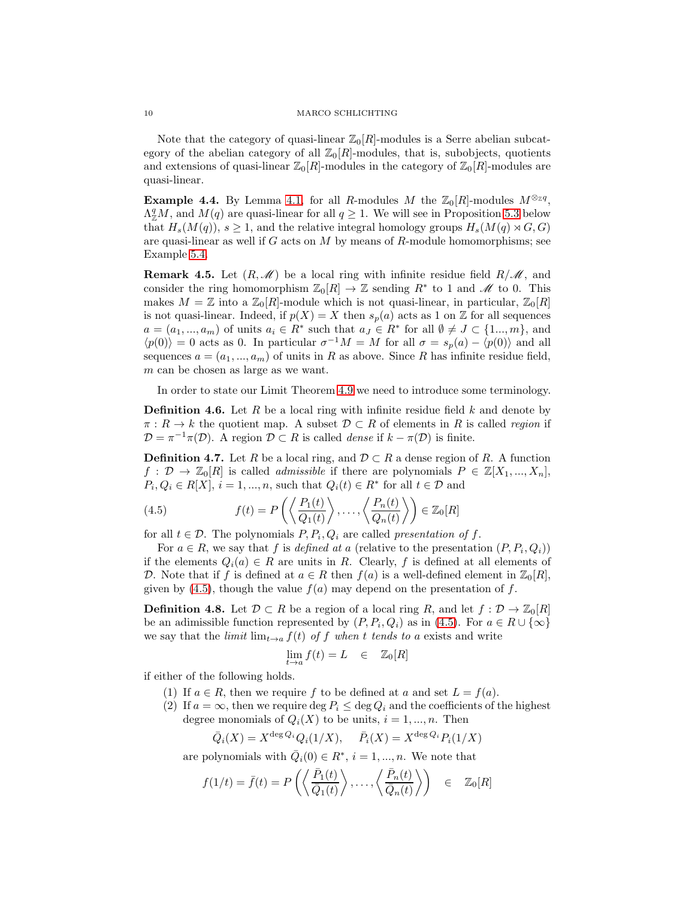Note that the category of quasi-linear $\mathbb{Z}_0[R]$-modules is a Serre abelian subcategory of the abelian category of all $\mathbb{Z}_0[R]$-modules, that is, subobjects, quotients and extensions of quasi-linear $\mathbb{Z}_0[R]$-modules in the category of $\mathbb{Z}_0[R]$-modules are quasi-linear.

**Example 4.4.** By Lemma 4.1, for all $R$-modules $M$ the $\mathbb{Z}_0[R]$-modules $M^{\otimes_{\mathbb{Z}} q}$, $\Lambda^q_{\mathbb{Z}} M$, and $M(q)$ are quasi-linear for all $q \geq 1$. We will see in Proposition 5.3 below that $H_s(M(q))$, $s \geq 1$, and the relative integral homology groups $H_s(M(q) \rtimes G, G)$ are quasi-linear as well if $G$ acts on $M$ by means of $R$-module homomorphisms; see Example 5.4.

**Remark 4.5.** Let $(R, \mathscr{M})$ be a local ring with infinite residue field $R/\mathscr{M}$, and consider the ring homomorphism $\mathbb{Z}_0[R] \to \mathbb{Z}$ sending $R^*$ to 1 and $\mathscr{M}$ to 0. This makes $M = \mathbb{Z}$ into a $\mathbb{Z}_0[R]$-module which is not quasi-linear, in particular, $\mathbb{Z}_0[R]$ is not quasi-linear. Indeed, if $p(X) = X$ then $s_p(a)$ acts as 1 on $\mathbb{Z}$ for all sequences $a = (a_1, ..., a_m)$ of units $a_i \in R^*$ such that $a_J \in R^*$ for all $\emptyset \neq J \subset \{1..., m\}$, and $\langle p(0) \rangle = 0$ acts as 0. In particular $\sigma^{-1} M = M$ for all $\sigma = s_p(a) - \langle p(0) \rangle$ and all sequences $a = (a_1, ..., a_m)$ of units in $R$ as above. Since $R$ has infinite residue field, $m$ can be chosen as large as we want.

In order to state our Limit Theorem 4.9 we need to introduce some terminology.

**Definition 4.6.** Let $R$ be a local ring with infinite residue field $k$ and denote by $\pi : R \to k$ the quotient map. A subset $\mathcal{D} \subset R$ of elements in $R$ is called *region* if $\mathcal{D} = \pi^{-1}\pi(\mathcal{D})$. A region $\mathcal{D} \subset R$ is called *dense* if $k - \pi(\mathcal{D})$ is finite.

**Definition 4.7.** Let $R$ be a local ring, and $\mathcal{D} \subset R$ a dense region of $R$. A function $f : \mathcal{D} \to \mathbb{Z}_0[R]$ is called *admissible* if there are polynomials $P \in \mathbb{Z}[X_1, ..., X_n]$, $P_i, Q_i \in R[X]$, $i = 1, ..., n$, such that $Q_i(t) \in R^*$ for all $t \in \mathcal{D}$ and

$$f(t) = P\left(\left\langle \frac{P_1(t)}{Q_1(t)} \right\rangle, \ldots, \left\langle \frac{P_n(t)}{Q_n(t)} \right\rangle\right) \in \mathbb{Z}_0[R] \tag{4.5}$$

for all $t \in \mathcal{D}$. The polynomials $P, P_i, Q_i$ are called *presentation of* $f$.

For $a \in R$, we say that $f$ is *defined at* $a$ (relative to the presentation $(P, P_i, Q_i)$) if the elements $Q_i(a) \in R$ are units in $R$. Clearly, $f$ is defined at all elements of $\mathcal{D}$. Note that if $f$ is defined at $a \in R$ then $f(a)$ is a well-defined element in $\mathbb{Z}_0[R]$, given by (4.5), though the value $f(a)$ may depend on the presentation of $f$.

**Definition 4.8.** Let $\mathcal{D} \subset R$ be a region of a local ring $R$, and let $f : \mathcal{D} \to \mathbb{Z}_0[R]$ be an adimissible function represented by $(P, P_i, Q_i)$ as in (4.5). For $a \in R \cup \{\infty\}$ we say that the *limit* $\lim_{t \to a} f(t)$ *of* $f$ *when* $t$ *tends to* $a$ exists and write

$$\lim_{t \to a} f(t) = L \quad \in \quad \mathbb{Z}_0[R]$$

if either of the following holds.

1. If $a \in R$, then we require $f$ to be defined at $a$ and set $L = f(a)$.
2. If $a = \infty$, then we require $\deg P_i \leq \deg Q_i$ and the coefficients of the highest degree monomials of $Q_i(X)$ to be units, $i = 1, ..., n$. Then

$$\bar{Q}_i(X) = X^{\deg Q_i} Q_i(1/X), \qquad \bar{P}_i(X) = X^{\deg Q_i} P_i(1/X)$$

are polynomials with $\bar{Q}_i(0) \in R^*$, $i = 1, ..., n$. We note that

$$f(1/t) = \bar{f}(t) = P\left(\left\langle \frac{\bar{P}_1(t)}{\bar{Q}_1(t)} \right\rangle, \ldots, \left\langle \frac{\bar{P}_n(t)}{\bar{Q}_n(t)} \right\rangle\right) \quad \in \quad \mathbb{Z}_0[R]$$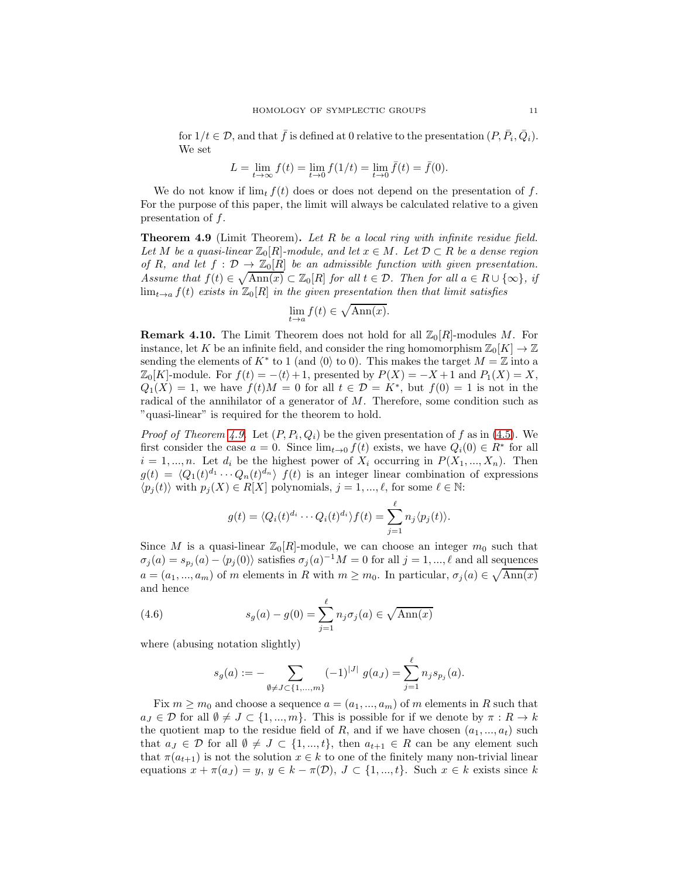for $1/t \in \mathcal{D}$, and that $\bar{f}$ is defined at 0 relative to the presentation $(P, \bar{P}_i, \bar{Q}_i)$. We set

$$L = \lim_{t\to\infty} f(t) = \lim_{t\to 0} f(1/t) = \lim_{t\to 0} \bar{f}(t) = \bar{f}(0).$$

We do not know if $\lim_t f(t)$ does or does not depend on the presentation of $f$. For the purpose of this paper, the limit will always be calculated relative to a given presentation of $f$.

**Theorem 4.9** (Limit Theorem)**.** *Let $R$ be a local ring with infinite residue field. Let $M$ be a quasi-linear $\mathbb{Z}_0[R]$-module, and let $x \in M$. Let $\mathcal{D} \subset R$ be a dense region of $R$, and let $f : \mathcal{D} \to \mathbb{Z}_0[R]$ be an admissible function with given presentation. Assume that $f(t) \in \sqrt{\operatorname{Ann}(x)} \subset \mathbb{Z}_0[R]$ for all $t \in \mathcal{D}$. Then for all $a \in R \cup \{\infty\}$, if $\lim_{t\to a} f(t)$ exists in $\mathbb{Z}_0[R]$ in the given presentation then that limit satisfies*

$$\lim_{t\to a} f(t) \in \sqrt{\operatorname{Ann}(x)}.$$

**Remark 4.10.** The Limit Theorem does not hold for all $\mathbb{Z}_0[R]$-modules $M$. For instance, let $K$ be an infinite field, and consider the ring homomorphism $\mathbb{Z}_0[K] \to \mathbb{Z}$ sending the elements of $K^*$ to 1 (and $\langle 0\rangle$ to 0). This makes the target $M = \mathbb{Z}$ into a $\mathbb{Z}_0[K]$-module. For $f(t) = -\langle t\rangle + 1$, presented by $P(X) = -X + 1$ and $P_1(X) = X$, $Q_1(X) = 1$, we have $f(t)M = 0$ for all $t \in \mathcal{D} = K^*$, but $f(0) = 1$ is not in the radical of the annihilator of a generator of $M$. Therefore, some condition such as "quasi-linear" is required for the theorem to hold.

*Proof of Theorem 4.9.* Let $(P, P_i, Q_i)$ be the given presentation of $f$ as in (4.5). We first consider the case $a = 0$. Since $\lim_{t\to 0} f(t)$ exists, we have $Q_i(0) \in R^*$ for all $i = 1, ..., n$. Let $d_i$ be the highest power of $X_i$ occurring in $P(X_1, ..., X_n)$. Then $g(t) = \langle Q_1(t)^{d_1} \cdots Q_n(t)^{d_n}\rangle\ f(t)$ is an integer linear combination of expressions $\langle p_j(t)\rangle$ with $p_j(X) \in R[X]$ polynomials, $j = 1, ..., \ell$, for some $\ell \in \mathbb{N}$:

$$g(t) = \langle Q_i(t)^{d_i} \cdots Q_i(t)^{d_i}\rangle f(t) = \sum_{j=1}^{\ell} n_j \langle p_j(t)\rangle.$$

Since $M$ is a quasi-linear $\mathbb{Z}_0[R]$-module, we can choose an integer $m_0$ such that $\sigma_j(a) = s_{p_j}(a) - \langle p_j(0)\rangle$ satisfies $\sigma_j(a)^{-1}M = 0$ for all $j = 1, ..., \ell$ and all sequences $a = (a_1, ..., a_m)$ of $m$ elements in $R$ with $m \geq m_0$. In particular, $\sigma_j(a) \in \sqrt{\operatorname{Ann}(x)}$ and hence

$$s_g(a) - g(0) = \sum_{j=1}^{\ell} n_j \sigma_j(a) \in \sqrt{\operatorname{Ann}(x)} \tag{4.6}$$

where (abusing notation slightly)

$$s_g(a) := -\sum_{\emptyset \neq J \subset \{1,...,m\}} (-1)^{|J|}\ g(a_J) = \sum_{j=1}^{\ell} n_j s_{p_j}(a).$$

Fix $m \geq m_0$ and choose a sequence $a = (a_1, ..., a_m)$ of $m$ elements in $R$ such that $a_J \in \mathcal{D}$ for all $\emptyset \neq J \subset \{1, ..., m\}$. This is possible for if we denote by $\pi : R \to k$ the quotient map to the residue field of $R$, and if we have chosen $(a_1, ..., a_t)$ such that $a_J \in \mathcal{D}$ for all $\emptyset \neq J \subset \{1, ..., t\}$, then $a_{t+1} \in R$ can be any element such that $\pi(a_{t+1})$ is not the solution $x \in k$ to one of the finitely many non-trivial linear equations $x + \pi(a_J) = y$, $y \in k - \pi(\mathcal{D})$, $J \subset \{1, ..., t\}$. Such $x \in k$ exists since $k$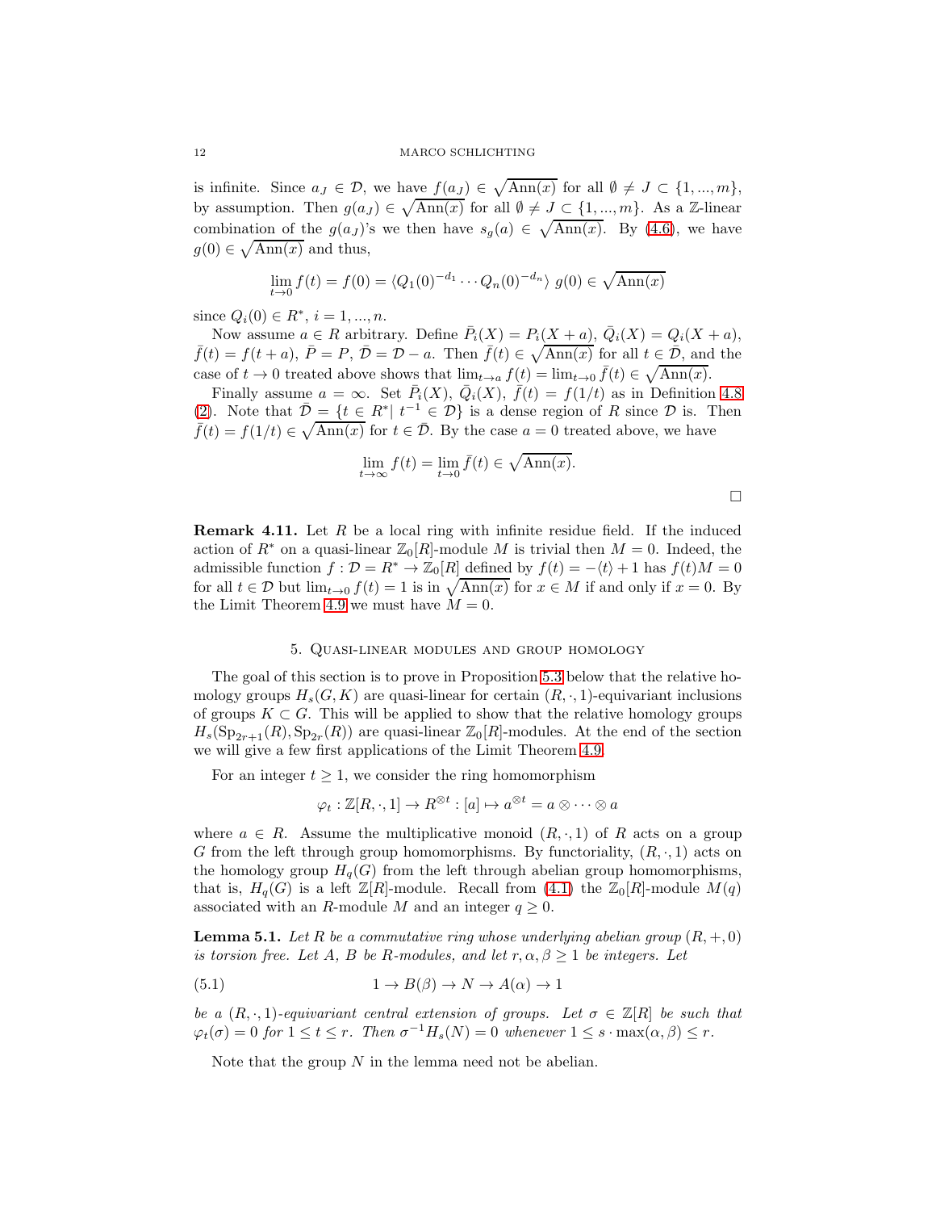is infinite. Since $a_J \in \mathcal{D}$, we have $f(a_J) \in \sqrt{\mathrm{Ann}(x)}$ for all $\emptyset \neq J \subset \{1,...,m\}$, by assumption. Then $g(a_J) \in \sqrt{\mathrm{Ann}(x)}$ for all $\emptyset \neq J \subset \{1,...,m\}$. As a $\mathbb{Z}$-linear combination of the $g(a_J)$'s we then have $s_g(a) \in \sqrt{\mathrm{Ann}(x)}$. By (4.6), we have $g(0) \in \sqrt{\mathrm{Ann}(x)}$ and thus,

$$\lim_{t\to 0} f(t) = f(0) = \langle Q_1(0)^{-d_1} \cdots Q_n(0)^{-d_n}\rangle\ g(0) \in \sqrt{\mathrm{Ann}(x)}$$

since $Q_i(0) \in R^*$, $i = 1, ..., n$.

Now assume $a \in R$ arbitrary. Define $\bar{P}_i(X) = P_i(X + a)$, $\bar{Q}_i(X) = Q_i(X + a)$, $\bar{f}(t) = f(t + a)$, $\bar{P} = P$, $\bar{\mathcal{D}} = \mathcal{D} - a$. Then $\bar{f}(t) \in \sqrt{\mathrm{Ann}(x)}$ for all $t \in \bar{\mathcal{D}}$, and the case of $t \to 0$ treated above shows that $\lim_{t\to a} f(t) = \lim_{t\to 0} \bar{f}(t) \in \sqrt{\mathrm{Ann}(x)}$.

Finally assume $a = \infty$. Set $\bar{P}_i(X)$, $\bar{Q}_i(X)$, $\bar{f}(t) = f(1/t)$ as in Definition 4.8 (2). Note that $\bar{\mathcal{D}} = \{t \in R^* |\ t^{-1} \in \mathcal{D}\}$ is a dense region of $R$ since $\mathcal{D}$ is. Then $\bar{f}(t) = f(1/t) \in \sqrt{\mathrm{Ann}(x)}$ for $t \in \bar{\mathcal{D}}$. By the case $a = 0$ treated above, we have

$$\lim_{t\to\infty} f(t) = \lim_{t\to 0} \bar{f}(t) \in \sqrt{\mathrm{Ann}(x)}.$$

□

**Remark 4.11.** Let $R$ be a local ring with infinite residue field. If the induced action of $R^*$ on a quasi-linear $\mathbb{Z}_0[R]$-module $M$ is trivial then $M = 0$. Indeed, the admissible function $f : \mathcal{D} = R^* \to \mathbb{Z}_0[R]$ defined by $f(t) = -\langle t\rangle + 1$ has $f(t)M = 0$ for all $t \in \mathcal{D}$ but $\lim_{t\to 0} f(t) = 1$ is in $\sqrt{\mathrm{Ann}(x)}$ for $x \in M$ if and only if $x = 0$. By the Limit Theorem 4.9 we must have $M = 0$.

## 5. Quasi-linear modules and group homology

The goal of this section is to prove in Proposition 5.3 below that the relative homology groups $H_s(G, K)$ are quasi-linear for certain $(R, \cdot, 1)$-equivariant inclusions of groups $K \subset G$. This will be applied to show that the relative homology groups $H_s(\mathrm{Sp}_{2r+1}(R), \mathrm{Sp}_{2r}(R))$ are quasi-linear $\mathbb{Z}_0[R]$-modules. At the end of the section we will give a few first applications of the Limit Theorem 4.9.

For an integer $t \geq 1$, we consider the ring homomorphism

$$\varphi_t : \mathbb{Z}[R, \cdot, 1] \to R^{\otimes t} : [a] \mapsto a^{\otimes t} = a \otimes \cdots \otimes a$$

where $a \in R$. Assume the multiplicative monoid $(R, \cdot, 1)$ of $R$ acts on a group $G$ from the left through group homomorphisms. By functoriality, $(R, \cdot, 1)$ acts on the homology group $H_q(G)$ from the left through abelian group homomorphisms, that is, $H_q(G)$ is a left $\mathbb{Z}[R]$-module. Recall from (4.1) the $\mathbb{Z}_0[R]$-module $M(q)$ associated with an $R$-module $M$ and an integer $q \geq 0$.

**Lemma 5.1.** *Let $R$ be a commutative ring whose underlying abelian group $(R, +, 0)$ is torsion free. Let $A$, $B$ be $R$-modules, and let $r, \alpha, \beta \geq 1$ be integers. Let*

$$1 \to B(\beta) \to N \to A(\alpha) \to 1 \tag{5.1}$$

*be a $(R, \cdot, 1)$-equivariant central extension of groups. Let $\sigma \in \mathbb{Z}[R]$ be such that $\varphi_t(\sigma) = 0$ for $1 \leq t \leq r$. Then $\sigma^{-1}H_s(N) = 0$ whenever $1 \leq s \cdot \max(\alpha, \beta) \leq r$.*

Note that the group $N$ in the lemma need not be abelian.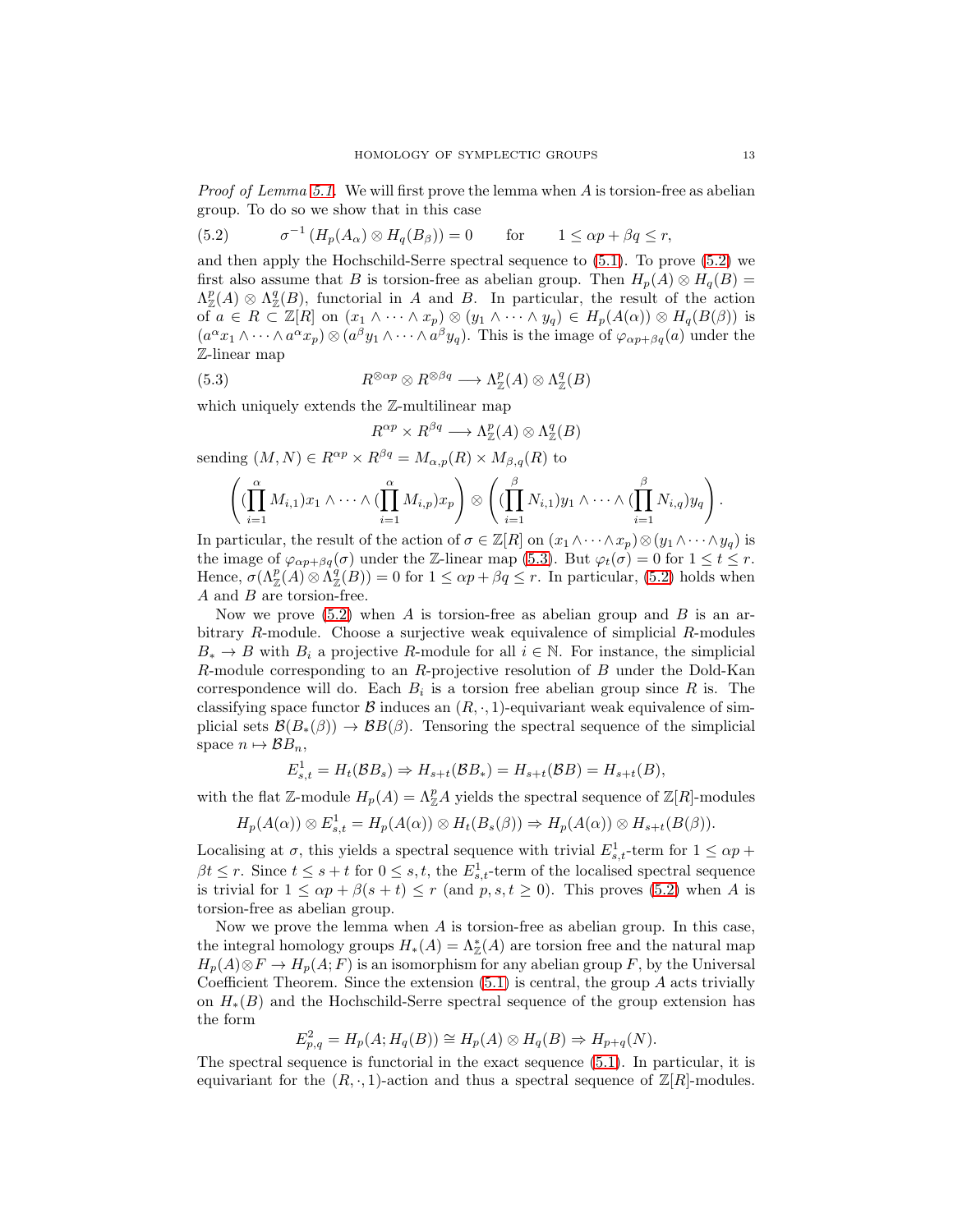*Proof of Lemma 5.1.* We will first prove the lemma when $A$ is torsion-free as abelian group. To do so we show that in this case

$$\sigma^{-1}\left(H_p(A_\alpha)\otimes H_q(B_\beta)\right)=0 \qquad \text{for} \qquad 1\leq \alpha p+\beta q\leq r, \tag{5.2}$$

and then apply the Hochschild-Serre spectral sequence to (5.1). To prove (5.2) we first also assume that $B$ is torsion-free as abelian group. Then $H_p(A)\otimes H_q(B)=\Lambda^p_{\mathbb{Z}}(A)\otimes \Lambda^q_{\mathbb{Z}}(B)$, functorial in $A$ and $B$. In particular, the result of the action of $a\in R\subset \mathbb{Z}[R]$ on $(x_1\wedge\cdots\wedge x_p)\otimes(y_1\wedge\cdots\wedge y_q)\in H_p(A(\alpha))\otimes H_q(B(\beta))$ is $(a^\alpha x_1\wedge\cdots\wedge a^\alpha x_p)\otimes(a^\beta y_1\wedge\cdots\wedge a^\beta y_q)$. This is the image of $\varphi_{\alpha p+\beta q}(a)$ under the $\mathbb{Z}$-linear map

$$R^{\otimes \alpha p}\otimes R^{\otimes \beta q}\longrightarrow \Lambda^p_{\mathbb{Z}}(A)\otimes \Lambda^q_{\mathbb{Z}}(B) \tag{5.3}$$

which uniquely extends the $\mathbb{Z}$-multilinear map

$$R^{\alpha p}\times R^{\beta q}\longrightarrow \Lambda^p_{\mathbb{Z}}(A)\otimes \Lambda^q_{\mathbb{Z}}(B)$$

sending $(M,N)\in R^{\alpha p}\times R^{\beta q}=M_{\alpha,p}(R)\times M_{\beta,q}(R)$ to

$$\left((\prod_{i=1}^{\alpha}M_{i,1})x_1\wedge\cdots\wedge(\prod_{i=1}^{\alpha}M_{i,p})x_p\right)\otimes\left((\prod_{i=1}^{\beta}N_{i,1})y_1\wedge\cdots\wedge(\prod_{i=1}^{\beta}N_{i,q})y_q\right).$$

In particular, the result of the action of $\sigma\in\mathbb{Z}[R]$ on $(x_1\wedge\cdots\wedge x_p)\otimes(y_1\wedge\cdots\wedge y_q)$ is the image of $\varphi_{\alpha p+\beta q}(\sigma)$ under the $\mathbb{Z}$-linear map (5.3). But $\varphi_t(\sigma)=0$ for $1\leq t\leq r$. Hence, $\sigma(\Lambda^p_{\mathbb{Z}}(A)\otimes\Lambda^q_{\mathbb{Z}}(B))=0$ for $1\leq \alpha p+\beta q\leq r$. In particular, (5.2) holds when $A$ and $B$ are torsion-free.

Now we prove (5.2) when $A$ is torsion-free as abelian group and $B$ is an arbitrary $R$-module. Choose a surjective weak equivalence of simplicial $R$-modules $B_*\to B$ with $B_i$ a projective $R$-module for all $i\in\mathbb{N}$. For instance, the simplicial $R$-module corresponding to an $R$-projective resolution of $B$ under the Dold-Kan correspondence will do. Each $B_i$ is a torsion free abelian group since $R$ is. The classifying space functor $\mathcal{B}$ induces an $(R,\cdot,1)$-equivariant weak equivalence of simplicial sets $\mathcal{B}(B_*(\beta))\to\mathcal{B}B(\beta)$. Tensoring the spectral sequence of the simplicial space $n\mapsto\mathcal{B}B_n$,

$$E^1_{s,t}=H_t(\mathcal{B}B_s)\Rightarrow H_{s+t}(\mathcal{B}B_*)=H_{s+t}(\mathcal{B}B)=H_{s+t}(B),$$

with the flat $\mathbb{Z}$-module $H_p(A)=\Lambda^p_{\mathbb{Z}}A$ yields the spectral sequence of $\mathbb{Z}[R]$-modules

$$H_p(A(\alpha))\otimes E^1_{s,t}=H_p(A(\alpha))\otimes H_t(B_s(\beta))\Rightarrow H_p(A(\alpha))\otimes H_{s+t}(B(\beta)).$$

Localising at $\sigma$, this yields a spectral sequence with trivial $E^1_{s,t}$-term for $1\leq\alpha p+\beta t\leq r$. Since $t\leq s+t$ for $0\leq s,t$, the $E^1_{s,t}$-term of the localised spectral sequence is trivial for $1\leq\alpha p+\beta(s+t)\leq r$ (and $p,s,t\geq 0$). This proves (5.2) when $A$ is torsion-free as abelian group.

Now we prove the lemma when $A$ is torsion-free as abelian group. In this case, the integral homology groups $H_*(A)=\Lambda^*_{\mathbb{Z}}(A)$ are torsion free and the natural map $H_p(A)\otimes F\to H_p(A;F)$ is an isomorphism for any abelian group $F$, by the Universal Coefficient Theorem. Since the extension (5.1) is central, the group $A$ acts trivially on $H_*(B)$ and the Hochschild-Serre spectral sequence of the group extension has the form

$$E^2_{p,q}=H_p(A;H_q(B))\cong H_p(A)\otimes H_q(B)\Rightarrow H_{p+q}(N).$$

The spectral sequence is functorial in the exact sequence (5.1). In particular, it is equivariant for the $(R,\cdot,1)$-action and thus a spectral sequence of $\mathbb{Z}[R]$-modules.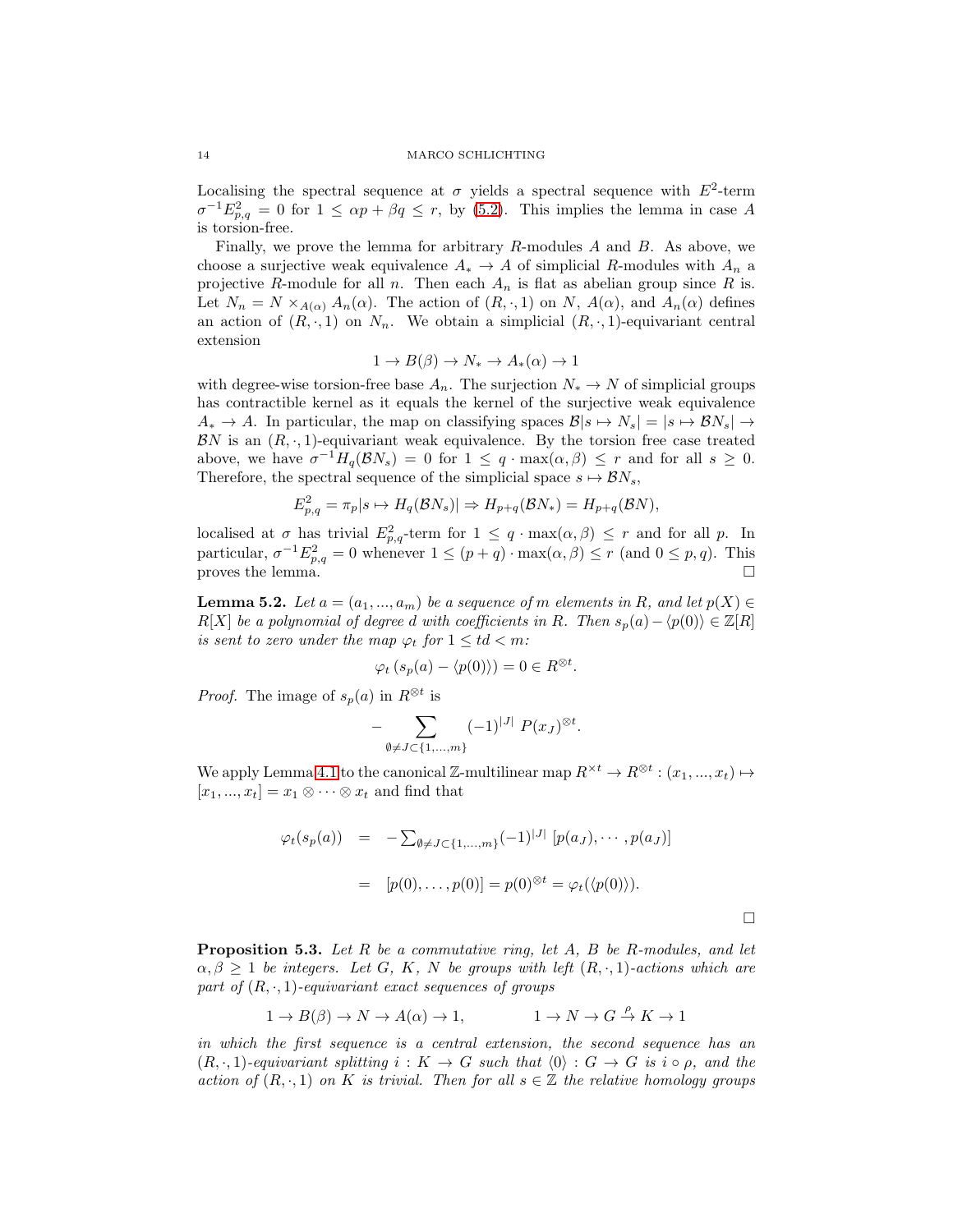Localising the spectral sequence at $\sigma$ yields a spectral sequence with $E^2$-term $\sigma^{-1}E^2_{p,q} = 0$ for $1 \leq \alpha p + \beta q \leq r$, by (5.2). This implies the lemma in case $A$ is torsion-free.

Finally, we prove the lemma for arbitrary $R$-modules $A$ and $B$. As above, we choose a surjective weak equivalence $A_* \to A$ of simplicial $R$-modules with $A_n$ a projective $R$-module for all $n$. Then each $A_n$ is flat as abelian group since $R$ is. Let $N_n = N \times_{A(\alpha)} A_n(\alpha)$. The action of $(R, \cdot, 1)$ on $N$, $A(\alpha)$, and $A_n(\alpha)$ defines an action of $(R, \cdot, 1)$ on $N_n$. We obtain a simplicial $(R, \cdot, 1)$-equivariant central extension

$$1 \to B(\beta) \to N_* \to A_*(\alpha) \to 1$$

with degree-wise torsion-free base $A_n$. The surjection $N_* \to N$ of simplicial groups has contractible kernel as it equals the kernel of the surjective weak equivalence $A_* \to A$. In particular, the map on classifying spaces $\mathcal{B}|s \mapsto N_s| = |s \mapsto \mathcal{B}N_s| \to \mathcal{B}N$ is an $(R, \cdot, 1)$-equivariant weak equivalence. By the torsion free case treated above, we have $\sigma^{-1}H_q(\mathcal{B}N_s) = 0$ for $1 \leq q \cdot \max(\alpha, \beta) \leq r$ and for all $s \geq 0$. Therefore, the spectral sequence of the simplicial space $s \mapsto \mathcal{B}N_s$,

$$E^2_{p,q} = \pi_p|s \mapsto H_q(\mathcal{B}N_s)| \Rightarrow H_{p+q}(\mathcal{B}N_*) = H_{p+q}(\mathcal{B}N),$$

localised at $\sigma$ has trivial $E^2_{p,q}$-term for $1 \leq q \cdot \max(\alpha, \beta) \leq r$ and for all $p$. In particular, $\sigma^{-1}E^2_{p,q} = 0$ whenever $1 \leq (p+q) \cdot \max(\alpha, \beta) \leq r$ (and $0 \leq p, q$). This proves the lemma. $\square$

**Lemma 5.2.** *Let $a = (a_1, ..., a_m)$ be a sequence of $m$ elements in $R$, and let $p(X) \in R[X]$ be a polynomial of degree $d$ with coefficients in $R$. Then $s_p(a) - \langle p(0) \rangle \in \mathbb{Z}[R]$ is sent to zero under the map $\varphi_t$ for $1 \leq td < m$:*

$$\varphi_t\left(s_p(a) - \langle p(0)\rangle\right) = 0 \in R^{\otimes t}.$$

*Proof.* The image of $s_p(a)$ in $R^{\otimes t}$ is

$$-\sum_{\emptyset \neq J \subset \{1,...,m\}} (-1)^{|J|}\ P(x_J)^{\otimes t}.$$

We apply Lemma 4.1 to the canonical $\mathbb{Z}$-multilinear map $R^{\times t} \to R^{\otimes t} : (x_1, ..., x_t) \mapsto [x_1, ..., x_t] = x_1 \otimes \cdots \otimes x_t$ and find that

$$\begin{aligned}
\varphi_t(s_p(a)) &= -\textstyle\sum_{\emptyset \neq J \subset \{1,...,m\}} (-1)^{|J|}\ [p(a_J), \cdots, p(a_J)] \\
&= [p(0), \ldots, p(0)] = p(0)^{\otimes t} = \varphi_t(\langle p(0)\rangle).
\end{aligned}$$

$\square$

**Proposition 5.3.** *Let $R$ be a commutative ring, let $A$, $B$ be $R$-modules, and let $\alpha, \beta \geq 1$ be integers. Let $G$, $K$, $N$ be groups with left $(R, \cdot, 1)$-actions which are part of $(R, \cdot, 1)$-equivariant exact sequences of groups*

$$1 \to B(\beta) \to N \to A(\alpha) \to 1, \qquad\qquad 1 \to N \to G \stackrel{\rho}{\to} K \to 1$$

*in which the first sequence is a central extension, the second sequence has an $(R, \cdot, 1)$-equivariant splitting $i : K \to G$ such that $\langle 0 \rangle : G \to G$ is $i \circ \rho$, and the action of $(R, \cdot, 1)$ on $K$ is trivial. Then for all $s \in \mathbb{Z}$ the relative homology groups*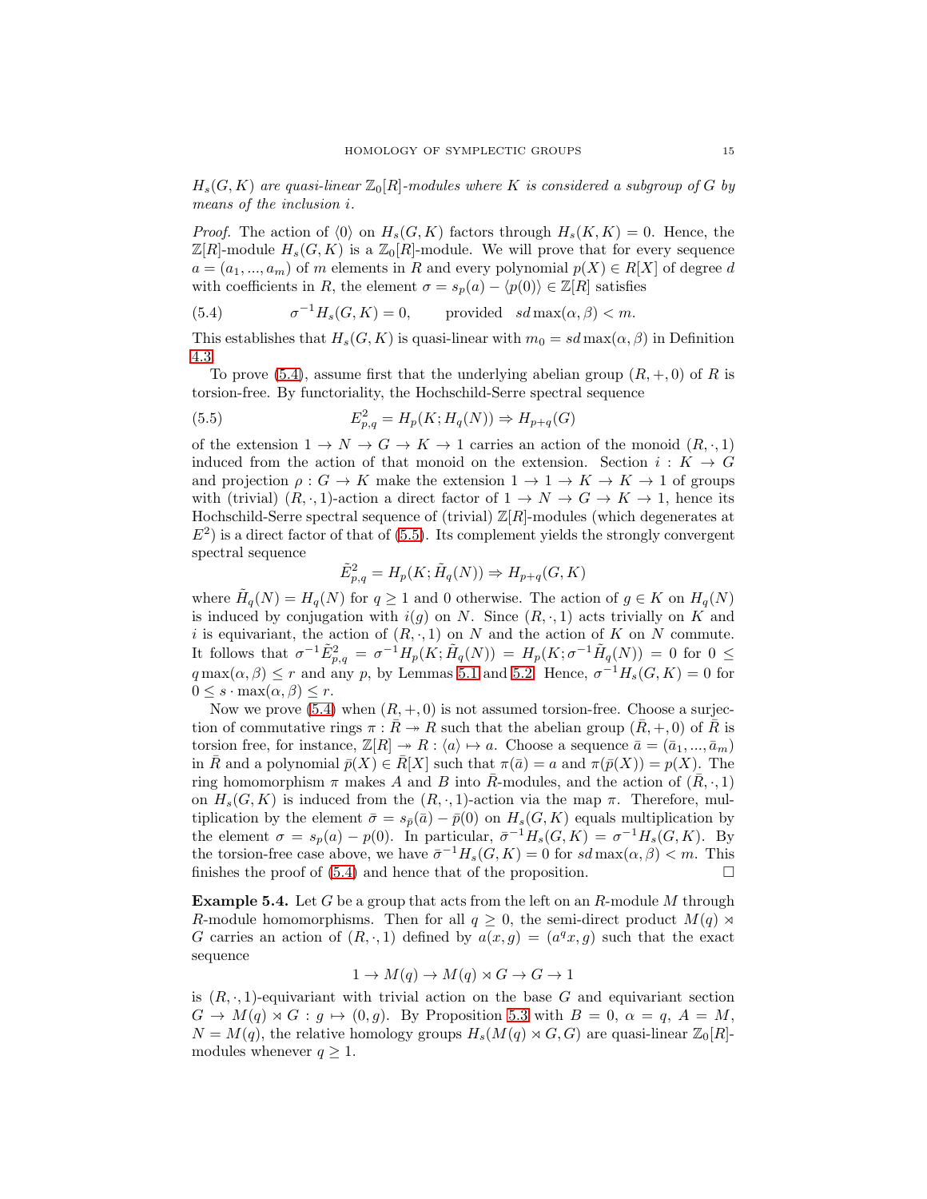*$H_s(G,K)$ are quasi-linear $\mathbb{Z}_0[R]$-modules where $K$ is considered a subgroup of $G$ by means of the inclusion $i$.*

*Proof.* The action of $\langle 0\rangle$ on $H_s(G,K)$ factors through $H_s(K,K)=0$. Hence, the $\mathbb{Z}[R]$-module $H_s(G,K)$ is a $\mathbb{Z}_0[R]$-module. We will prove that for every sequence $a=(a_1,...,a_m)$ of $m$ elements in $R$ and every polynomial $p(X)\in R[X]$ of degree $d$ with coefficients in $R$, the element $\sigma = s_p(a) - \langle p(0)\rangle \in \mathbb{Z}[R]$ satisfies

$$\sigma^{-1}H_s(G,K) = 0, \qquad \text{provided} \quad sd\max(\alpha,\beta) < m. \tag{5.4}$$

This establishes that $H_s(G,K)$ is quasi-linear with $m_0 = sd\max(\alpha,\beta)$ in Definition 4.3.

To prove (5.4), assume first that the underlying abelian group $(R,+,0)$ of $R$ is torsion-free. By functoriality, the Hochschild-Serre spectral sequence

$$E^2_{p,q} = H_p(K;H_q(N)) \Rightarrow H_{p+q}(G) \tag{5.5}$$

of the extension $1\to N\to G\to K\to 1$ carries an action of the monoid $(R,\cdot,1)$ induced from the action of that monoid on the extension. Section $i:K\to G$ and projection $\rho: G\to K$ make the extension $1\to 1\to K\to K\to 1$ of groups with (trivial) $(R,\cdot,1)$-action a direct factor of $1\to N\to G\to K\to 1$, hence its Hochschild-Serre spectral sequence of (trivial) $\mathbb{Z}[R]$-modules (which degenerates at $E^2$) is a direct factor of that of (5.5). Its complement yields the strongly convergent spectral sequence

$$\tilde{E}^2_{p,q} = H_p(K;\tilde{H}_q(N)) \Rightarrow H_{p+q}(G,K)$$

where $\tilde{H}_q(N) = H_q(N)$ for $q\geq 1$ and $0$ otherwise. The action of $g\in K$ on $H_q(N)$ is induced by conjugation with $i(g)$ on $N$. Since $(R,\cdot,1)$ acts trivially on $K$ and $i$ is equivariant, the action of $(R,\cdot,1)$ on $N$ and the action of $K$ on $N$ commute. It follows that $\sigma^{-1}\tilde{E}^2_{p,q} = \sigma^{-1}H_p(K;\tilde{H}_q(N)) = H_p(K;\sigma^{-1}\tilde{H}_q(N)) = 0$ for $0\leq q\max(\alpha,\beta)\leq r$ and any $p$, by Lemmas 5.1 and 5.2. Hence, $\sigma^{-1}H_s(G,K)=0$ for $0\leq s\cdot\max(\alpha,\beta)\leq r$.

Now we prove (5.4) when $(R,+,0)$ is not assumed torsion-free. Choose a surjection of commutative rings $\pi:\bar{R}\twoheadrightarrow R$ such that the abelian group $(\bar{R},+,0)$ of $\bar{R}$ is torsion free, for instance, $\mathbb{Z}[R]\twoheadrightarrow R: \langle a\rangle\mapsto a$. Choose a sequence $\bar{a}=(\bar{a}_1,...,\bar{a}_m)$ in $\bar{R}$ and a polynomial $\bar{p}(X)\in\bar{R}[X]$ such that $\pi(\bar{a})=a$ and $\pi(\bar{p}(X))=p(X)$. The ring homomorphism $\pi$ makes $A$ and $B$ into $\bar{R}$-modules, and the action of $(\bar{R},\cdot,1)$ on $H_s(G,K)$ is induced from the $(R,\cdot,1)$-action via the map $\pi$. Therefore, multiplication by the element $\bar{\sigma} = s_{\bar{p}}(\bar{a}) - \bar{p}(0)$ on $H_s(G,K)$ equals multiplication by the element $\sigma = s_p(a)-p(0)$. In particular, $\bar{\sigma}^{-1}H_s(G,K) = \sigma^{-1}H_s(G,K)$. By the torsion-free case above, we have $\bar{\sigma}^{-1}H_s(G,K)=0$ for $sd\max(\alpha,\beta)<m$. This finishes the proof of (5.4) and hence that of the proposition. □

**Example 5.4.** Let $G$ be a group that acts from the left on an $R$-module $M$ through $R$-module homomorphisms. Then for all $q\geq 0$, the semi-direct product $M(q)\rtimes G$ carries an action of $(R,\cdot,1)$ defined by $a(x,g) = (a^q x, g)$ such that the exact sequence

$$1\to M(q)\to M(q)\rtimes G\to G\to 1$$

is $(R,\cdot,1)$-equivariant with trivial action on the base $G$ and equivariant section $G\to M(q)\rtimes G: g\mapsto (0,g)$. By Proposition 5.3 with $B=0$, $\alpha=q$, $A=M$, $N=M(q)$, the relative homology groups $H_s(M(q)\rtimes G, G)$ are quasi-linear $\mathbb{Z}_0[R]$-modules whenever $q\geq 1$.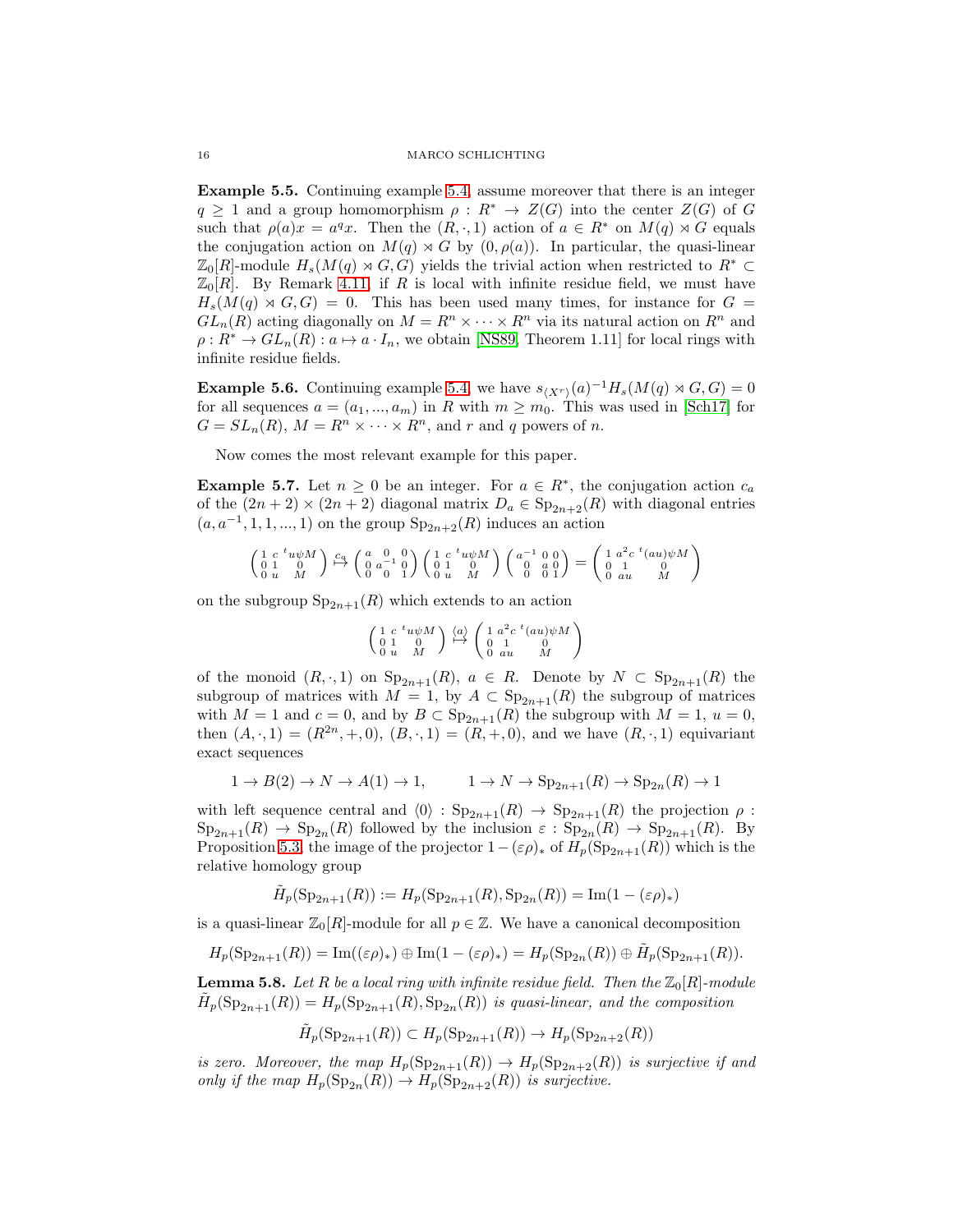**Example 5.5.** Continuing example 5.4, assume moreover that there is an integer $q \geq 1$ and a group homomorphism $\rho : R^* \to Z(G)$ into the center $Z(G)$ of $G$ such that $\rho(a)x = a^q x$. Then the $(R, \cdot, 1)$ action of $a \in R^*$ on $M(q) \rtimes G$ equals the conjugation action on $M(q) \rtimes G$ by $(0, \rho(a))$. In particular, the quasi-linear $\mathbb{Z}_0[R]$-module $H_s(M(q) \rtimes G, G)$ yields the trivial action when restricted to $R^* \subset \mathbb{Z}_0[R]$. By Remark 4.11, if $R$ is local with infinite residue field, we must have $H_s(M(q) \rtimes G, G) = 0$. This has been used many times, for instance for $G = GL_n(R)$ acting diagonally on $M = R^n \times \cdots \times R^n$ via its natural action on $R^n$ and $\rho : R^* \to GL_n(R) : a \mapsto a \cdot I_n$, we obtain [NS89, Theorem 1.11] for local rings with infinite residue fields.

**Example 5.6.** Continuing example 5.4, we have $s_{\langle X^r \rangle}(a)^{-1} H_s(M(q) \rtimes G, G) = 0$ for all sequences $a = (a_1, ..., a_m)$ in $R$ with $m \geq m_0$. This was used in [Sch17] for $G = SL_n(R)$, $M = R^n \times \cdots \times R^n$, and $r$ and $q$ powers of $n$.

Now comes the most relevant example for this paper.

**Example 5.7.** Let $n \geq 0$ be an integer. For $a \in R^*$, the conjugation action $c_a$ of the $(2n+2) \times (2n+2)$ diagonal matrix $D_a \in \mathrm{Sp}_{2n+2}(R)$ with diagonal entries $(a, a^{-1}, 1, 1, ..., 1)$ on the group $\mathrm{Sp}_{2n+2}(R)$ induces an action

$$\begin{pmatrix} 1 & c & {}^t u\psi M \\ 0 & 1 & 0 \\ 0 & u & M \end{pmatrix} \overset{c_a}{\mapsto} \begin{pmatrix} a & 0 & 0 \\ 0 & a^{-1} & 0 \\ 0 & 0 & 1 \end{pmatrix} \begin{pmatrix} 1 & c & {}^t u\psi M \\ 0 & 1 & 0 \\ 0 & u & M \end{pmatrix} \begin{pmatrix} a^{-1} & 0 & 0 \\ 0 & a & 0 \\ 0 & 0 & 1 \end{pmatrix} = \begin{pmatrix} 1 & a^2 c & {}^t (au)\psi M \\ 0 & 1 & 0 \\ 0 & au & M \end{pmatrix}$$

on the subgroup $\mathrm{Sp}_{2n+1}(R)$ which extends to an action

$$\begin{pmatrix} 1 & c & {}^t u\psi M \\ 0 & 1 & 0 \\ 0 & u & M \end{pmatrix} \overset{\langle a \rangle}{\mapsto} \begin{pmatrix} 1 & a^2 c & {}^t (au)\psi M \\ 0 & 1 & 0 \\ 0 & au & M \end{pmatrix}$$

of the monoid $(R, \cdot, 1)$ on $\mathrm{Sp}_{2n+1}(R)$, $a \in R$. Denote by $N \subset \mathrm{Sp}_{2n+1}(R)$ the subgroup of matrices with $M = 1$, by $A \subset \mathrm{Sp}_{2n+1}(R)$ the subgroup of matrices with $M = 1$ and $c = 0$, and by $B \subset \mathrm{Sp}_{2n+1}(R)$ the subgroup with $M = 1$, $u = 0$, then $(A, \cdot, 1) = (R^{2n}, +, 0)$, $(B, \cdot, 1) = (R, +, 0)$, and we have $(R, \cdot, 1)$ equivariant exact sequences

$$1 \to B(2) \to N \to A(1) \to 1, \qquad 1 \to N \to \mathrm{Sp}_{2n+1}(R) \to \mathrm{Sp}_{2n}(R) \to 1$$

with left sequence central and $\langle 0 \rangle : \mathrm{Sp}_{2n+1}(R) \to \mathrm{Sp}_{2n+1}(R)$ the projection $\rho : \mathrm{Sp}_{2n+1}(R) \to \mathrm{Sp}_{2n}(R)$ followed by the inclusion $\varepsilon : \mathrm{Sp}_{2n}(R) \to \mathrm{Sp}_{2n+1}(R)$. By Proposition 5.3, the image of the projector $1 - (\varepsilon\rho)_*$ of $H_p(\mathrm{Sp}_{2n+1}(R))$ which is the relative homology group

$$\tilde{H}_p(\mathrm{Sp}_{2n+1}(R)) := H_p(\mathrm{Sp}_{2n+1}(R), \mathrm{Sp}_{2n}(R)) = \mathrm{Im}(1 - (\varepsilon\rho)_*)$$

is a quasi-linear $\mathbb{Z}_0[R]$-module for all $p \in \mathbb{Z}$. We have a canonical decomposition

$$H_p(\mathrm{Sp}_{2n+1}(R)) = \mathrm{Im}((\varepsilon\rho)_*) \oplus \mathrm{Im}(1 - (\varepsilon\rho)_*) = H_p(\mathrm{Sp}_{2n}(R)) \oplus \tilde{H}_p(\mathrm{Sp}_{2n+1}(R)).$$

**Lemma 5.8.** *Let $R$ be a local ring with infinite residue field. Then the $\mathbb{Z}_0[R]$-module $\tilde{H}_p(\mathrm{Sp}_{2n+1}(R)) = H_p(\mathrm{Sp}_{2n+1}(R), \mathrm{Sp}_{2n}(R))$ is quasi-linear, and the composition*

$$\tilde{H}_p(\mathrm{Sp}_{2n+1}(R)) \subset H_p(\mathrm{Sp}_{2n+1}(R)) \to H_p(\mathrm{Sp}_{2n+2}(R))$$

*is zero. Moreover, the map $H_p(\mathrm{Sp}_{2n+1}(R)) \to H_p(\mathrm{Sp}_{2n+2}(R))$ is surjective if and only if the map $H_p(\mathrm{Sp}_{2n}(R)) \to H_p(\mathrm{Sp}_{2n+2}(R))$ is surjective.*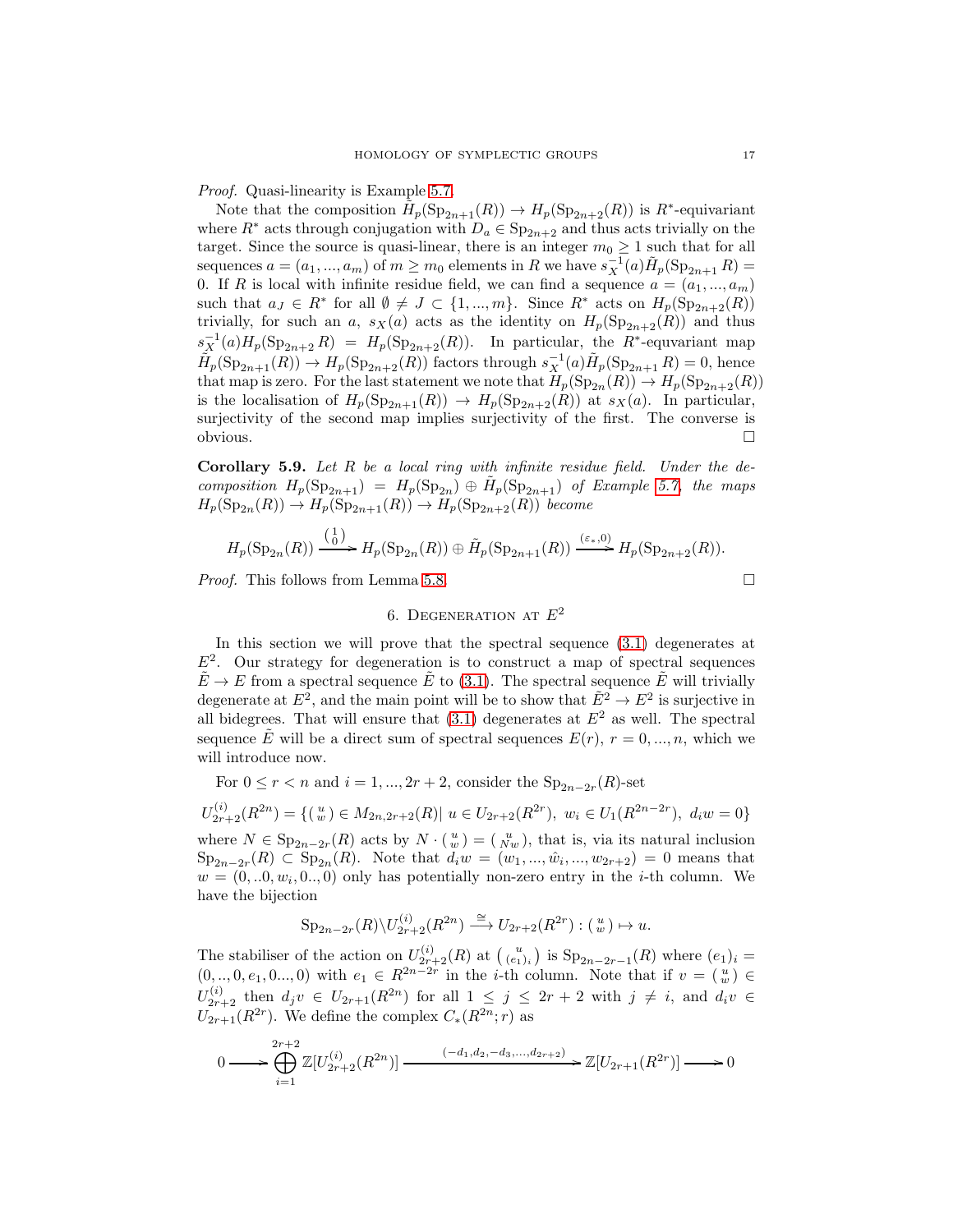*Proof.* Quasi-linearity is Example 5.7.

Note that the composition $\tilde{H}_p(\mathrm{Sp}_{2n+1}(R)) \to H_p(\mathrm{Sp}_{2n+2}(R))$ is $R^*$-equivariant where $R^*$ acts through conjugation with $D_a \in \mathrm{Sp}_{2n+2}$ and thus acts trivially on the target. Since the source is quasi-linear, there is an integer $m_0 \geq 1$ such that for all sequences $a = (a_1, ..., a_m)$ of $m \geq m_0$ elements in $R$ we have $s_X^{-1}(a)\tilde{H}_p(\mathrm{Sp}_{2n+1} R) = 0$. If $R$ is local with infinite residue field, we can find a sequence $a = (a_1, ..., a_m)$ such that $a_J \in R^*$ for all $\emptyset \neq J \subset \{1, ..., m\}$. Since $R^*$ acts on $H_p(\mathrm{Sp}_{2n+2}(R))$ trivially, for such an $a$, $s_X(a)$ acts as the identity on $H_p(\mathrm{Sp}_{2n+2}(R))$ and thus $s_X^{-1}(a)H_p(\mathrm{Sp}_{2n+2} R) = H_p(\mathrm{Sp}_{2n+2}(R))$. In particular, the $R^*$-equvariant map $\tilde{H}_p(\mathrm{Sp}_{2n+1}(R)) \to H_p(\mathrm{Sp}_{2n+2}(R))$ factors through $s_X^{-1}(a)\tilde{H}_p(\mathrm{Sp}_{2n+1} R) = 0$, hence that map is zero. For the last statement we note that $H_p(\mathrm{Sp}_{2n}(R)) \to H_p(\mathrm{Sp}_{2n+2}(R))$ is the localisation of $H_p(\mathrm{Sp}_{2n+1}(R)) \to H_p(\mathrm{Sp}_{2n+2}(R))$ at $s_X(a)$. In particular, surjectivity of the second map implies surjectivity of the first. The converse is obvious. $\square$

**Corollary 5.9.** *Let $R$ be a local ring with infinite residue field. Under the decomposition $H_p(\mathrm{Sp}_{2n+1}) = H_p(\mathrm{Sp}_{2n}) \oplus \tilde{H}_p(\mathrm{Sp}_{2n+1})$ of Example 5.7, the maps $H_p(\mathrm{Sp}_{2n}(R)) \to H_p(\mathrm{Sp}_{2n+1}(R)) \to H_p(\mathrm{Sp}_{2n+2}(R))$ become*

$$H_p(\mathrm{Sp}_{2n}(R)) \xrightarrow{\binom{1}{0}} H_p(\mathrm{Sp}_{2n}(R)) \oplus \tilde{H}_p(\mathrm{Sp}_{2n+1}(R)) \xrightarrow{(\varepsilon_*, 0)} H_p(\mathrm{Sp}_{2n+2}(R)).$$

*Proof.* This follows from Lemma 5.8. $\square$

## 6. Degeneration at $E^2$

In this section we will prove that the spectral sequence (3.1) degenerates at $E^2$. Our strategy for degeneration is to construct a map of spectral sequences $\tilde{E} \to E$ from a spectral sequence $\tilde{E}$ to (3.1). The spectral sequence $\tilde{E}$ will trivially degenerate at $E^2$, and the main point will be to show that $\tilde{E}^2 \to E^2$ is surjective in all bidegrees. That will ensure that (3.1) degenerates at $E^2$ as well. The spectral sequence $\tilde{E}$ will be a direct sum of spectral sequences $E(r)$, $r = 0, ..., n$, which we will introduce now.

For $0 \leq r < n$ and $i = 1, ..., 2r+2$, consider the $\mathrm{Sp}_{2n-2r}(R)$-set

$$U^{(i)}_{2r+2}(R^{2n}) = \{\left(\begin{smallmatrix} u \\ w \end{smallmatrix}\right) \in M_{2n,2r+2}(R) |\ u \in U_{2r+2}(R^{2r}),\ w_i \in U_1(R^{2n-2r}),\ d_i w = 0\}$$

where $N \in \mathrm{Sp}_{2n-2r}(R)$ acts by $N \cdot \left(\begin{smallmatrix} u \\ w \end{smallmatrix}\right) = \left(\begin{smallmatrix} u \\ Nw \end{smallmatrix}\right)$, that is, via its natural inclusion $\mathrm{Sp}_{2n-2r}(R) \subset \mathrm{Sp}_{2n}(R)$. Note that $d_i w = (w_1, ..., \hat{w}_i, ..., w_{2r+2}) = 0$ means that $w = (0, ..0, w_i, 0..., 0)$ only has potentially non-zero entry in the $i$-th column. We have the bijection

$$\mathrm{Sp}_{2n-2r}(R)\backslash U^{(i)}_{2r+2}(R^{2n}) \xrightarrow{\cong} U_{2r+2}(R^{2r}) : \left(\begin{smallmatrix} u \\ w \end{smallmatrix}\right) \mapsto u.$$

The stabiliser of the action on $U^{(i)}_{2r+2}(R)$ at $\left(\begin{smallmatrix} u \\ (e_1)_i \end{smallmatrix}\right)$ is $\mathrm{Sp}_{2n-2r-1}(R)$ where $(e_1)_i = (0, .., 0, e_1, 0..., 0)$ with $e_1 \in R^{2n-2r}$ in the $i$-th column. Note that if $v = \left(\begin{smallmatrix} u \\ w \end{smallmatrix}\right) \in U^{(i)}_{2r+2}$ then $d_j v \in U_{2r+1}(R^{2n})$ for all $1 \leq j \leq 2r+2$ with $j \neq i$, and $d_i v \in U_{2r+1}(R^{2r})$. We define the complex $C_*(R^{2n}; r)$ as

$$0 \longrightarrow \bigoplus_{i=1}^{2r+2} \mathbb{Z}[U^{(i)}_{2r+2}(R^{2n})] \xrightarrow{(-d_1, d_2, -d_3, ..., d_{2r+2})} \mathbb{Z}[U_{2r+1}(R^{2r})] \longrightarrow 0$$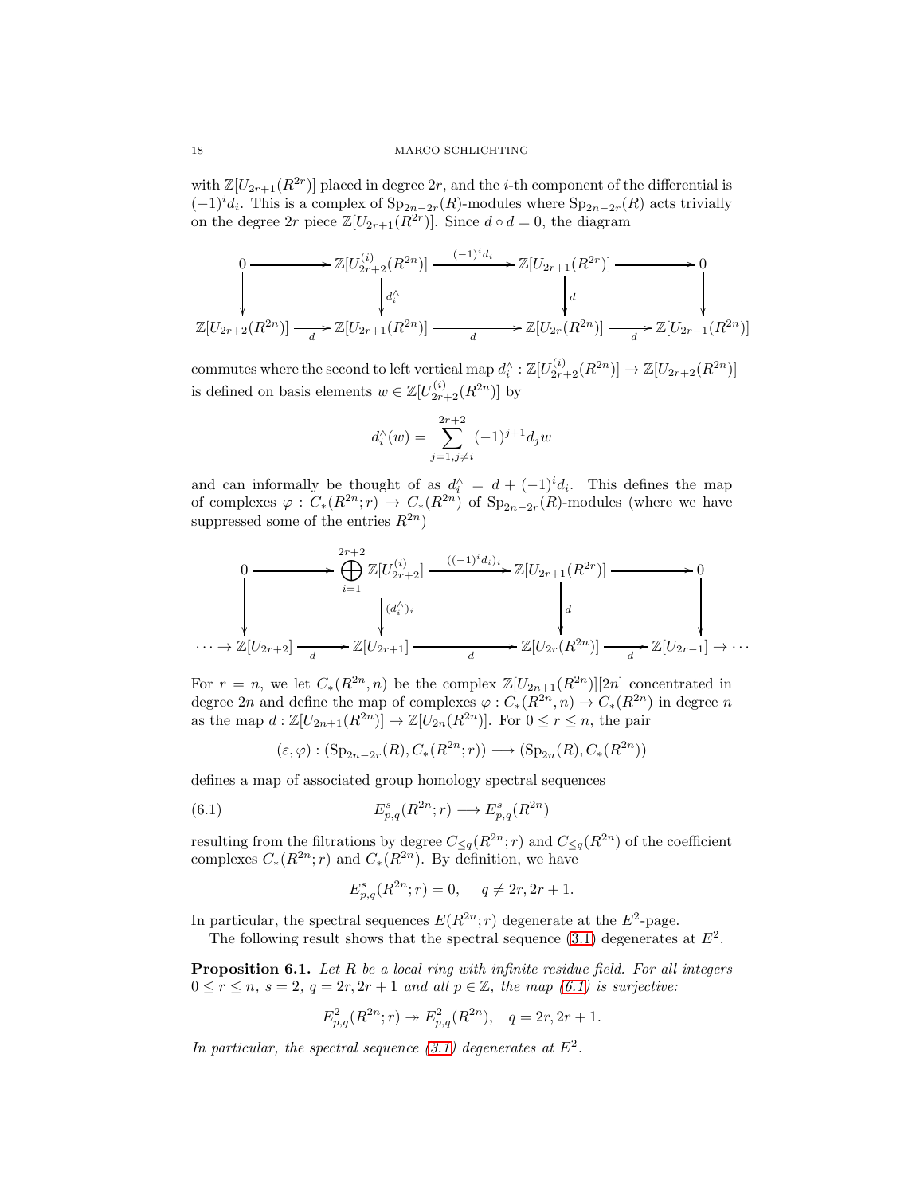with $\mathbb{Z}[U_{2r+1}(R^{2r})]$ placed in degree $2r$, and the $i$-th component of the differential is $(-1)^i d_i$. This is a complex of $\mathrm{Sp}_{2n-2r}(R)$-modules where $\mathrm{Sp}_{2n-2r}(R)$ acts trivially on the degree $2r$ piece $\mathbb{Z}[U_{2r+1}(R^{2r})]$. Since $d \circ d = 0$, the diagram

$$
\begin{array}{ccccccc}
0 & \longrightarrow & \mathbb{Z}[U^{(i)}_{2r+2}(R^{2n})] & \xrightarrow{(-1)^i d_i} & \mathbb{Z}[U_{2r+1}(R^{2r})] & \longrightarrow & 0 \\
\downarrow & & \downarrow{\scriptstyle d_i^\wedge} & & \downarrow{\scriptstyle d} & & \downarrow \\
\mathbb{Z}[U_{2r+2}(R^{2n})] & \xrightarrow[d]{} & \mathbb{Z}[U_{2r+1}(R^{2n})] & \xrightarrow[d]{} & \mathbb{Z}[U_{2r}(R^{2n})] & \xrightarrow[d]{} & \mathbb{Z}[U_{2r-1}(R^{2n})]
\end{array}
$$

commutes where the second to left vertical map $d_i^\wedge : \mathbb{Z}[U^{(i)}_{2r+2}(R^{2n})] \to \mathbb{Z}[U_{2r+2}(R^{2n})]$ is defined on basis elements $w \in \mathbb{Z}[U^{(i)}_{2r+2}(R^{2n})]$ by

$$d_i^\wedge(w) = \sum_{j=1, j\neq i}^{2r+2} (-1)^{j+1} d_j w$$

and can informally be thought of as $d_i^\wedge = d + (-1)^i d_i$. This defines the map of complexes $\varphi : C_*(R^{2n}; r) \to C_*(R^{2n})$ of $\mathrm{Sp}_{2n-2r}(R)$-modules (where we have suppressed some of the entries $R^{2n}$)

$$
\begin{array}{ccccccc}
0 & \longrightarrow & \bigoplus_{i=1}^{2r+2} \mathbb{Z}[U^{(i)}_{2r+2}] & \xrightarrow{((-1)^i d_i)_i} & \mathbb{Z}[U_{2r+1}(R^{2r})] & \longrightarrow & 0 \\
\downarrow & & \downarrow{\scriptstyle (d_i^\wedge)_i} & & \downarrow{\scriptstyle d} & & \downarrow \\
\cdots \to \mathbb{Z}[U_{2r+2}] & \xrightarrow[d]{} & \mathbb{Z}[U_{2r+1}] & \xrightarrow[d]{} & \mathbb{Z}[U_{2r}(R^{2n})] & \xrightarrow[d]{} & \mathbb{Z}[U_{2r-1}] \to \cdots
\end{array}
$$

For $r = n$, we let $C_*(R^{2n}, n)$ be the complex $\mathbb{Z}[U_{2n+1}(R^{2n})][2n]$ concentrated in degree $2n$ and define the map of complexes $\varphi : C_*(R^{2n}, n) \to C_*(R^{2n})$ in degree $n$ as the map $d : \mathbb{Z}[U_{2n+1}(R^{2n})] \to \mathbb{Z}[U_{2n}(R^{2n})]$. For $0 \le r \le n$, the pair

$$(\varepsilon, \varphi) : (\mathrm{Sp}_{2n-2r}(R), C_*(R^{2n}; r)) \longrightarrow (\mathrm{Sp}_{2n}(R), C_*(R^{2n}))$$

defines a map of associated group homology spectral sequences

$$E^s_{p,q}(R^{2n}; r) \longrightarrow E^s_{p,q}(R^{2n}) \tag{6.1}$$

resulting from the filtrations by degree $C_{\le q}(R^{2n}; r)$ and $C_{\le q}(R^{2n})$ of the coefficient complexes $C_*(R^{2n}; r)$ and $C_*(R^{2n})$. By definition, we have

$$E^s_{p,q}(R^{2n}; r) = 0, \quad q \neq 2r, 2r+1.$$

In particular, the spectral sequences $E(R^{2n}; r)$ degenerate at the $E^2$-page.

The following result shows that the spectral sequence (3.1) degenerates at $E^2$.

**Proposition 6.1.** *Let $R$ be a local ring with infinite residue field. For all integers $0 \le r \le n$, $s = 2$, $q = 2r, 2r+1$ and all $p \in \mathbb{Z}$, the map (6.1) is surjective:*

$$E^2_{p,q}(R^{2n}; r) \twoheadrightarrow E^2_{p,q}(R^{2n}), \quad q = 2r, 2r+1.$$

*In particular, the spectral sequence (3.1) degenerates at $E^2$.*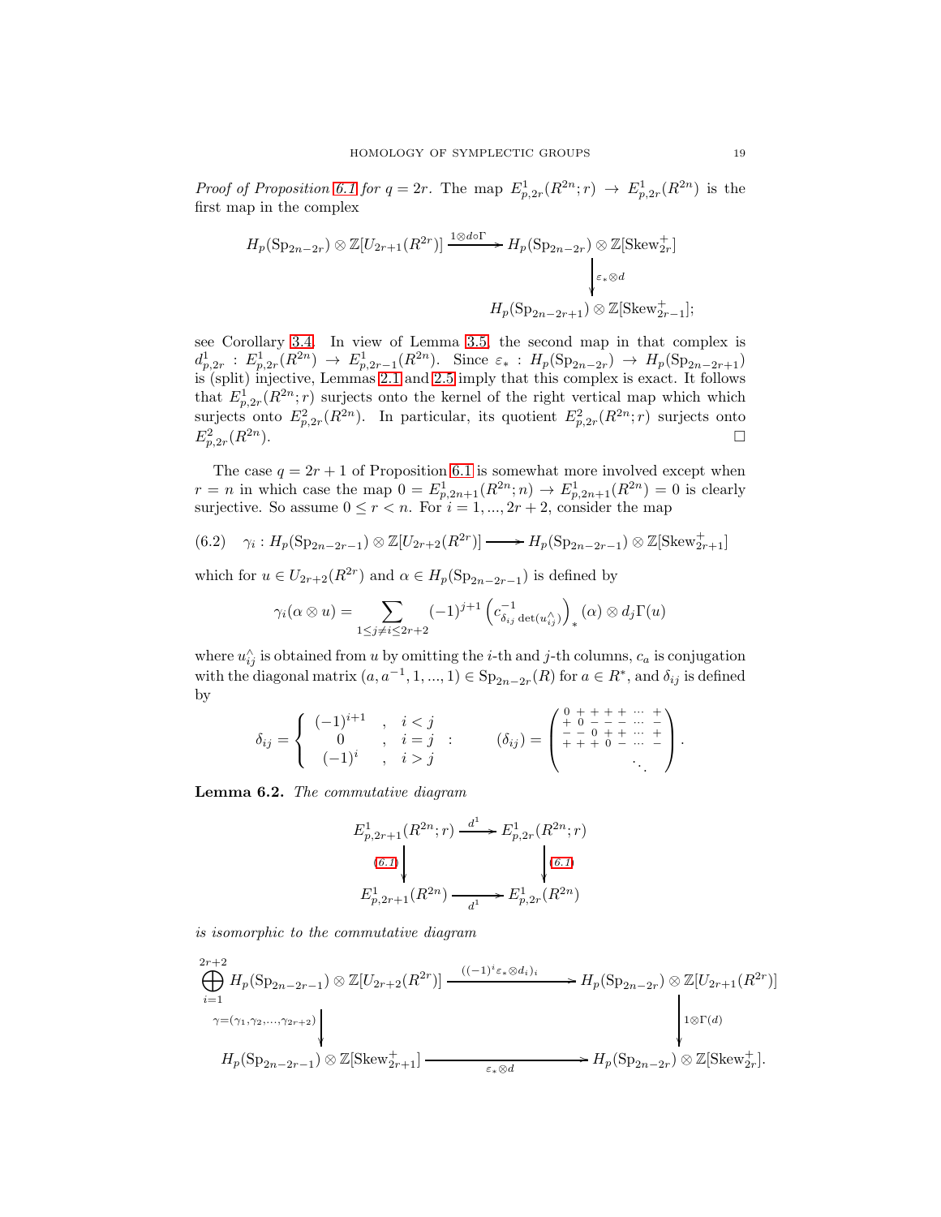*Proof of Proposition 6.1 for $q = 2r$.* The map $E^1_{p,2r}(R^{2n}; r) \to E^1_{p,2r}(R^{2n})$ is the first map in the complex

$$
\begin{array}{ccc}
H_p(\mathrm{Sp}_{2n-2r}) \otimes \mathbb{Z}[U_{2r+1}(R^{2r})] & \xrightarrow{1\otimes d\circ\Gamma} & H_p(\mathrm{Sp}_{2n-2r}) \otimes \mathbb{Z}[\mathrm{Skew}^+_{2r}] \\
 & & \Big\downarrow {\scriptstyle \varepsilon_*\otimes d} \\
 & & H_p(\mathrm{Sp}_{2n-2r+1}) \otimes \mathbb{Z}[\mathrm{Skew}^+_{2r-1}];
\end{array}
$$

see Corollary 3.4. In view of Lemma 3.5, the second map in that complex is $d^1_{p,2r} : E^1_{p,2r}(R^{2n}) \to E^1_{p,2r-1}(R^{2n})$. Since $\varepsilon_* : H_p(\mathrm{Sp}_{2n-2r}) \to H_p(\mathrm{Sp}_{2n-2r+1})$ is (split) injective, Lemmas 2.1 and 2.5 imply that this complex is exact. It follows that $E^1_{p,2r}(R^{2n}; r)$ surjects onto the kernel of the right vertical map which which surjects onto $E^2_{p,2r}(R^{2n})$. In particular, its quotient $E^2_{p,2r}(R^{2n}; r)$ surjects onto $E^2_{p,2r}(R^{2n})$. □

The case $q = 2r + 1$ of Proposition 6.1 is somewhat more involved except when $r = n$ in which case the map $0 = E^1_{p,2n+1}(R^{2n}; n) \to E^1_{p,2n+1}(R^{2n}) = 0$ is clearly surjective. So assume $0 \le r < n$. For $i = 1, ..., 2r + 2$, consider the map

$$
\gamma_i : H_p(\mathrm{Sp}_{2n-2r-1}) \otimes \mathbb{Z}[U_{2r+2}(R^{2r})] \longrightarrow H_p(\mathrm{Sp}_{2n-2r-1}) \otimes \mathbb{Z}[\mathrm{Skew}^+_{2r+1}] \tag{6.2}
$$

which for $u \in U_{2r+2}(R^{2r})$ and $\alpha \in H_p(\mathrm{Sp}_{2n-2r-1})$ is defined by

$$
\gamma_i(\alpha \otimes u) = \sum_{1\le j\ne i\le 2r+2} (-1)^{j+1} \left(c^{-1}_{\delta_{ij}\det(u^\wedge_{ij})}\right)_*(\alpha) \otimes d_j\Gamma(u)
$$

where $u^\wedge_{ij}$ is obtained from $u$ by omitting the $i$-th and $j$-th columns, $c_a$ is conjugation with the diagonal matrix $(a, a^{-1}, 1, ..., 1) \in \mathrm{Sp}_{2n-2r}(R)$ for $a \in R^*$, and $\delta_{ij}$ is defined by

$$
\delta_{ij} = \begin{cases} (-1)^{i+1} & , \quad i < j \\ 0 & , \quad i = j \\ (-1)^i & , \quad i > j \end{cases} : \qquad (\delta_{ij}) = \begin{pmatrix} 0 & + & + & + & + & \cdots & + \\ + & 0 & - & - & - & \cdots & - \\ - & - & 0 & + & + & \cdots & + \\ + & + & + & 0 & - & \cdots & - \\ & & & & & \ddots & \end{pmatrix}.
$$

**Lemma 6.2.** *The commutative diagram*

$$
\begin{array}{ccc}
E^1_{p,2r+1}(R^{2n}; r) & \xrightarrow{d^1} & E^1_{p,2r}(R^{2n}; r) \\
\Big\downarrow {\scriptstyle (6.1)} & & \Big\downarrow {\scriptstyle (6.1)} \\
E^1_{p,2r+1}(R^{2n}) & \xrightarrow[d^1]{} & E^1_{p,2r}(R^{2n})
\end{array}
$$

*is isomorphic to the commutative diagram*

$$
\begin{array}{ccc}
\bigoplus_{i=1}^{2r+2} H_p(\mathrm{Sp}_{2n-2r-1}) \otimes \mathbb{Z}[U_{2r+2}(R^{2r})] & \xrightarrow{((-1)^i\varepsilon_*\otimes d_i)_i} & H_p(\mathrm{Sp}_{2n-2r}) \otimes \mathbb{Z}[U_{2r+1}(R^{2r})] \\
\Big\downarrow {\scriptstyle \gamma=(\gamma_1,\gamma_2,\dots,\gamma_{2r+2})} & & \Big\downarrow {\scriptstyle 1\otimes\Gamma(d)} \\
H_p(\mathrm{Sp}_{2n-2r-1}) \otimes \mathbb{Z}[\mathrm{Skew}^+_{2r+1}] & \xrightarrow[\varepsilon_*\otimes d]{} & H_p(\mathrm{Sp}_{2n-2r}) \otimes \mathbb{Z}[\mathrm{Skew}^+_{2r}].
\end{array}
$$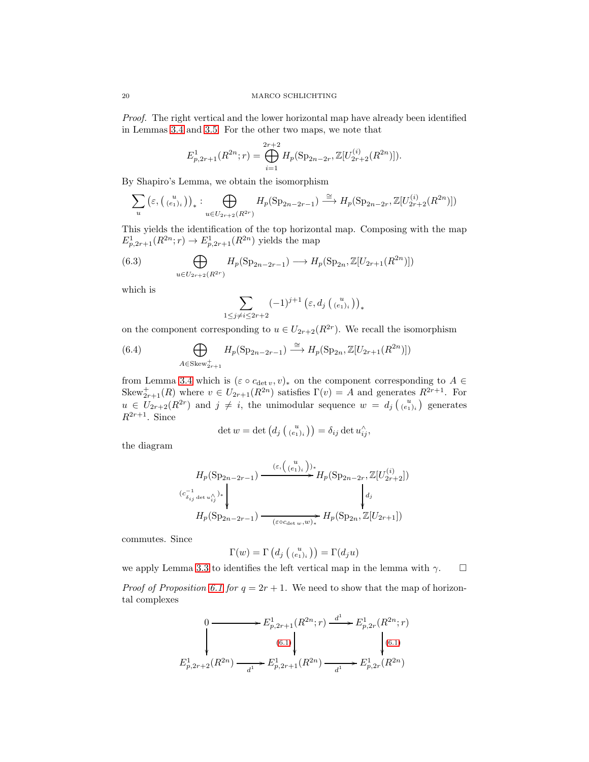*Proof.* The right vertical and the lower horizontal map have already been identified in Lemmas 3.4 and 3.5. For the other two maps, we note that

$$E^1_{p,2r+1}(R^{2n};r) = \bigoplus_{i=1}^{2r+2} H_p(\mathrm{Sp}_{2n-2r}, \mathbb{Z}[U^{(i)}_{2r+2}(R^{2n})]).$$

By Shapiro's Lemma, we obtain the isomorphism

$$\sum_u \left(\varepsilon, \left(\begin{smallmatrix} u \\ (e_1)_i \end{smallmatrix}\right)\right)_* : \bigoplus_{u \in U_{2r+2}(R^{2r})} H_p(\mathrm{Sp}_{2n-2r-1}) \xrightarrow{\cong} H_p(\mathrm{Sp}_{2n-2r}, \mathbb{Z}[U^{(i)}_{2r+2}(R^{2n})])$$

This yields the identification of the top horizontal map. Composing with the map $E^1_{p,2r+1}(R^{2n};r) \to E^1_{p,2r+1}(R^{2n})$ yields the map

$$\bigoplus_{u \in U_{2r+2}(R^{2r})} H_p(\mathrm{Sp}_{2n-2r-1}) \longrightarrow H_p(\mathrm{Sp}_{2n}, \mathbb{Z}[U_{2r+1}(R^{2n})]) \tag{6.3}$$

which is

$$\sum_{1 \le j \ne i \le 2r+2} (-1)^{j+1} \left(\varepsilon, d_j \left(\begin{smallmatrix} u \\ (e_1)_i \end{smallmatrix}\right)\right)_*$$

on the component corresponding to $u \in U_{2r+2}(R^{2r})$. We recall the isomorphism

$$\bigoplus_{A \in \mathrm{Skew}^+_{2r+1}} H_p(\mathrm{Sp}_{2n-2r-1}) \xrightarrow{\cong} H_p(\mathrm{Sp}_{2n}, \mathbb{Z}[U_{2r+1}(R^{2n})]) \tag{6.4}$$

from Lemma 3.4 which is $(\varepsilon \circ c_{\det v}, v)_*$ on the component corresponding to $A \in \mathrm{Skew}^+_{2r+1}(R)$ where $v \in U_{2r+1}(R^{2n})$ satisfies $\Gamma(v) = A$ and generates $R^{2r+1}$. For $u \in U_{2r+2}(R^{2r})$ and $j \ne i$, the unimodular sequence $w = d_j\left(\begin{smallmatrix} u \\ (e_1)_i \end{smallmatrix}\right)$ generates $R^{2r+1}$. Since

$$\det w = \det\left(d_j\left(\begin{smallmatrix} u \\ (e_1)_i \end{smallmatrix}\right)\right) = \delta_{ij} \det u^{\wedge}_{ij},$$

the diagram

$$\begin{array}{ccc}
H_p(\mathrm{Sp}_{2n-2r-1}) & \xrightarrow{(\varepsilon, \left(\begin{smallmatrix} u \\ (e_1)_i \end{smallmatrix}\right))_*} & H_p(\mathrm{Sp}_{2n-2r}, \mathbb{Z}[U^{(i)}_{2r+2}]) \\
\Big\downarrow {\scriptstyle (c^{-1}_{\delta_{ij}\det u^{\wedge}_{ij}})_*} & & \Big\downarrow {\scriptstyle d_j} \\
H_p(\mathrm{Sp}_{2n-2r-1}) & \xrightarrow[(\varepsilon \circ c_{\det w}, w)_*]{} & H_p(\mathrm{Sp}_{2n}, \mathbb{Z}[U_{2r+1}])
\end{array}$$

commutes. Since

$$\Gamma(w) = \Gamma\left(d_j\left(\begin{smallmatrix} u \\ (e_1)_i \end{smallmatrix}\right)\right) = \Gamma(d_j u)$$

we apply Lemma 3.3 to identifies the left vertical map in the lemma with $\gamma$. $\square$

*Proof of Proposition 6.1 for $q = 2r+1$.* We need to show that the map of horizontal complexes

$$\begin{array}{ccccc}
0 & \longrightarrow & E^1_{p,2r+1}(R^{2n};r) & \xrightarrow{d^1} & E^1_{p,2r}(R^{2n};r) \\
\Big\downarrow & & \Big\downarrow {\scriptstyle (6.1)} & & \Big\downarrow {\scriptstyle (6.1)} \\
E^1_{p,2r+2}(R^{2n}) & \xrightarrow[d^1]{} & E^1_{p,2r+1}(R^{2n}) & \xrightarrow[d^1]{} & E^1_{p,2r}(R^{2n})
\end{array}$$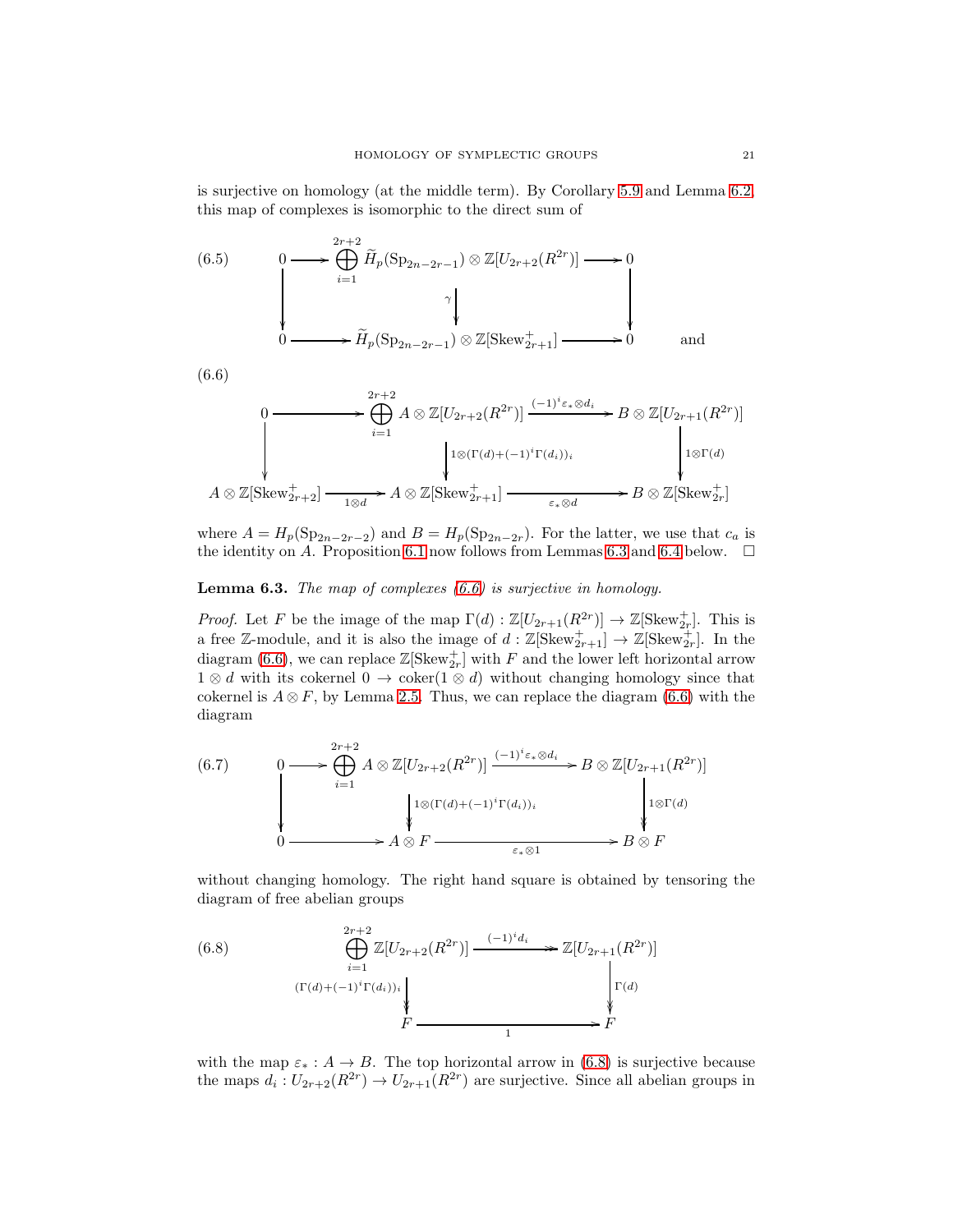is surjective on homology (at the middle term). By Corollary 5.9 and Lemma 6.2, this map of complexes is isomorphic to the direct sum of

$$
\text{(6.5)}\qquad
\begin{array}{ccccc}
0 & \longrightarrow & \displaystyle\bigoplus_{i=1}^{2r+2} \widetilde{H}_p(\mathrm{Sp}_{2n-2r-1}) \otimes \mathbb{Z}[U_{2r+2}(R^{2r})] & \longrightarrow & 0 \\
\downarrow & & \downarrow \gamma & & \downarrow \\
0 & \longrightarrow & \widetilde{H}_p(\mathrm{Sp}_{2n-2r-1}) \otimes \mathbb{Z}[\mathrm{Skew}^+_{2r+1}] & \longrightarrow & 0
\end{array}
\qquad \text{and}
$$

$$
\text{(6.6)}\qquad
\begin{array}{ccccc}
0 & \longrightarrow & \displaystyle\bigoplus_{i=1}^{2r+2} A \otimes \mathbb{Z}[U_{2r+2}(R^{2r})] & \xrightarrow{(-1)^i \varepsilon_* \otimes d_i} & B \otimes \mathbb{Z}[U_{2r+1}(R^{2r})] \\
\downarrow & & \downarrow {\scriptstyle 1 \otimes (\Gamma(d) + (-1)^i \Gamma(d_i))_i} & & \downarrow {\scriptstyle 1 \otimes \Gamma(d)} \\
A \otimes \mathbb{Z}[\mathrm{Skew}^+_{2r+2}] & \xrightarrow[1 \otimes d]{} & A \otimes \mathbb{Z}[\mathrm{Skew}^+_{2r+1}] & \xrightarrow[\varepsilon_* \otimes d]{} & B \otimes \mathbb{Z}[\mathrm{Skew}^+_{2r}]
\end{array}
$$

where $A = H_p(\mathrm{Sp}_{2n-2r-2})$ and $B = H_p(\mathrm{Sp}_{2n-2r})$. For the latter, we use that $c_a$ is the identity on $A$. Proposition 6.1 now follows from Lemmas 6.3 and 6.4 below. $\square$

**Lemma 6.3.** *The map of complexes (6.6) is surjective in homology.*

*Proof.* Let $F$ be the image of the map $\Gamma(d) : \mathbb{Z}[U_{2r+1}(R^{2r})] \to \mathbb{Z}[\mathrm{Skew}^+_{2r}]$. This is a free $\mathbb{Z}$-module, and it is also the image of $d : \mathbb{Z}[\mathrm{Skew}^+_{2r+1}] \to \mathbb{Z}[\mathrm{Skew}^+_{2r}]$. In the diagram (6.6), we can replace $\mathbb{Z}[\mathrm{Skew}^+_{2r}]$ with $F$ and the lower left horizontal arrow $1 \otimes d$ with its cokernel $0 \to \mathrm{coker}(1 \otimes d)$ without changing homology since that cokernel is $A \otimes F$, by Lemma 2.5. Thus, we can replace the diagram (6.6) with the diagram

$$
\text{(6.7)}\qquad
\begin{array}{ccccc}
0 & \longrightarrow & \displaystyle\bigoplus_{i=1}^{2r+2} A \otimes \mathbb{Z}[U_{2r+2}(R^{2r})] & \xrightarrow{(-1)^i \varepsilon_* \otimes d_i} & B \otimes \mathbb{Z}[U_{2r+1}(R^{2r})] \\
\downarrow & & \downarrow {\scriptstyle 1 \otimes (\Gamma(d) + (-1)^i \Gamma(d_i))_i} & & \downarrow {\scriptstyle 1 \otimes \Gamma(d)} \\
0 & \longrightarrow & A \otimes F & \xrightarrow[\varepsilon_* \otimes 1]{} & B \otimes F
\end{array}
$$

without changing homology. The right hand square is obtained by tensoring the diagram of free abelian groups

$$
\text{(6.8)}\qquad
\begin{array}{ccc}
\displaystyle\bigoplus_{i=1}^{2r+2} \mathbb{Z}[U_{2r+2}(R^{2r})] & \xrightarrow{(-1)^i d_i} & \mathbb{Z}[U_{2r+1}(R^{2r})] \\
{\scriptstyle (\Gamma(d) + (-1)^i \Gamma(d_i))_i} \downarrow & & \downarrow {\scriptstyle \Gamma(d)} \\
F & \xrightarrow[1]{} & F
\end{array}
$$

with the map $\varepsilon_* : A \to B$. The top horizontal arrow in (6.8) is surjective because the maps $d_i : U_{2r+2}(R^{2r}) \to U_{2r+1}(R^{2r})$ are surjective. Since all abelian groups in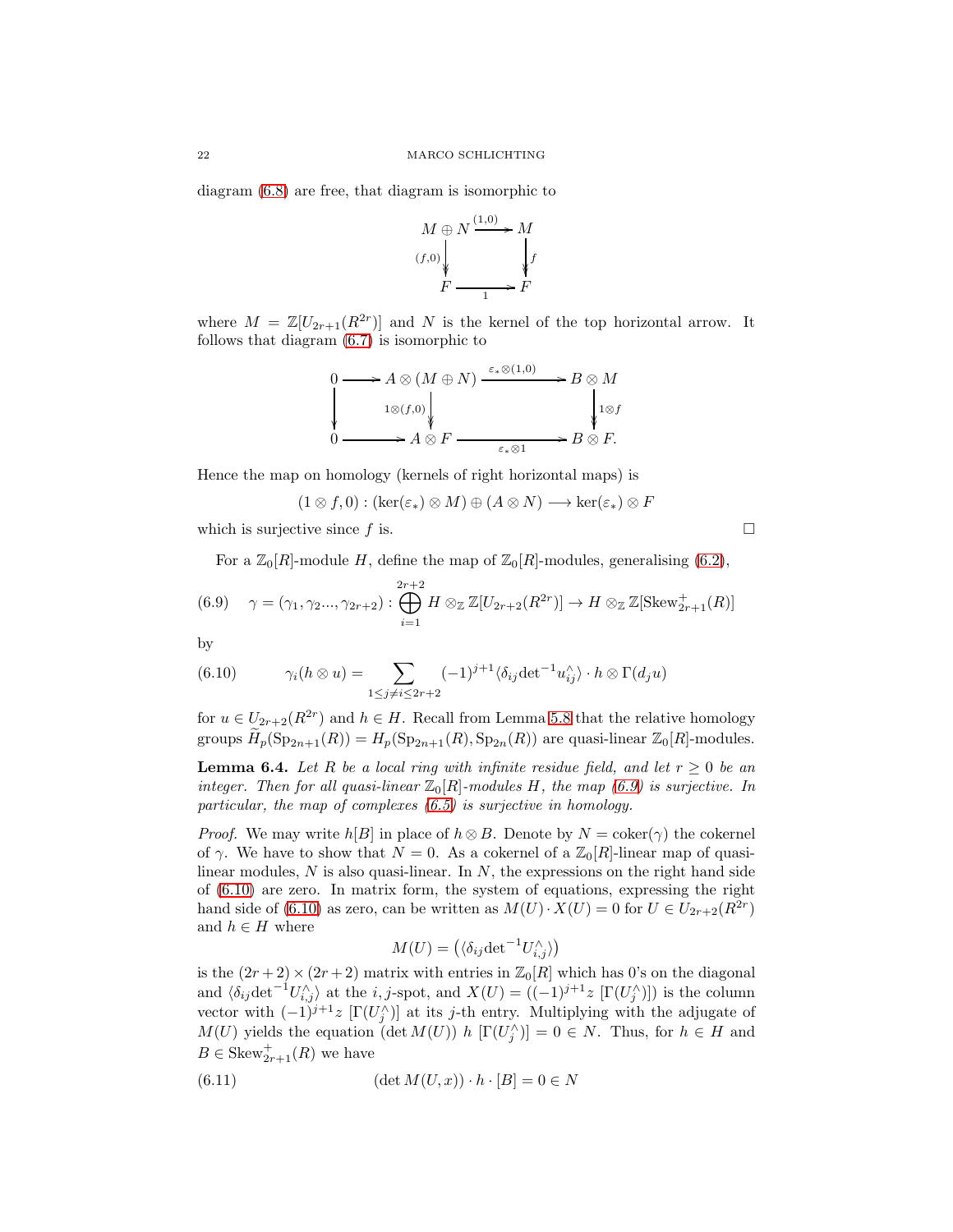diagram (6.8) are free, that diagram is isomorphic to

$$\begin{array}{ccc} M \oplus N & \xrightarrow{(1,0)} & M \\ {\scriptstyle (f,0)}\downarrow & & \downarrow{\scriptstyle f} \\ F & \xrightarrow[1]{} & F \end{array}$$

where $M = \mathbb{Z}[U_{2r+1}(R^{2r})]$ and $N$ is the kernel of the top horizontal arrow. It follows that diagram (6.7) is isomorphic to

$$\begin{array}{ccccc} 0 & \longrightarrow & A \otimes (M \oplus N) & \xrightarrow{\varepsilon_* \otimes (1,0)} & B \otimes M \\ \downarrow & & {\scriptstyle 1\otimes(f,0)}\downarrow & & \downarrow{\scriptstyle 1\otimes f} \\ 0 & \longrightarrow & A \otimes F & \xrightarrow[\varepsilon_* \otimes 1]{} & B \otimes F. \end{array}$$

Hence the map on homology (kernels of right horizontal maps) is

$$(1 \otimes f, 0) : (\ker(\varepsilon_*) \otimes M) \oplus (A \otimes N) \longrightarrow \ker(\varepsilon_*) \otimes F$$

which is surjective since $f$ is. $\square$

For a $\mathbb{Z}_0[R]$-module $H$, define the map of $\mathbb{Z}_0[R]$-modules, generalising (6.2),

$$\gamma = (\gamma_1, \gamma_2 ..., \gamma_{2r+2}) : \bigoplus_{i=1}^{2r+2} H \otimes_{\mathbb{Z}} \mathbb{Z}[U_{2r+2}(R^{2r})] \to H \otimes_{\mathbb{Z}} \mathbb{Z}[\mathrm{Skew}^+_{2r+1}(R)] \tag{6.9}$$

by

$$\gamma_i(h \otimes u) = \sum_{1 \leq j \neq i \leq 2r+2} (-1)^{j+1} \langle \delta_{ij} \det{}^{-1} u^{\wedge}_{ij} \rangle \cdot h \otimes \Gamma(d_j u) \tag{6.10}$$

for $u \in U_{2r+2}(R^{2r})$ and $h \in H$. Recall from Lemma 5.8 that the relative homology groups $\widetilde{H}_p(\mathrm{Sp}_{2n+1}(R)) = H_p(\mathrm{Sp}_{2n+1}(R), \mathrm{Sp}_{2n}(R))$ are quasi-linear $\mathbb{Z}_0[R]$-modules.

**Lemma 6.4.** *Let $R$ be a local ring with infinite residue field, and let $r \geq 0$ be an integer. Then for all quasi-linear $\mathbb{Z}_0[R]$-modules $H$, the map (6.9) is surjective. In particular, the map of complexes (6.5) is surjective in homology.*

*Proof.* We may write $h[B]$ in place of $h \otimes B$. Denote by $N = \mathrm{coker}(\gamma)$ the cokernel of $\gamma$. We have to show that $N = 0$. As a cokernel of a $\mathbb{Z}_0[R]$-linear map of quasi-linear modules, $N$ is also quasi-linear. In $N$, the expressions on the right hand side of (6.10) are zero. In matrix form, the system of equations, expressing the right hand side of (6.10) as zero, can be written as $M(U) \cdot X(U) = 0$ for $U \in U_{2r+2}(R^{2r})$ and $h \in H$ where

$$M(U) = \left(\langle \delta_{ij} \det{}^{-1} U^{\wedge}_{i,j} \rangle\right)$$

is the $(2r+2) \times (2r+2)$ matrix with entries in $\mathbb{Z}_0[R]$ which has 0's on the diagonal and $\langle \delta_{ij} \det^{-1} U^{\wedge}_{i,j} \rangle$ at the $i,j$-spot, and $X(U) = ((-1)^{j+1} z\ [\Gamma(U^{\wedge}_j)])$ is the column vector with $(-1)^{j+1} z\ [\Gamma(U^{\wedge}_j)]$ at its $j$-th entry. Multiplying with the adjugate of $M(U)$ yields the equation $(\det M(U))\ h\ [\Gamma(U^{\wedge}_j)] = 0 \in N$. Thus, for $h \in H$ and $B \in \mathrm{Skew}^+_{2r+1}(R)$ we have

$$(\det M(U, x)) \cdot h \cdot [B] = 0 \in N \tag{6.11}$$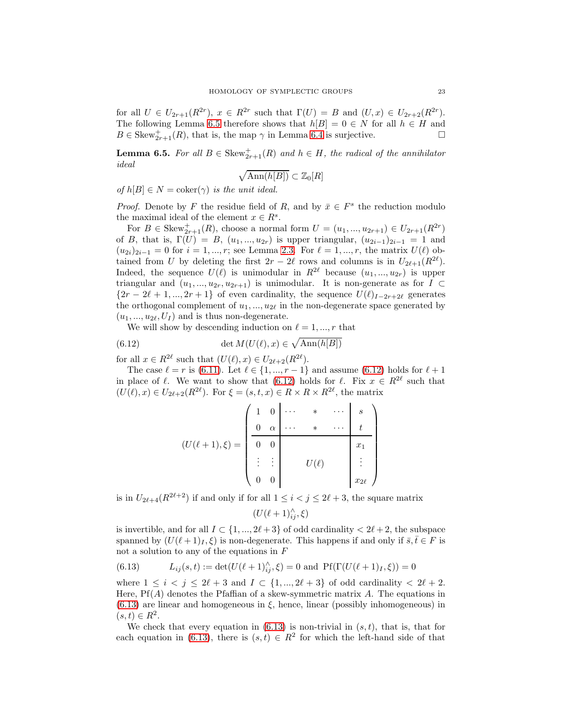for all $U \in U_{2r+1}(R^{2r})$, $x \in R^{2r}$ such that $\Gamma(U) = B$ and $(U, x) \in U_{2r+2}(R^{2r})$. The following Lemma 6.5 therefore shows that $h[B] = 0 \in N$ for all $h \in H$ and $B \in \mathrm{Skew}^+_{2r+1}(R)$, that is, the map $\gamma$ in Lemma 6.4 is surjective. □

**Lemma 6.5.** *For all $B \in \mathrm{Skew}^+_{2r+1}(R)$ and $h \in H$, the radical of the annihilator ideal*

$$\sqrt{\mathrm{Ann}(h[B])} \subset \mathbb{Z}_0[R]$$

*of $h[B] \in N = \mathrm{coker}(\gamma)$ is the unit ideal.*

*Proof.* Denote by $F$ the residue field of $R$, and by $\bar{x} \in F^s$ the reduction modulo the maximal ideal of the element $x \in R^s$.

For $B \in \mathrm{Skew}^+_{2r+1}(R)$, choose a normal form $U = (u_1, ..., u_{2r+1}) \in U_{2r+1}(R^{2r})$ of $B$, that is, $\Gamma(U) = B$, $(u_1, ..., u_{2r})$ is upper triangular, $(u_{2i-1})_{2i-1} = 1$ and $(u_{2i})_{2i-1} = 0$ for $i = 1, ..., r$; see Lemma 2.3. For $\ell = 1, ..., r$, the matrix $U(\ell)$ obtained from $U$ by deleting the first $2r - 2\ell$ rows and columns is in $U_{2\ell+1}(R^{2\ell})$. Indeed, the sequence $U(\ell)$ is unimodular in $R^{2\ell}$ because $(u_1, ..., u_{2r})$ is upper triangular and $(u_1, ..., u_{2r}, u_{2r+1})$ is unimodular. It is non-generate as for $I \subset \{2r - 2\ell + 1, ..., 2r + 1\}$ of even cardinality, the sequence $U(\ell)_{I-2r+2\ell}$ generates the orthogonal complement of $u_1, ..., u_{2\ell}$ in the non-degenerate space generated by $(u_1, ..., u_{2\ell}, U_I)$ and is thus non-degenerate.

We will show by descending induction on $\ell = 1, ..., r$ that

$$\det M(U(\ell), x) \in \sqrt{\mathrm{Ann}(h[B])} \tag{6.12}$$

for all $x \in R^{2\ell}$ such that $(U(\ell), x) \in U_{2\ell+2}(R^{2\ell})$.

The case $\ell = r$ is (6.11). Let $\ell \in \{1, ..., r - 1\}$ and assume (6.12) holds for $\ell + 1$ in place of $\ell$. We want to show that (6.12) holds for $\ell$. Fix $x \in R^{2\ell}$ such that $(U(\ell), x) \in U_{2\ell+2}(R^{2\ell})$. For $\xi = (s, t, x) \in R \times R \times R^{2\ell}$, the matrix

$$(U(\ell+1), \xi) = \left(\begin{array}{cc|ccc|c} 1 & 0 & \cdots & * & \cdots & s \\ 0 & \alpha & \cdots & * & \cdots & t \\ \hline 0 & 0 & & & & x_1 \\ \vdots & \vdots & & U(\ell) & & \vdots \\ 0 & 0 & & & & x_{2\ell} \end{array}\right)$$

is in $U_{2\ell+4}(R^{2\ell+2})$ if and only if for all $1 \le i < j \le 2\ell + 3$, the square matrix

$$(U(\ell+1)^{\wedge}_{ij}, \xi)$$

is invertible, and for all $I \subset \{1, ..., 2\ell + 3\}$ of odd cardinality $< 2\ell + 2$, the subspace spanned by $(U(\ell+1)_I, \xi)$ is non-degenerate. This happens if and only if $\bar{s}, \bar{t} \in F$ is not a solution to any of the equations in $F$

$$L_{ij}(s, t) := \det(U(\ell+1)^{\wedge}_{ij}, \xi) = 0 \text{ and } \mathrm{Pf}(\Gamma(U(\ell+1)_I, \xi)) = 0 \tag{6.13}$$

where $1 \le i < j \le 2\ell + 3$ and $I \subset \{1, ..., 2\ell + 3\}$ of odd cardinality $< 2\ell + 2$. Here, $\mathrm{Pf}(A)$ denotes the Pfaffian of a skew-symmetric matrix $A$. The equations in (6.13) are linear and homogeneous in $\xi$, hence, linear (possibly inhomogeneous) in $(s, t) \in R^2$.

We check that every equation in (6.13) is non-trivial in $(s, t)$, that is, that for each equation in (6.13), there is $(s, t) \in R^2$ for which the left-hand side of that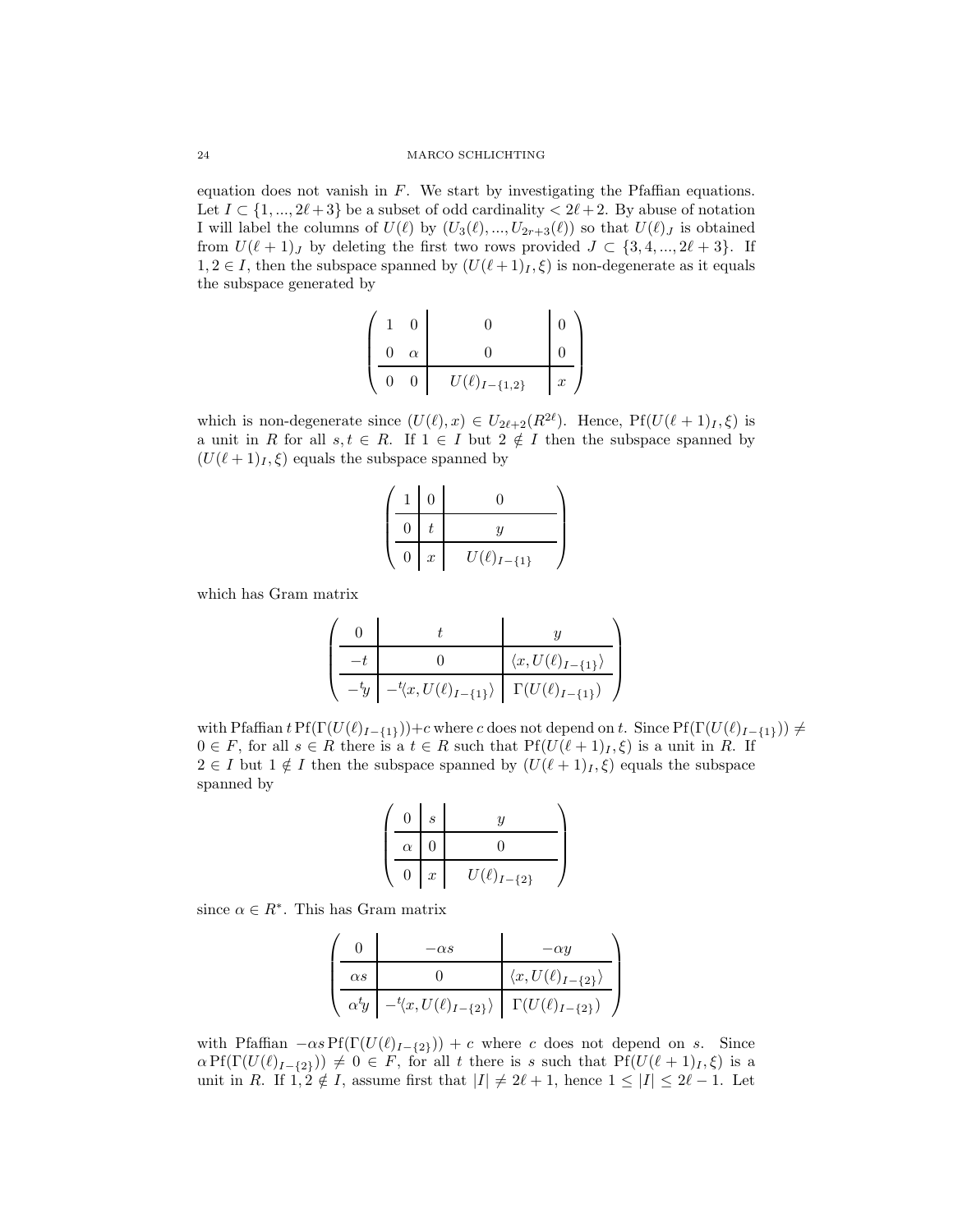equation does not vanish in $F$. We start by investigating the Pfaffian equations. Let $I \subset \{1, ..., 2\ell+3\}$ be a subset of odd cardinality $< 2\ell+2$. By abuse of notation I will label the columns of $U(\ell)$ by $(U_3(\ell), ..., U_{2r+3}(\ell))$ so that $U(\ell)_J$ is obtained from $U(\ell+1)_J$ by deleting the first two rows provided $J \subset \{3, 4, ..., 2\ell+3\}$. If $1, 2 \in I$, then the subspace spanned by $(U(\ell+1)_I, \xi)$ is non-degenerate as it equals the subspace generated by

$$\left(\begin{array}{cc|c|c} 1 & 0 & 0 & 0 \\ 0 & \alpha & 0 & 0 \\ \hline 0 & 0 & U(\ell)_{I-\{1,2\}} & x \end{array}\right)$$

which is non-degenerate since $(U(\ell), x) \in U_{2\ell+2}(R^{2\ell})$. Hence, $\mathrm{Pf}(U(\ell+1)_I, \xi)$ is a unit in $R$ for all $s, t \in R$. If $1 \in I$ but $2 \notin I$ then the subspace spanned by $(U(\ell+1)_I, \xi)$ equals the subspace spanned by

$$\left(\begin{array}{c|c|c} 1 & 0 & 0 \\ \hline 0 & t & y \\ \hline 0 & x & U(\ell)_{I-\{1\}} \end{array}\right)$$

which has Gram matrix

$$\left(\begin{array}{c|c|c} 0 & t & y \\ \hline -t & 0 & \langle x, U(\ell)_{I-\{1\}}\rangle \\ \hline -{}^t y & -{}^t\langle x, U(\ell)_{I-\{1\}}\rangle & \Gamma(U(\ell)_{I-\{1\}}) \end{array}\right)$$

with Pfaffian $t\,\mathrm{Pf}(\Gamma(U(\ell)_{I-\{1\}}))+c$ where $c$ does not depend on $t$. Since $\mathrm{Pf}(\Gamma(U(\ell)_{I-\{1\}})) \neq 0 \in F$, for all $s \in R$ there is a $t \in R$ such that $\mathrm{Pf}(U(\ell+1)_I, \xi)$ is a unit in $R$. If $2 \in I$ but $1 \notin I$ then the subspace spanned by $(U(\ell+1)_I, \xi)$ equals the subspace spanned by

$$\left(\begin{array}{c|c|c} 0 & s & y \\ \hline \alpha & 0 & 0 \\ \hline 0 & x & U(\ell)_{I-\{2\}} \end{array}\right)$$

since $\alpha \in R^*$. This has Gram matrix

$$\left(\begin{array}{c|c|c} 0 & -\alpha s & -\alpha y \\ \hline \alpha s & 0 & \langle x, U(\ell)_{I-\{2\}}\rangle \\ \hline \alpha {}^t y & -{}^t\langle x, U(\ell)_{I-\{2\}}\rangle & \Gamma(U(\ell)_{I-\{2\}}) \end{array}\right)$$

with Pfaffian $-\alpha s\,\mathrm{Pf}(\Gamma(U(\ell)_{I-\{2\}})) + c$ where $c$ does not depend on $s$. Since $\alpha\,\mathrm{Pf}(\Gamma(U(\ell)_{I-\{2\}})) \neq 0 \in F$, for all $t$ there is $s$ such that $\mathrm{Pf}(U(\ell+1)_I, \xi)$ is a unit in $R$. If $1, 2 \notin I$, assume first that $|I| \neq 2\ell+1$, hence $1 \leq |I| \leq 2\ell-1$. Let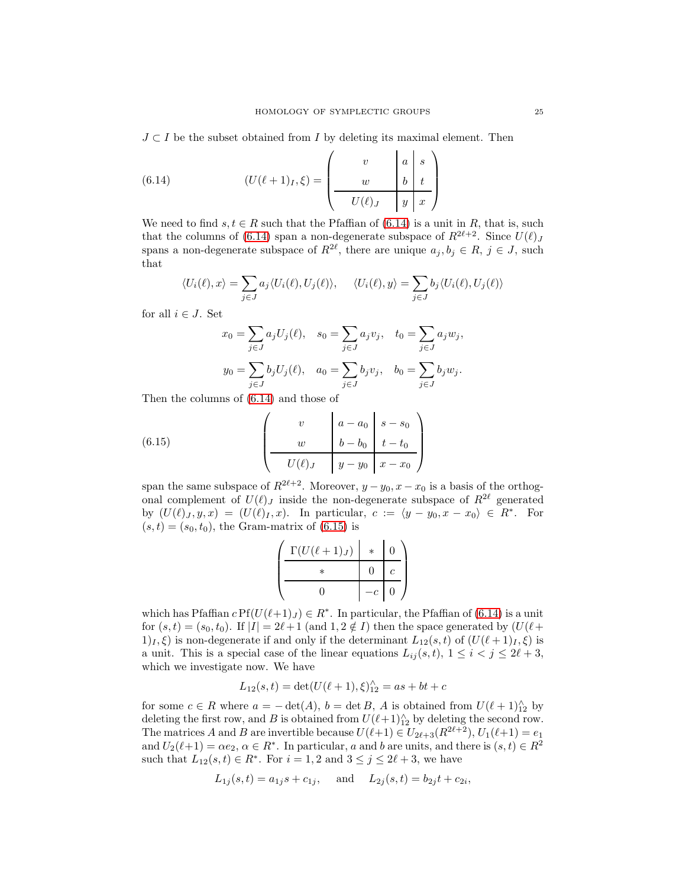$J \subset I$ be the subset obtained from $I$ by deleting its maximal element. Then

$$
(U(\ell+1)_I, \xi) = \left(\begin{array}{c|c|c} v & a & s \\ w & b & t \\ \hline U(\ell)_J & y & x \end{array}\right) \tag{6.14}
$$

We need to find $s, t \in R$ such that the Pfaffian of (6.14) is a unit in $R$, that is, such that the columns of (6.14) span a non-degenerate subspace of $R^{2\ell+2}$. Since $U(\ell)_J$ spans a non-degenerate subspace of $R^{2\ell}$, there are unique $a_j, b_j \in R$, $j \in J$, such that

$$
\langle U_i(\ell), x\rangle = \sum_{j\in J} a_j \langle U_i(\ell), U_j(\ell)\rangle, \quad \langle U_i(\ell), y\rangle = \sum_{j\in J} b_j \langle U_i(\ell), U_j(\ell)\rangle
$$

for all $i \in J$. Set

$$
x_0 = \sum_{j\in J} a_j U_j(\ell), \quad s_0 = \sum_{j\in J} a_j v_j, \quad t_0 = \sum_{j\in J} a_j w_j,
$$

$$
y_0 = \sum_{j\in J} b_j U_j(\ell), \quad a_0 = \sum_{j\in J} b_j v_j, \quad b_0 = \sum_{j\in J} b_j w_j.
$$

Then the columns of (6.14) and those of

$$
\left(\begin{array}{c|c|c} v & a-a_0 & s-s_0 \\ w & b-b_0 & t-t_0 \\ \hline U(\ell)_J & y-y_0 & x-x_0 \end{array}\right) \tag{6.15}
$$

span the same subspace of $R^{2\ell+2}$. Moreover, $y - y_0, x - x_0$ is a basis of the orthogonal complement of $U(\ell)_J$ inside the non-degenerate subspace of $R^{2\ell}$ generated by $(U(\ell)_J, y, x) = (U(\ell)_I, x)$. In particular, $c := \langle y - y_0, x - x_0\rangle \in R^*$. For $(s, t) = (s_0, t_0)$, the Gram-matrix of (6.15) is

$$
\left(\begin{array}{c|c|c} \Gamma(U(\ell+1)_J) & * & 0 \\ \hline * & 0 & c \\ \hline 0 & -c & 0 \end{array}\right)
$$

which has Pfaffian $c\,\mathrm{Pf}(U(\ell+1)_J) \in R^*$. In particular, the Pfaffian of (6.14) is a unit for $(s, t) = (s_0, t_0)$. If $|I| = 2\ell+1$ (and $1, 2 \notin I$) then the space generated by $(U(\ell+1)_I, \xi)$ is non-degenerate if and only if the determinant $L_{12}(s, t)$ of $(U(\ell+1)_I, \xi)$ is a unit. This is a special case of the linear equations $L_{ij}(s, t)$, $1 \leq i < j \leq 2\ell+3$, which we investigate now. We have

$$
L_{12}(s, t) = \det(U(\ell+1), \xi)^{\wedge}_{12} = as + bt + c
$$

for some $c \in R$ where $a = -\det(A)$, $b = \det B$, $A$ is obtained from $U(\ell+1)^{\wedge}_{12}$ by deleting the first row, and $B$ is obtained from $U(\ell+1)^{\wedge}_{12}$ by deleting the second row. The matrices $A$ and $B$ are invertible because $U(\ell+1) \in U_{2\ell+3}(R^{2\ell+2})$, $U_1(\ell+1) = e_1$ and $U_2(\ell+1) = \alpha e_2$, $\alpha \in R^*$. In particular, $a$ and $b$ are units, and there is $(s, t) \in R^2$ such that $L_{12}(s, t) \in R^*$. For $i = 1, 2$ and $3 \leq j \leq 2\ell+3$, we have

$$
L_{1j}(s, t) = a_{1j}s + c_{1j}, \quad \text{and} \quad L_{2j}(s, t) = b_{2j}t + c_{2i},
$$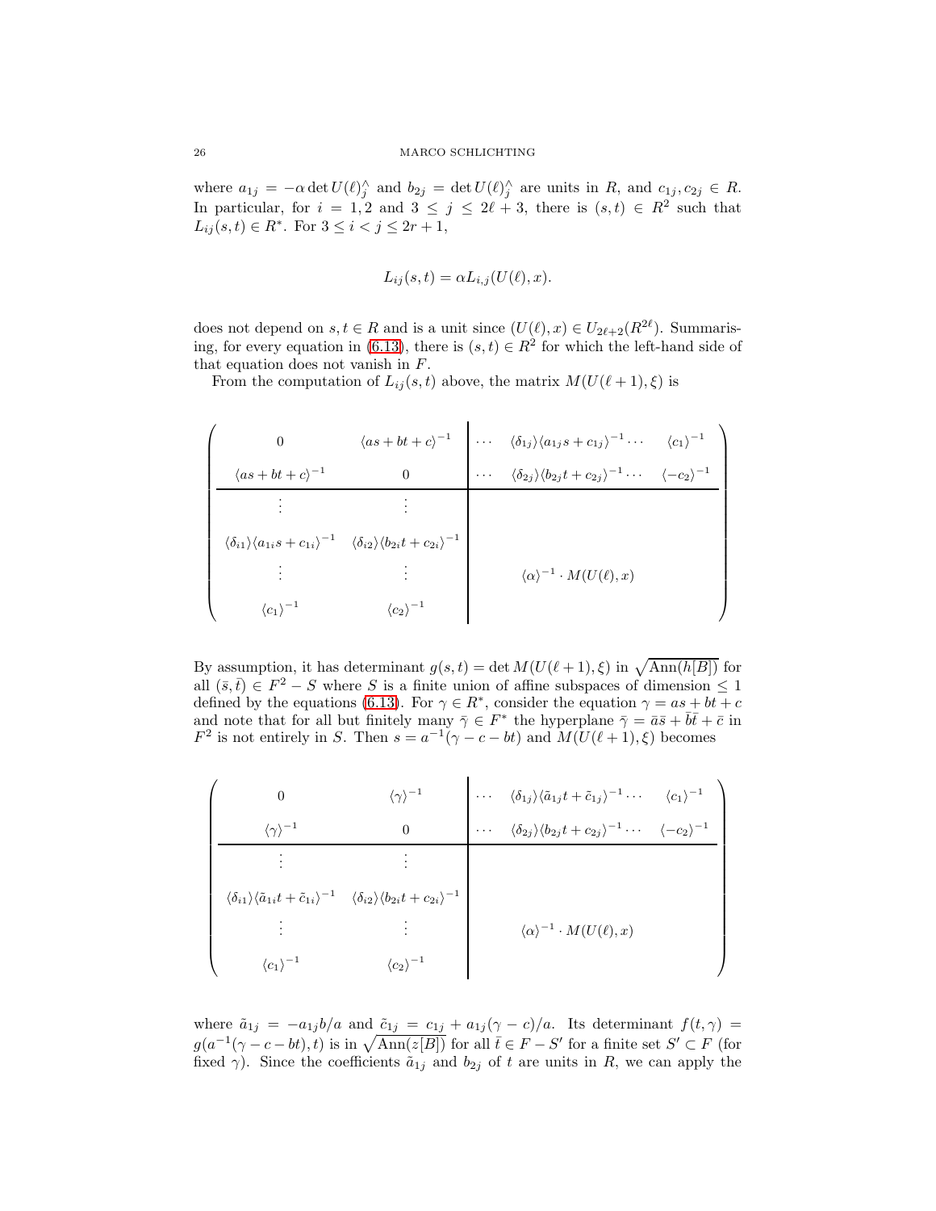where $a_{1j} = -\alpha \det U(\ell)^{\wedge}_j$ and $b_{2j} = \det U(\ell)^{\wedge}_j$ are units in $R$, and $c_{1j}, c_{2j} \in R$. In particular, for $i = 1, 2$ and $3 \leq j \leq 2\ell + 3$, there is $(s,t) \in R^2$ such that $L_{ij}(s,t) \in R^*$. For $3 \leq i < j \leq 2r + 1$,

$$L_{ij}(s,t) = \alpha L_{i,j}(U(\ell), x).$$

does not depend on $s, t \in R$ and is a unit since $(U(\ell), x) \in U_{2\ell+2}(R^{2\ell})$. Summarising, for every equation in (6.13), there is $(s,t) \in R^2$ for which the left-hand side of that equation does not vanish in $F$.

From the computation of $L_{ij}(s,t)$ above, the matrix $M(U(\ell+1), \xi)$ is

$$\left(\begin{array}{cc|ccc}
0 & \langle as+bt+c\rangle^{-1} & \cdots & \langle \delta_{1j}\rangle\langle a_{1j}s + c_{1j}\rangle^{-1}\cdots & \langle c_1\rangle^{-1} \\
\langle as+bt+c\rangle^{-1} & 0 & \cdots & \langle \delta_{2j}\rangle\langle b_{2j}t + c_{2j}\rangle^{-1}\cdots & \langle -c_2\rangle^{-1} \\
\hline
\vdots & \vdots & & & \\
\langle \delta_{i1}\rangle\langle a_{1i}s + c_{1i}\rangle^{-1} & \langle \delta_{i2}\rangle\langle b_{2i}t + c_{2i}\rangle^{-1} & & & \\
\vdots & \vdots & & \langle\alpha\rangle^{-1}\cdot M(U(\ell), x) & \\
\langle c_1\rangle^{-1} & \langle c_2\rangle^{-1} & & &
\end{array}\right)$$

By assumption, it has determinant $g(s,t) = \det M(U(\ell+1), \xi)$ in $\sqrt{\operatorname{Ann}(h[B])}$ for all $(\bar{s}, \bar{t}) \in F^2 - S$ where $S$ is a finite union of affine subspaces of dimension $\leq 1$ defined by the equations (6.13). For $\gamma \in R^*$, consider the equation $\gamma = as + bt + c$ and note that for all but finitely many $\bar{\gamma} \in F^*$ the hyperplane $\bar{\gamma} = \bar{a}\bar{s} + \bar{b}\bar{t} + \bar{c}$ in $F^2$ is not entirely in $S$. Then $s = a^{-1}(\gamma - c - bt)$ and $M(U(\ell+1), \xi)$ becomes

$$\left(\begin{array}{cc|ccc}
0 & \langle \gamma\rangle^{-1} & \cdots & \langle \delta_{1j}\rangle\langle \tilde{a}_{1j}t + \tilde{c}_{1j}\rangle^{-1}\cdots & \langle c_1\rangle^{-1} \\
\langle \gamma\rangle^{-1} & 0 & \cdots & \langle \delta_{2j}\rangle\langle b_{2j}t + c_{2j}\rangle^{-1}\cdots & \langle -c_2\rangle^{-1} \\
\hline
\vdots & \vdots & & & \\
\langle \delta_{i1}\rangle\langle \tilde{a}_{1i}t + \tilde{c}_{1i}\rangle^{-1} & \langle \delta_{i2}\rangle\langle b_{2i}t + c_{2i}\rangle^{-1} & & & \\
\vdots & \vdots & & \langle\alpha\rangle^{-1}\cdot M(U(\ell), x) & \\
\langle c_1\rangle^{-1} & \langle c_2\rangle^{-1} & & &
\end{array}\right)$$

where $\tilde{a}_{1j} = -a_{1j}b/a$ and $\tilde{c}_{1j} = c_{1j} + a_{1j}(\gamma - c)/a$. Its determinant $f(t,\gamma) = g(a^{-1}(\gamma - c - bt), t)$ is in $\sqrt{\operatorname{Ann}(z[B])}$ for all $\bar{t} \in F - S'$ for a finite set $S' \subset F$ (for fixed $\gamma$). Since the coefficients $\tilde{a}_{1j}$ and $b_{2j}$ of $t$ are units in $R$, we can apply the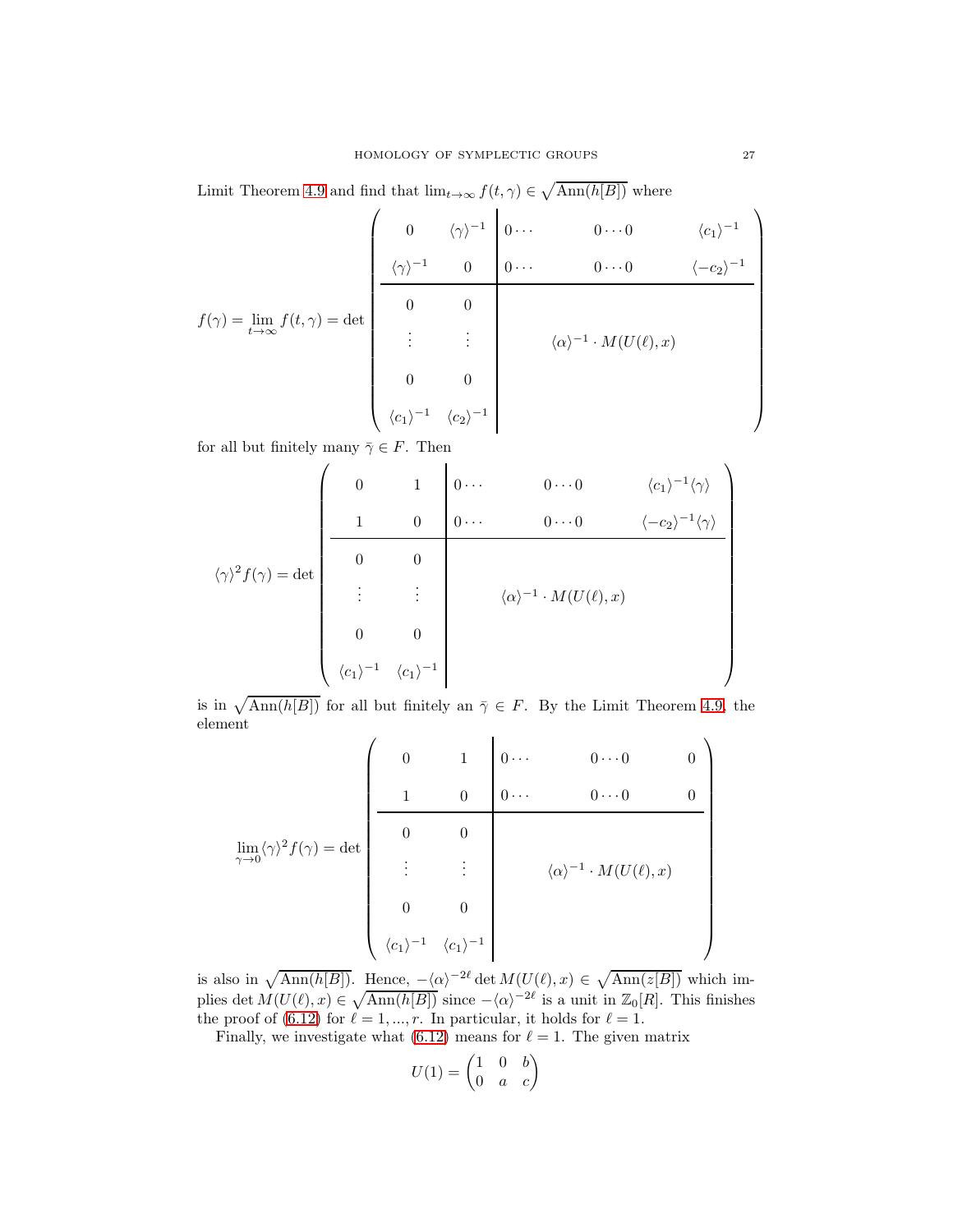Limit Theorem 4.9 and find that $\lim_{t\to\infty} f(t,\gamma) \in \sqrt{\mathrm{Ann}(h[B])}$ where

$$f(\gamma) = \lim_{t\to\infty} f(t,\gamma) = \det \left(\begin{array}{cc|ccc} 0 & \langle\gamma\rangle^{-1} & 0\cdots & 0\cdots 0 & \langle c_1\rangle^{-1} \\ \langle\gamma\rangle^{-1} & 0 & 0\cdots & 0\cdots 0 & \langle -c_2\rangle^{-1} \\ \hline 0 & 0 & & & \\ \vdots & \vdots & & \langle\alpha\rangle^{-1}\cdot M(U(\ell),x) & \\ 0 & 0 & & & \\ \langle c_1\rangle^{-1} & \langle c_2\rangle^{-1} & & & \end{array}\right)$$

for all but finitely many $\bar{\gamma} \in F$. Then

$$\langle\gamma\rangle^2 f(\gamma) = \det \left(\begin{array}{cc|ccc} 0 & 1 & 0\cdots & 0\cdots 0 & \langle c_1\rangle^{-1}\langle\gamma\rangle \\ 1 & 0 & 0\cdots & 0\cdots 0 & \langle -c_2\rangle^{-1}\langle\gamma\rangle \\ \hline 0 & 0 & & & \\ \vdots & \vdots & & \langle\alpha\rangle^{-1}\cdot M(U(\ell),x) & \\ 0 & 0 & & & \\ \langle c_1\rangle^{-1} & \langle c_1\rangle^{-1} & & & \end{array}\right)$$

is in $\sqrt{\mathrm{Ann}(h[B])}$ for all but finitely an $\bar{\gamma} \in F$. By the Limit Theorem 4.9, the element

$$\lim_{\gamma\to 0}\langle\gamma\rangle^2 f(\gamma) = \det \left(\begin{array}{cc|ccc} 0 & 1 & 0\cdots & 0\cdots 0 & 0 \\ 1 & 0 & 0\cdots & 0\cdots 0 & 0 \\ \hline 0 & 0 & & & \\ \vdots & \vdots & & \langle\alpha\rangle^{-1}\cdot M(U(\ell),x) & \\ 0 & 0 & & & \\ \langle c_1\rangle^{-1} & \langle c_1\rangle^{-1} & & & \end{array}\right)$$

is also in $\sqrt{\mathrm{Ann}(h[B])}$. Hence, $-\langle\alpha\rangle^{-2\ell}\det M(U(\ell),x) \in \sqrt{\mathrm{Ann}(z[B])}$ which implies $\det M(U(\ell),x) \in \sqrt{\mathrm{Ann}(h[B])}$ since $-\langle\alpha\rangle^{-2\ell}$ is a unit in $\mathbb{Z}_0[R]$. This finishes the proof of (6.12) for $\ell = 1,\ldots,r$. In particular, it holds for $\ell = 1$.

Finally, we investigate what (6.12) means for $\ell = 1$. The given matrix

$$U(1) = \begin{pmatrix} 1 & 0 & b \\ 0 & a & c \end{pmatrix}$$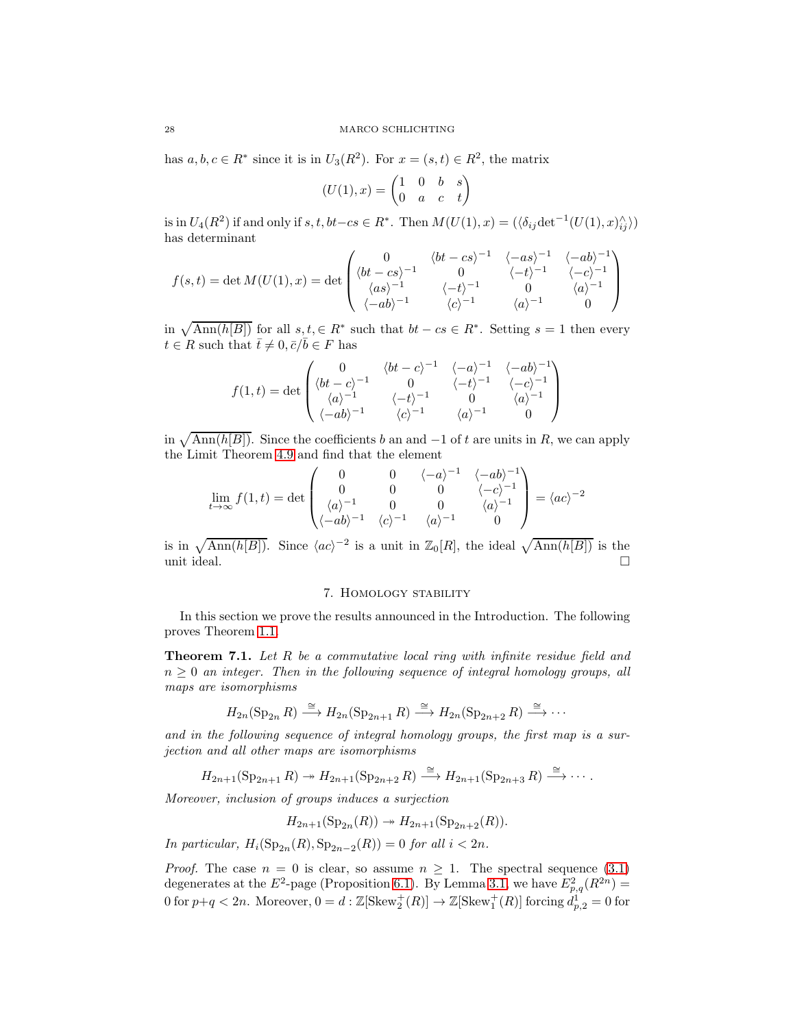has $a, b, c \in R^*$ since it is in $U_3(R^2)$. For $x = (s,t) \in R^2$, the matrix

$$(U(1), x) = \begin{pmatrix} 1 & 0 & b & s \\ 0 & a & c & t \end{pmatrix}$$

is in $U_4(R^2)$ if and only if $s, t, bt-cs \in R^*$. Then $M(U(1),x) = (\langle \delta_{ij} \det^{-1}(U(1),x)^{\wedge}_{ij}\rangle)$ has determinant

$$f(s,t) = \det M(U(1),x) = \det \begin{pmatrix} 0 & \langle bt-cs\rangle^{-1} & \langle -as\rangle^{-1} & \langle -ab\rangle^{-1} \\ \langle bt-cs\rangle^{-1} & 0 & \langle -t\rangle^{-1} & \langle -c\rangle^{-1} \\ \langle as\rangle^{-1} & \langle -t\rangle^{-1} & 0 & \langle a\rangle^{-1} \\ \langle -ab\rangle^{-1} & \langle c\rangle^{-1} & \langle a\rangle^{-1} & 0 \end{pmatrix}$$

in $\sqrt{\mathrm{Ann}(h[B])}$ for all $s, t, \in R^*$ such that $bt - cs \in R^*$. Setting $s = 1$ then every $t \in R$ such that $\bar{t} \neq 0, \bar{c}/\bar{b} \in F$ has

$$f(1,t) = \det \begin{pmatrix} 0 & \langle bt-c\rangle^{-1} & \langle -a\rangle^{-1} & \langle -ab\rangle^{-1} \\ \langle bt-c\rangle^{-1} & 0 & \langle -t\rangle^{-1} & \langle -c\rangle^{-1} \\ \langle a\rangle^{-1} & \langle -t\rangle^{-1} & 0 & \langle a\rangle^{-1} \\ \langle -ab\rangle^{-1} & \langle c\rangle^{-1} & \langle a\rangle^{-1} & 0 \end{pmatrix}$$

in $\sqrt{\mathrm{Ann}(h[B])}$. Since the coefficients $b$ an and $-1$ of $t$ are units in $R$, we can apply the Limit Theorem 4.9 and find that the element

$$\lim_{t\to\infty} f(1,t) = \det \begin{pmatrix} 0 & 0 & \langle -a\rangle^{-1} & \langle -ab\rangle^{-1} \\ 0 & 0 & 0 & \langle -c\rangle^{-1} \\ \langle a\rangle^{-1} & 0 & 0 & \langle a\rangle^{-1} \\ \langle -ab\rangle^{-1} & \langle c\rangle^{-1} & \langle a\rangle^{-1} & 0 \end{pmatrix} = \langle ac\rangle^{-2}$$

is in $\sqrt{\mathrm{Ann}(h[B])}$. Since $\langle ac\rangle^{-2}$ is a unit in $\mathbb{Z}_0[R]$, the ideal $\sqrt{\mathrm{Ann}(h[B])}$ is the unit ideal. □

## 7. Homology stability

In this section we prove the results announced in the Introduction. The following proves Theorem 1.1.

**Theorem 7.1.** *Let $R$ be a commutative local ring with infinite residue field and $n \geq 0$ an integer. Then in the following sequence of integral homology groups, all maps are isomorphisms*

$$H_{2n}(\mathrm{Sp}_{2n} R) \xrightarrow{\cong} H_{2n}(\mathrm{Sp}_{2n+1} R) \xrightarrow{\cong} H_{2n}(\mathrm{Sp}_{2n+2} R) \xrightarrow{\cong} \cdots$$

*and in the following sequence of integral homology groups, the first map is a surjection and all other maps are isomorphisms*

$$H_{2n+1}(\mathrm{Sp}_{2n+1} R) \twoheadrightarrow H_{2n+1}(\mathrm{Sp}_{2n+2} R) \xrightarrow{\cong} H_{2n+1}(\mathrm{Sp}_{2n+3} R) \xrightarrow{\cong} \cdots.$$

*Moreover, inclusion of groups induces a surjection*

$$H_{2n+1}(\mathrm{Sp}_{2n}(R)) \twoheadrightarrow H_{2n+1}(\mathrm{Sp}_{2n+2}(R)).$$

*In particular, $H_i(\mathrm{Sp}_{2n}(R), \mathrm{Sp}_{2n-2}(R)) = 0$ for all $i < 2n$.*

*Proof.* The case $n = 0$ is clear, so assume $n \geq 1$. The spectral sequence (3.1) degenerates at the $E^2$-page (Proposition 6.1). By Lemma 3.1, we have $E^2_{p,q}(R^{2n}) = 0$ for $p+q < 2n$. Moreover, $0 = d : \mathbb{Z}[\mathrm{Skew}^+_2(R)] \to \mathbb{Z}[\mathrm{Skew}^+_1(R)]$ forcing $d^1_{p,2} = 0$ for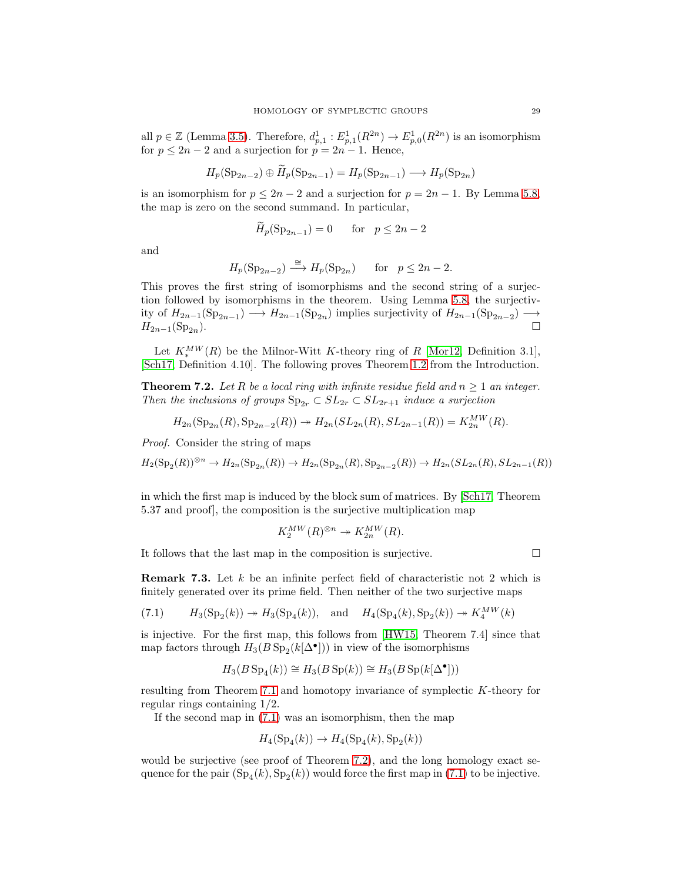all $p \in \mathbb{Z}$ (Lemma 3.5). Therefore, $d^1_{p,1} : E^1_{p,1}(R^{2n}) \to E^1_{p,0}(R^{2n})$ is an isomorphism for $p \leq 2n-2$ and a surjection for $p = 2n-1$. Hence,

$$H_p(\mathrm{Sp}_{2n-2}) \oplus \widetilde{H}_p(\mathrm{Sp}_{2n-1}) = H_p(\mathrm{Sp}_{2n-1}) \longrightarrow H_p(\mathrm{Sp}_{2n})$$

is an isomorphism for $p \leq 2n-2$ and a surjection for $p = 2n-1$. By Lemma 5.8 the map is zero on the second summand. In particular,

$$\widetilde{H}_p(\mathrm{Sp}_{2n-1}) = 0 \qquad \text{for} \quad p \leq 2n-2$$

and

$$H_p(\mathrm{Sp}_{2n-2}) \xrightarrow{\cong} H_p(\mathrm{Sp}_{2n}) \qquad \text{for} \quad p \leq 2n-2.$$

This proves the first string of isomorphisms and the second string of a surjection followed by isomorphisms in the theorem. Using Lemma 5.8, the surjectivity of $H_{2n-1}(\mathrm{Sp}_{2n-1}) \longrightarrow H_{2n-1}(\mathrm{Sp}_{2n})$ implies surjectivity of $H_{2n-1}(\mathrm{Sp}_{2n-2}) \longrightarrow H_{2n-1}(\mathrm{Sp}_{2n})$. $\square$

Let $K^{MW}_*(R)$ be the Milnor-Witt $K$-theory ring of $R$ [Mor12, Definition 3.1], [Sch17, Definition 4.10]. The following proves Theorem 1.2 from the Introduction.

**Theorem 7.2.** *Let $R$ be a local ring with infinite residue field and $n \geq 1$ an integer. Then the inclusions of groups $\mathrm{Sp}_{2r} \subset SL_{2r} \subset SL_{2r+1}$ induce a surjection*

$$H_{2n}(\mathrm{Sp}_{2n}(R), \mathrm{Sp}_{2n-2}(R)) \twoheadrightarrow H_{2n}(SL_{2n}(R), SL_{2n-1}(R)) = K^{MW}_{2n}(R).$$

*Proof.* Consider the string of maps

$$H_2(\mathrm{Sp}_2(R))^{\otimes n} \to H_{2n}(\mathrm{Sp}_{2n}(R)) \to H_{2n}(\mathrm{Sp}_{2n}(R), \mathrm{Sp}_{2n-2}(R)) \to H_{2n}(SL_{2n}(R), SL_{2n-1}(R))$$

in which the first map is induced by the block sum of matrices. By [Sch17, Theorem 5.37 and proof], the composition is the surjective multiplication map

$$K^{MW}_2(R)^{\otimes n} \twoheadrightarrow K^{MW}_{2n}(R).$$

It follows that the last map in the composition is surjective. $\square$

**Remark 7.3.** Let $k$ be an infinite perfect field of characteristic not 2 which is finitely generated over its prime field. Then neither of the two surjective maps

$$H_3(\mathrm{Sp}_2(k)) \twoheadrightarrow H_3(\mathrm{Sp}_4(k)), \quad \text{and} \quad H_4(\mathrm{Sp}_4(k), \mathrm{Sp}_2(k)) \twoheadrightarrow K^{MW}_4(k) \tag{7.1}$$

is injective. For the first map, this follows from [HW15, Theorem 7.4] since that map factors through $H_3(B\,\mathrm{Sp}_2(k[\Delta^\bullet]))$ in view of the isomorphisms

$$H_3(B\,\mathrm{Sp}_4(k)) \cong H_3(B\,\mathrm{Sp}(k)) \cong H_3(B\,\mathrm{Sp}(k[\Delta^\bullet]))$$

resulting from Theorem 7.1 and homotopy invariance of symplectic $K$-theory for regular rings containing $1/2$.

If the second map in (7.1) was an isomorphism, then the map

$$H_4(\mathrm{Sp}_4(k)) \to H_4(\mathrm{Sp}_4(k), \mathrm{Sp}_2(k))$$

would be surjective (see proof of Theorem 7.2), and the long homology exact sequence for the pair $(\mathrm{Sp}_4(k), \mathrm{Sp}_2(k))$ would force the first map in (7.1) to be injective.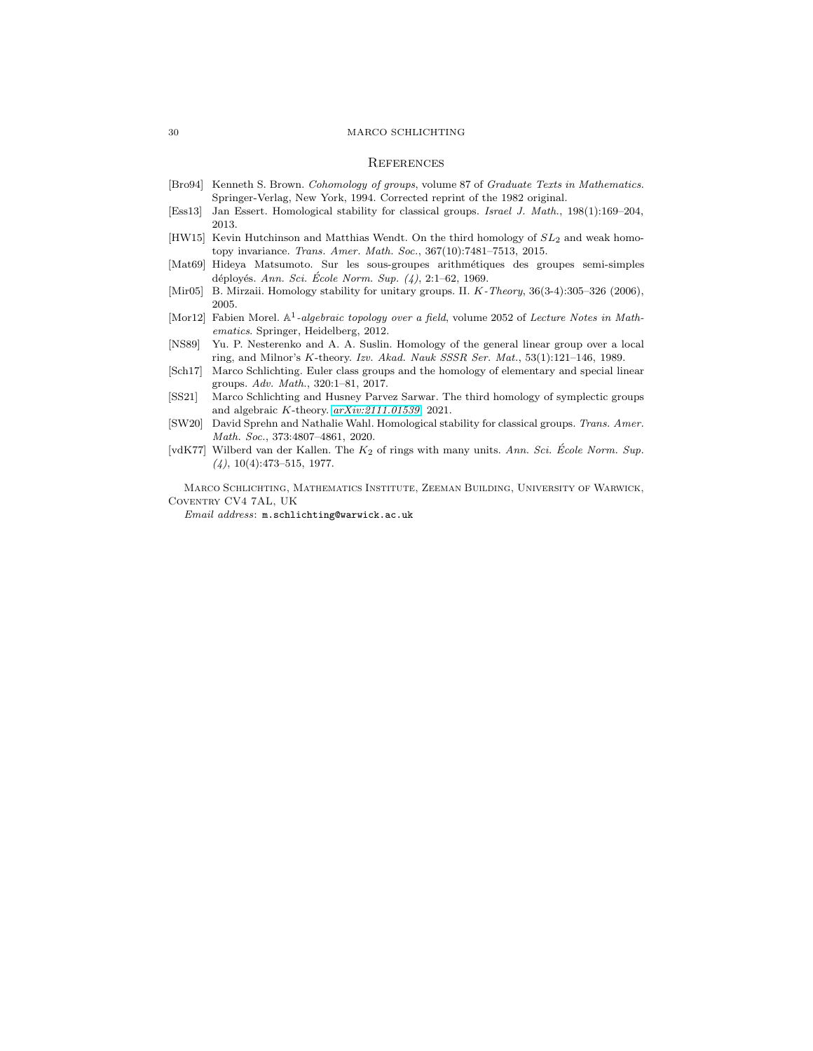## References

[Bro94] Kenneth S. Brown. *Cohomology of groups*, volume 87 of *Graduate Texts in Mathematics*. Springer-Verlag, New York, 1994. Corrected reprint of the 1982 original.

[Ess13] Jan Essert. Homological stability for classical groups. *Israel J. Math.*, 198(1):169–204, 2013.

[HW15] Kevin Hutchinson and Matthias Wendt. On the third homology of $SL_2$ and weak homotopy invariance. *Trans. Amer. Math. Soc.*, 367(10):7481–7513, 2015.

[Mat69] Hideya Matsumoto. Sur les sous-groupes arithmétiques des groupes semi-simples déployés. *Ann. Sci. École Norm. Sup. (4)*, 2:1–62, 1969.

[Mir05] B. Mirzaii. Homology stability for unitary groups. II. *K-Theory*, 36(3-4):305–326 (2006), 2005.

[Mor12] Fabien Morel. *$\mathbb{A}^1$-algebraic topology over a field*, volume 2052 of *Lecture Notes in Mathematics*. Springer, Heidelberg, 2012.

[NS89] Yu. P. Nesterenko and A. A. Suslin. Homology of the general linear group over a local ring, and Milnor's $K$-theory. *Izv. Akad. Nauk SSSR Ser. Mat.*, 53(1):121–146, 1989.

[Sch17] Marco Schlichting. Euler class groups and the homology of elementary and special linear groups. *Adv. Math.*, 320:1–81, 2017.

[SS21] Marco Schlichting and Husney Parvez Sarwar. The third homology of symplectic groups and algebraic $K$-theory. *arXiv:2111.01539*, 2021.

[SW20] David Sprehn and Nathalie Wahl. Homological stability for classical groups. *Trans. Amer. Math. Soc.*, 373:4807–4861, 2020.

[vdK77] Wilberd van der Kallen. The $K_2$ of rings with many units. *Ann. Sci. École Norm. Sup. (4)*, 10(4):473–515, 1977.

Marco Schlichting, Mathematics Institute, Zeeman Building, University of Warwick, Coventry CV4 7AL, UK

*Email address*: m.schlichting@warwick.ac.uk